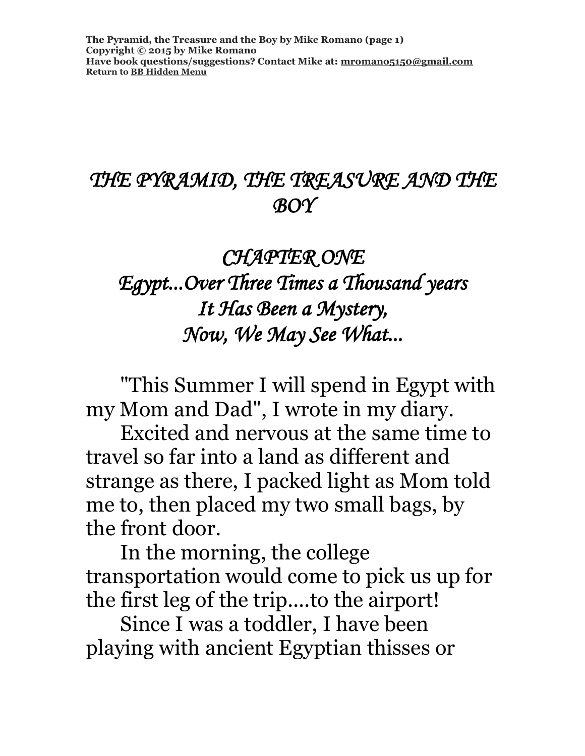# *THE PYRAMID, THE TREASURE AND THE BOY*

## *CHAPTER ONE*
## *Egypt...Over Three Times a Thousand years It Has Been a Mystery, Now, We May See What...*

"This Summer I will spend in Egypt with my Mom and Dad", I wrote in my diary.

Excited and nervous at the same time to travel so far into a land as different and strange as there, I packed light as Mom told me to, then placed my two small bags, by the front door.

In the morning, the college transportation would come to pick us up for the first leg of the trip....to the airport!

Since I was a toddler, I have been playing with ancient Egyptian thisses or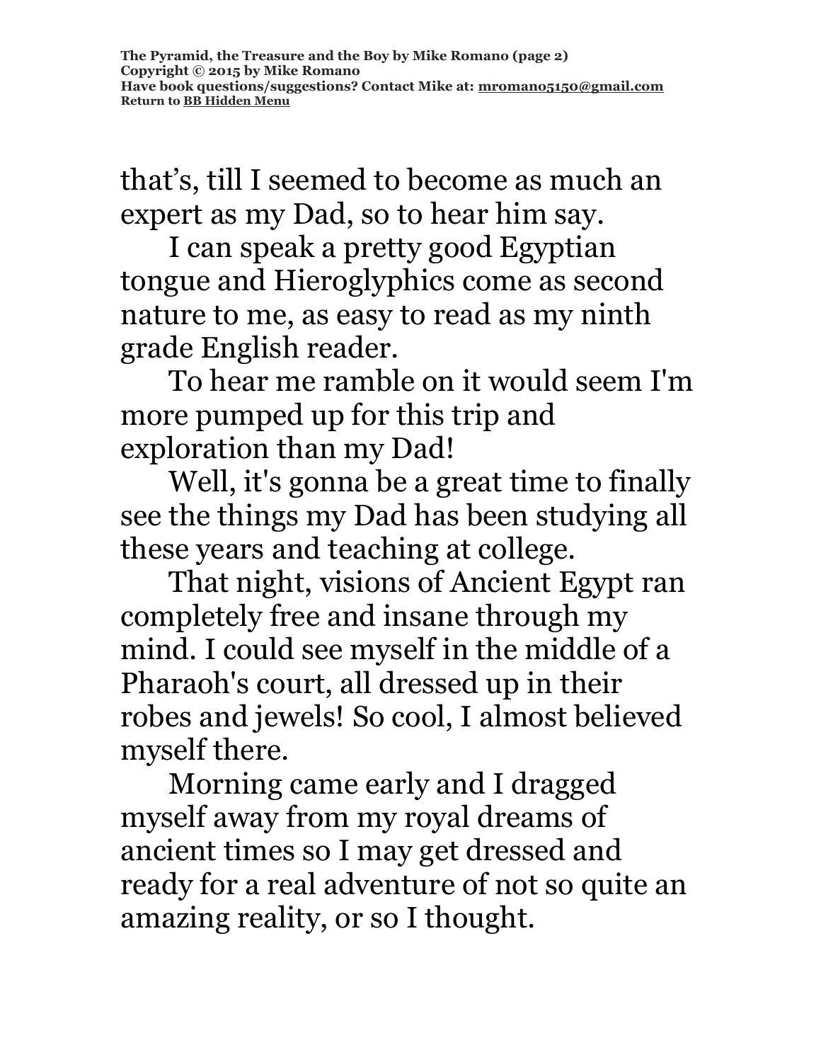that’s, till I seemed to become as much an expert as my Dad, so to hear him say.

I can speak a pretty good Egyptian tongue and Hieroglyphics come as second nature to me, as easy to read as my ninth grade English reader.

To hear me ramble on it would seem I'm more pumped up for this trip and exploration than my Dad!

Well, it's gonna be a great time to finally see the things my Dad has been studying all these years and teaching at college.

That night, visions of Ancient Egypt ran completely free and insane through my mind. I could see myself in the middle of a Pharaoh's court, all dressed up in their robes and jewels! So cool, I almost believed myself there.

Morning came early and I dragged myself away from my royal dreams of ancient times so I may get dressed and ready for a real adventure of not so quite an amazing reality, or so I thought.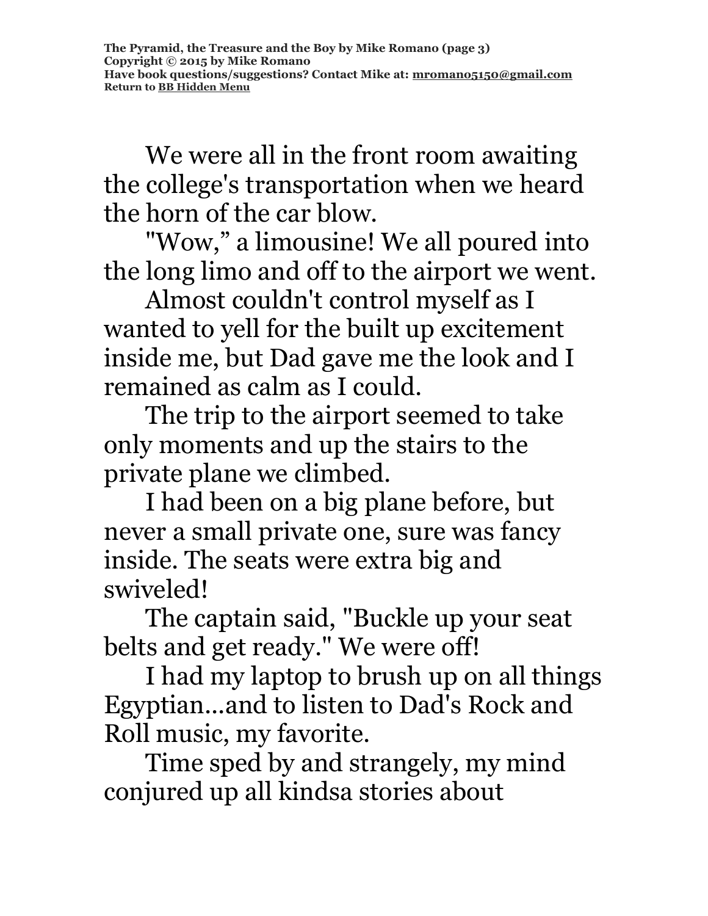We were all in the front room awaiting the college's transportation when we heard the horn of the car blow.

"Wow," a limousine! We all poured into the long limo and off to the airport we went.

Almost couldn't control myself as I wanted to yell for the built up excitement inside me, but Dad gave me the look and I remained as calm as I could.

The trip to the airport seemed to take only moments and up the stairs to the private plane we climbed.

I had been on a big plane before, but never a small private one, sure was fancy inside. The seats were extra big and swiveled!

The captain said, "Buckle up your seat belts and get ready." We were off!

I had my laptop to brush up on all things Egyptian...and to listen to Dad's Rock and Roll music, my favorite.

Time sped by and strangely, my mind conjured up all kindsa stories about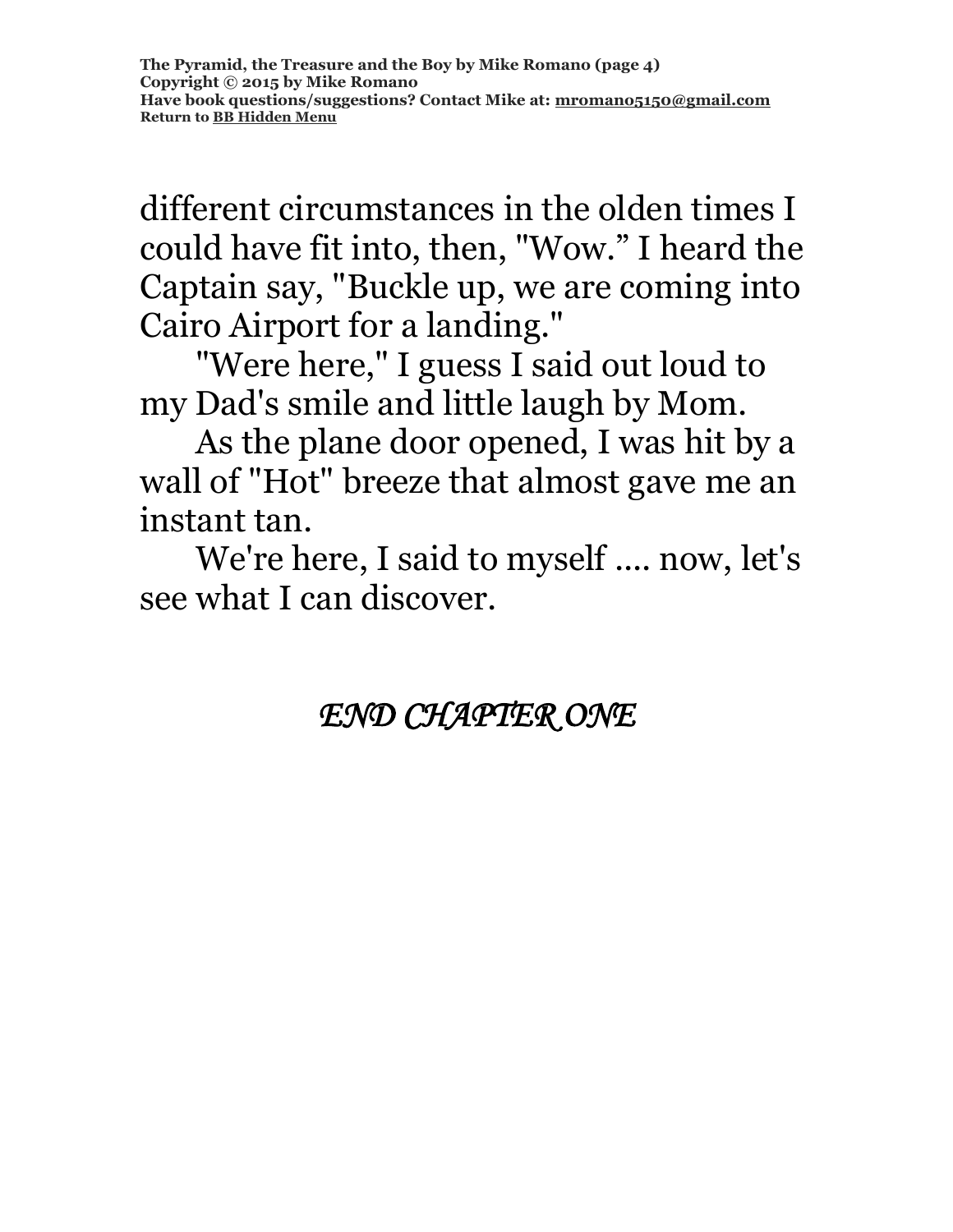different circumstances in the olden times I could have fit into, then, "Wow." I heard the Captain say, "Buckle up, we are coming into Cairo Airport for a landing."

"Were here," I guess I said out loud to my Dad's smile and little laugh by Mom.

As the plane door opened, I was hit by a wall of "Hot" breeze that almost gave me an instant tan.

We're here, I said to myself .... now, let's see what I can discover.

*END CHAPTER ONE*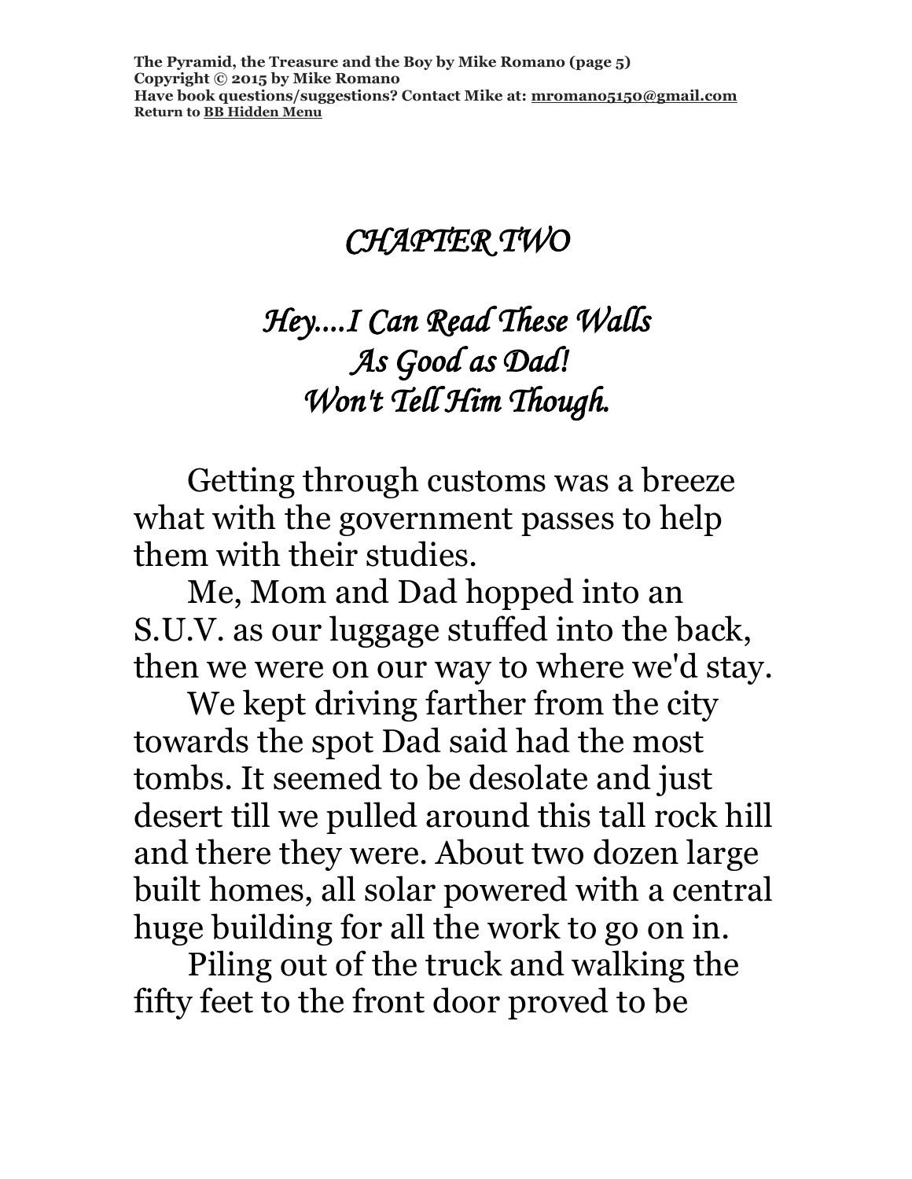# *CHAPTER TWO*

## *Hey....I Can Read These Walls As Good as Dad! Won't Tell Him Though.*

Getting through customs was a breeze what with the government passes to help them with their studies.

Me, Mom and Dad hopped into an S.U.V. as our luggage stuffed into the back, then we were on our way to where we'd stay.

We kept driving farther from the city towards the spot Dad said had the most tombs. It seemed to be desolate and just desert till we pulled around this tall rock hill and there they were. About two dozen large built homes, all solar powered with a central huge building for all the work to go on in.

Piling out of the truck and walking the fifty feet to the front door proved to be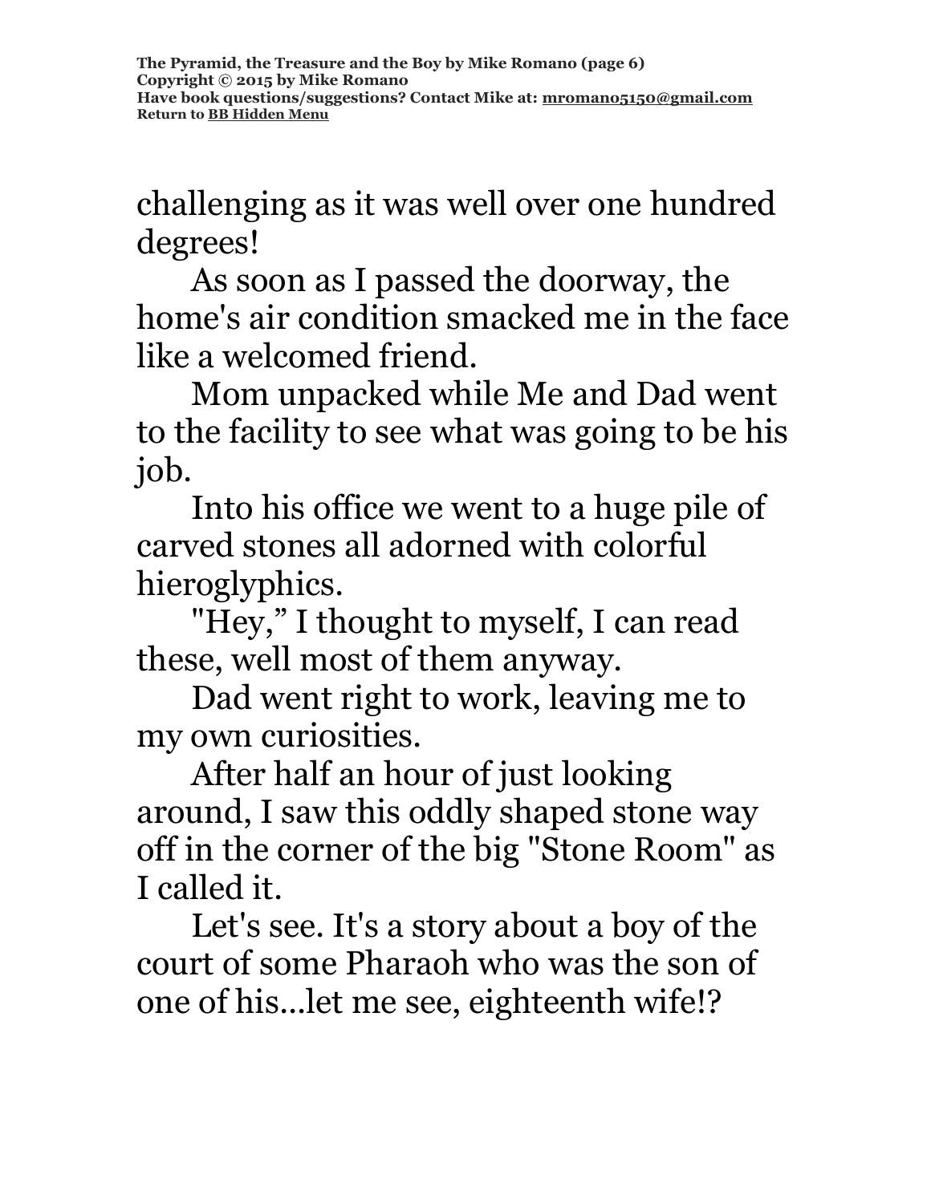challenging as it was well over one hundred degrees!

As soon as I passed the doorway, the home's air condition smacked me in the face like a welcomed friend.

Mom unpacked while Me and Dad went to the facility to see what was going to be his job.

Into his office we went to a huge pile of carved stones all adorned with colorful hieroglyphics.

"Hey," I thought to myself, I can read these, well most of them anyway.

Dad went right to work, leaving me to my own curiosities.

After half an hour of just looking around, I saw this oddly shaped stone way off in the corner of the big "Stone Room" as I called it.

Let's see. It's a story about a boy of the court of some Pharaoh who was the son of one of his...let me see, eighteenth wife!?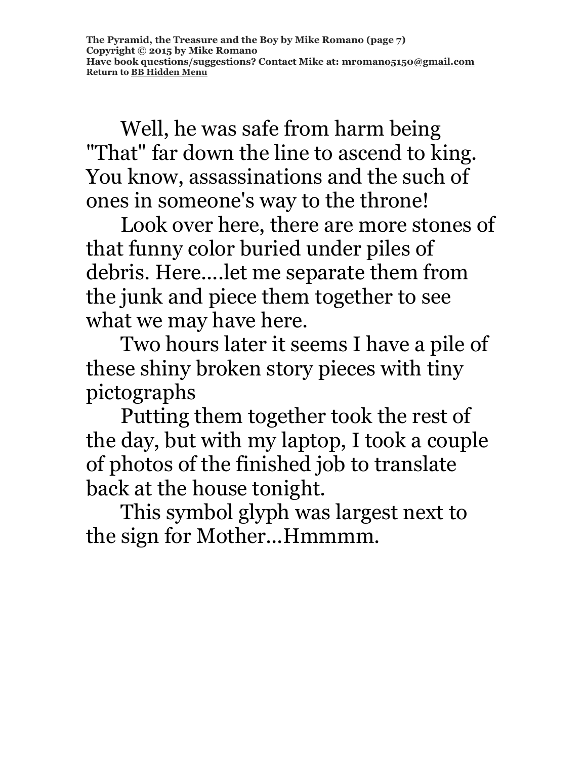Well, he was safe from harm being "That" far down the line to ascend to king. You know, assassinations and the such of ones in someone's way to the throne!

Look over here, there are more stones of that funny color buried under piles of debris. Here....let me separate them from the junk and piece them together to see what we may have here.

Two hours later it seems I have a pile of these shiny broken story pieces with tiny pictographs

Putting them together took the rest of the day, but with my laptop, I took a couple of photos of the finished job to translate back at the house tonight.

This symbol glyph was largest next to the sign for Mother...Hmmmm.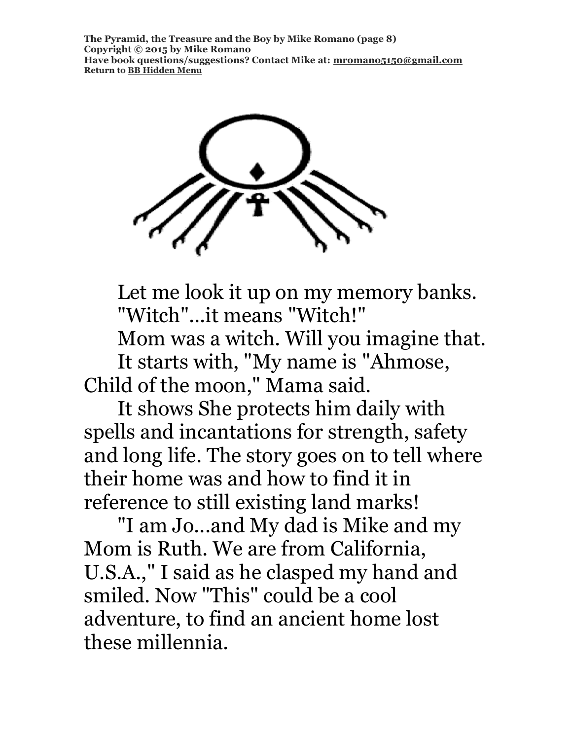Let me look it up on my memory banks.

"Witch"...it means "Witch!"

Mom was a witch. Will you imagine that.

It starts with, "My name is "Ahmose, Child of the moon," Mama said.

It shows She protects him daily with spells and incantations for strength, safety and long life. The story goes on to tell where their home was and how to find it in reference to still existing land marks!

"I am Jo...and My dad is Mike and my Mom is Ruth. We are from California, U.S.A.," I said as he clasped my hand and smiled. Now "This" could be a cool adventure, to find an ancient home lost these millennia.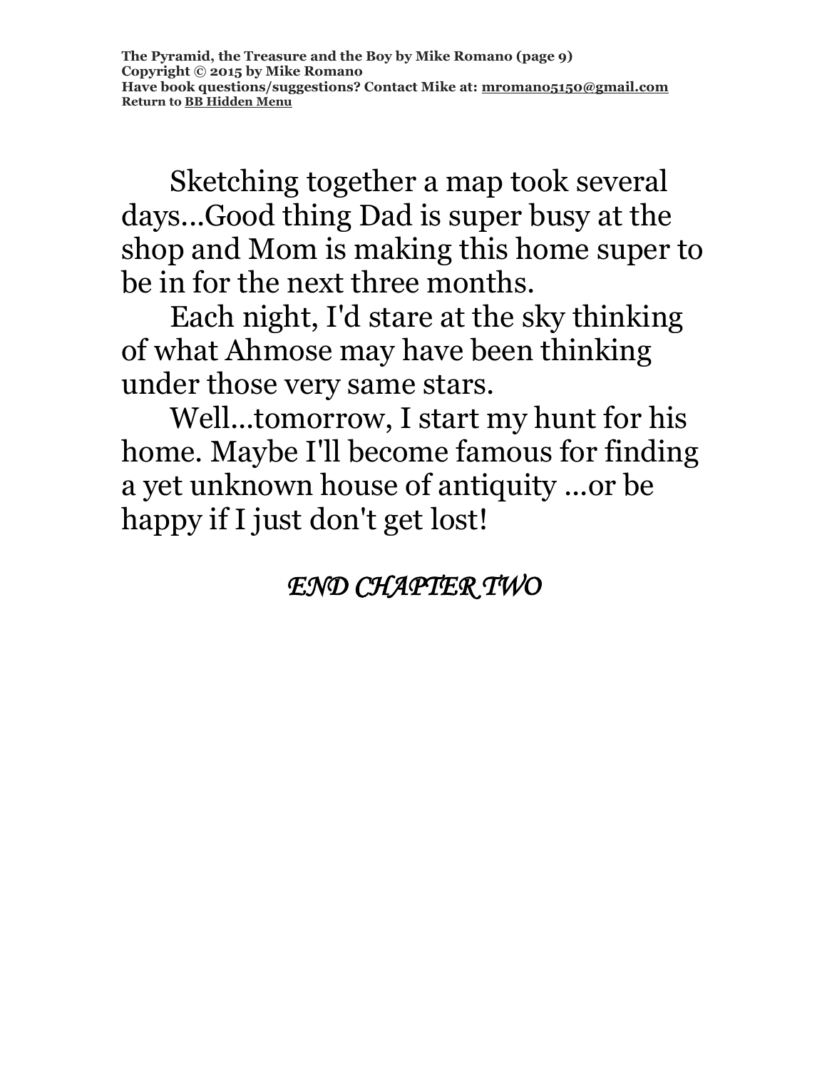Sketching together a map took several days...Good thing Dad is super busy at the shop and Mom is making this home super to be in for the next three months.

Each night, I'd stare at the sky thinking of what Ahmose may have been thinking under those very same stars.

Well...tomorrow, I start my hunt for his home. Maybe I'll become famous for finding a yet unknown house of antiquity ...or be happy if I just don't get lost!

*END CHAPTER TWO*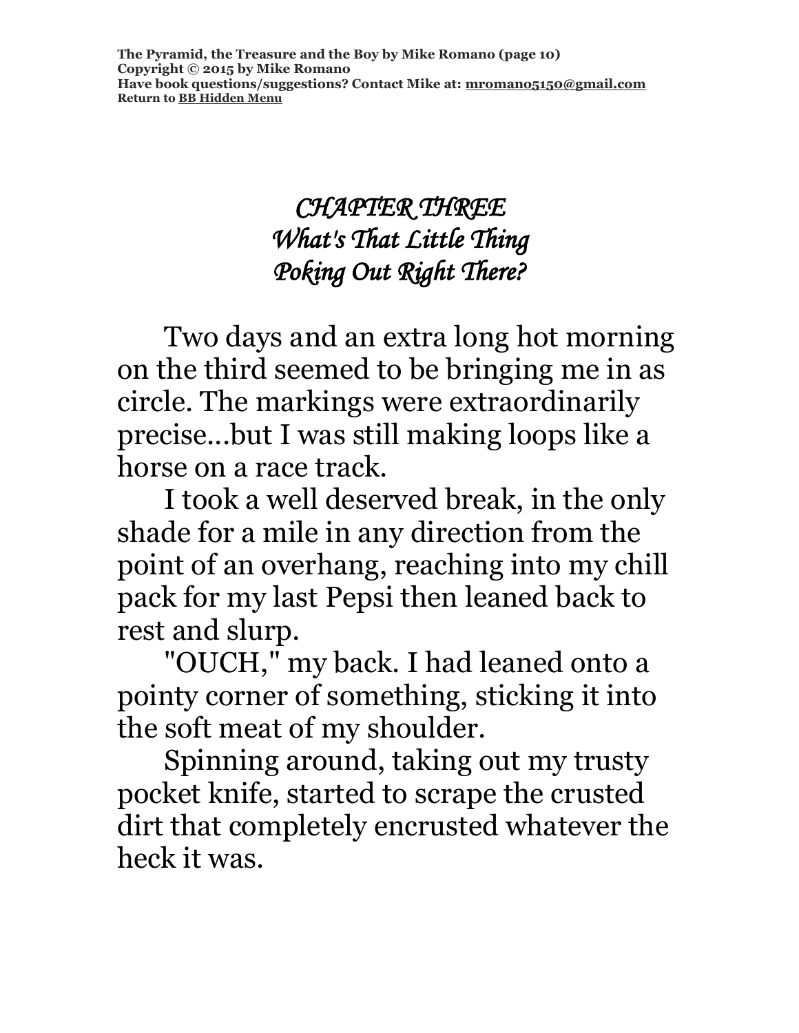## *CHAPTER THREE*
## *What's That Little Thing Poking Out Right There?*

Two days and an extra long hot morning on the third seemed to be bringing me in as circle. The markings were extraordinarily precise...but I was still making loops like a horse on a race track.

I took a well deserved break, in the only shade for a mile in any direction from the point of an overhang, reaching into my chill pack for my last Pepsi then leaned back to rest and slurp.

"OUCH," my back. I had leaned onto a pointy corner of something, sticking it into the soft meat of my shoulder.

Spinning around, taking out my trusty pocket knife, started to scrape the crusted dirt that completely encrusted whatever the heck it was.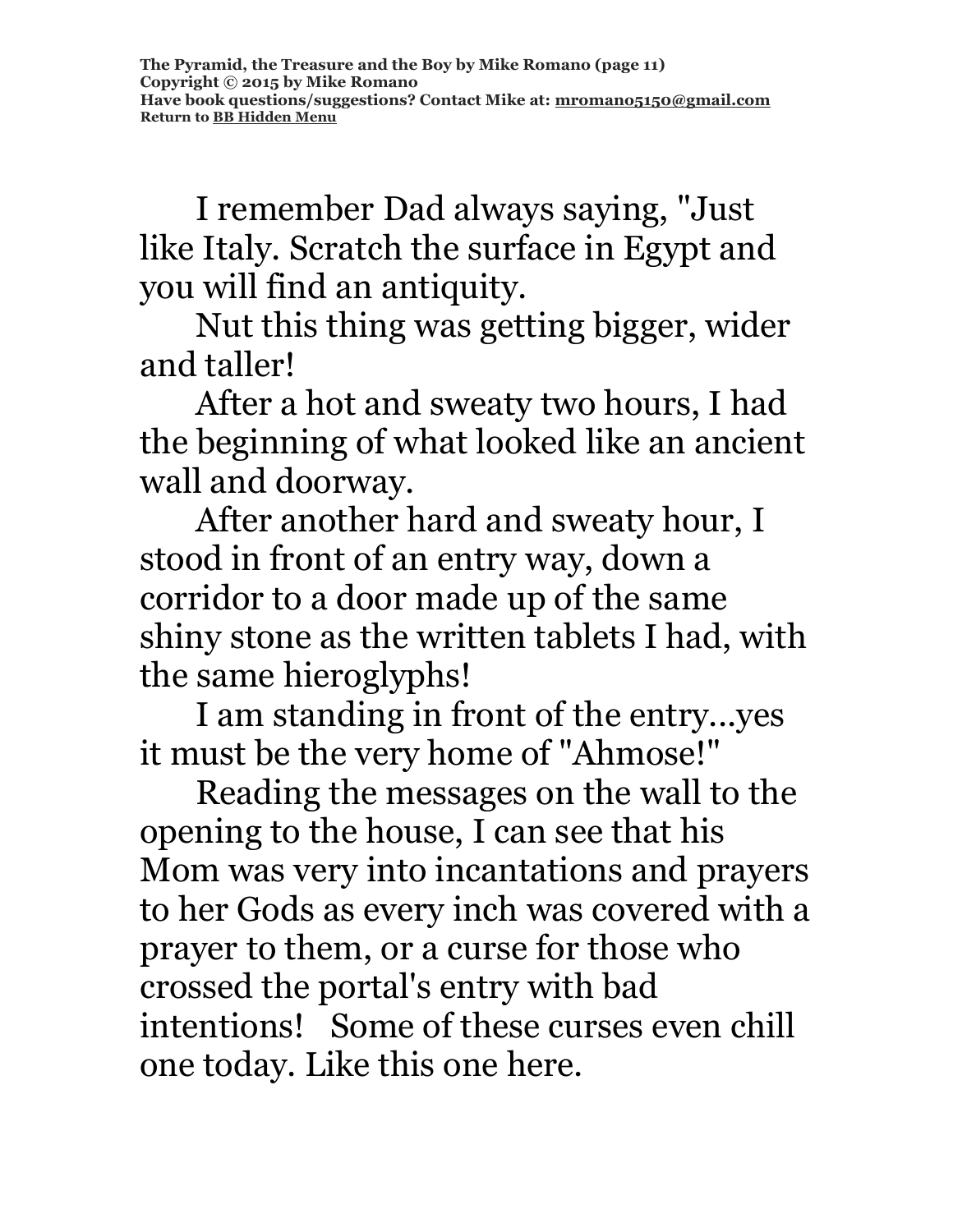I remember Dad always saying, "Just like Italy. Scratch the surface in Egypt and you will find an antiquity.

Nut this thing was getting bigger, wider and taller!

After a hot and sweaty two hours, I had the beginning of what looked like an ancient wall and doorway.

After another hard and sweaty hour, I stood in front of an entry way, down a corridor to a door made up of the same shiny stone as the written tablets I had, with the same hieroglyphs!

I am standing in front of the entry...yes it must be the very home of "Ahmose!"

Reading the messages on the wall to the opening to the house, I can see that his Mom was very into incantations and prayers to her Gods as every inch was covered with a prayer to them, or a curse for those who crossed the portal's entry with bad intentions! Some of these curses even chill one today. Like this one here.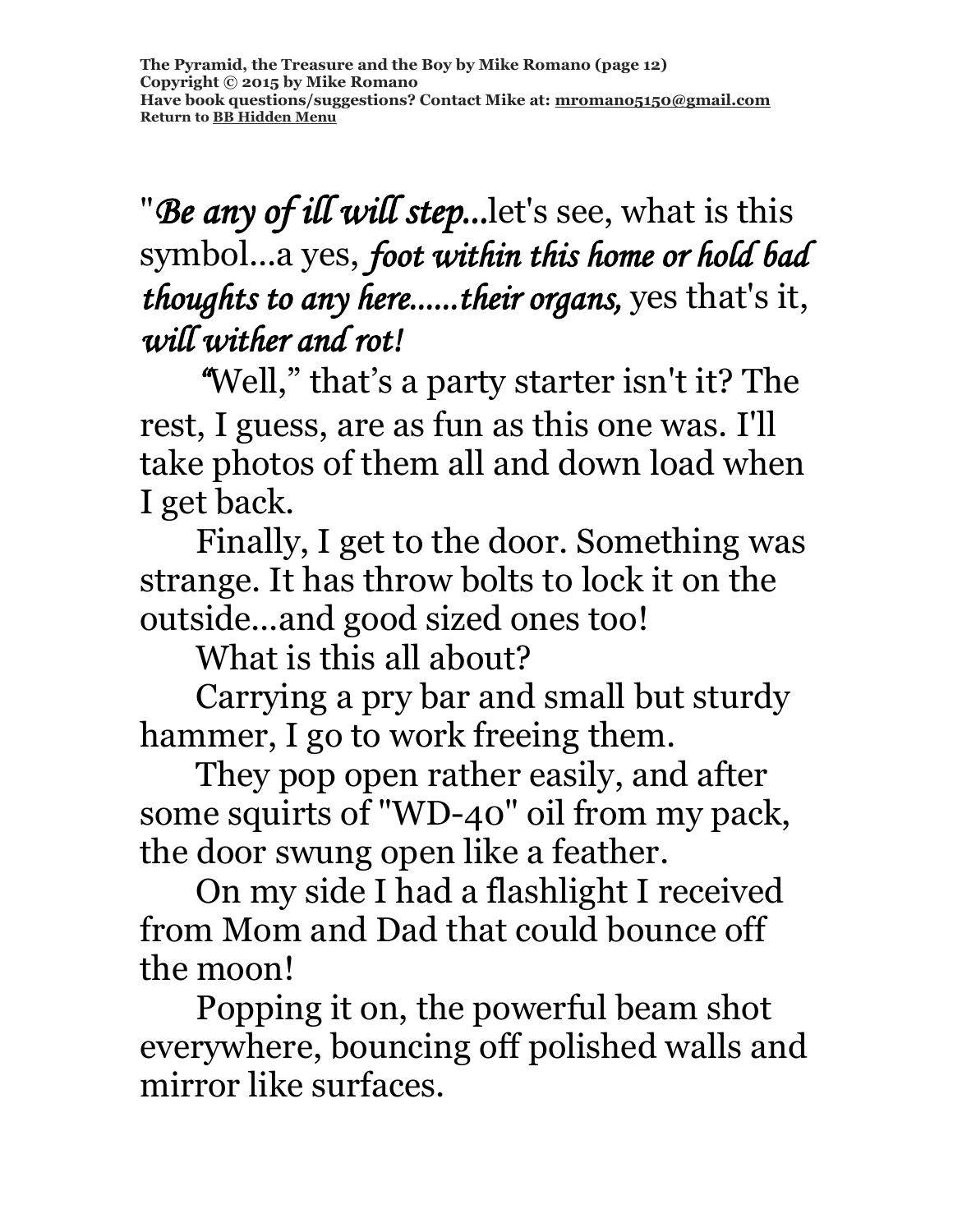"*Be any of ill will step...*let's see, what is this symbol...a yes, *foot within this home or hold bad thoughts to any here......their organs,* yes that's it, *will wither and rot!*

"Well," that's a party starter isn't it? The rest, I guess, are as fun as this one was. I'll take photos of them all and down load when I get back.

Finally, I get to the door. Something was strange. It has throw bolts to lock it on the outside...and good sized ones too!

What is this all about?

Carrying a pry bar and small but sturdy hammer, I go to work freeing them.

They pop open rather easily, and after some squirts of "WD-40" oil from my pack, the door swung open like a feather.

On my side I had a flashlight I received from Mom and Dad that could bounce off the moon!

Popping it on, the powerful beam shot everywhere, bouncing off polished walls and mirror like surfaces.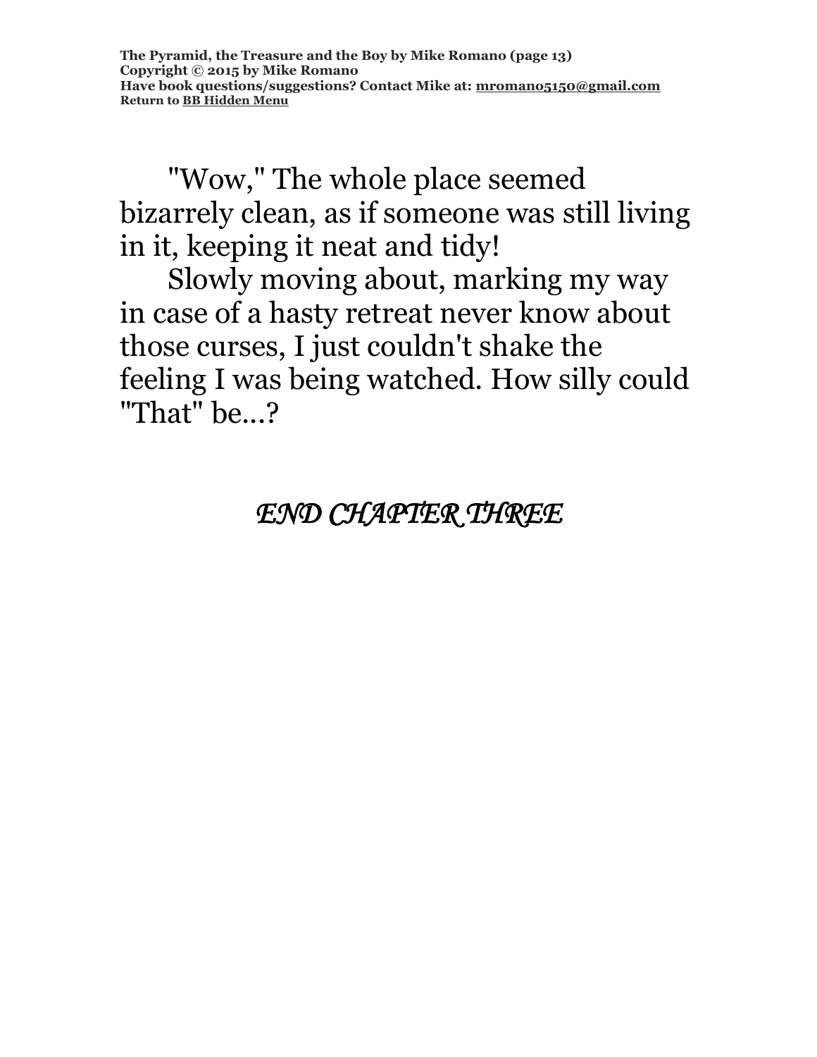"Wow," The whole place seemed bizarrely clean, as if someone was still living in it, keeping it neat and tidy!

Slowly moving about, marking my way in case of a hasty retreat never know about those curses, I just couldn't shake the feeling I was being watched. How silly could "That" be...?

*END CHAPTER THREE*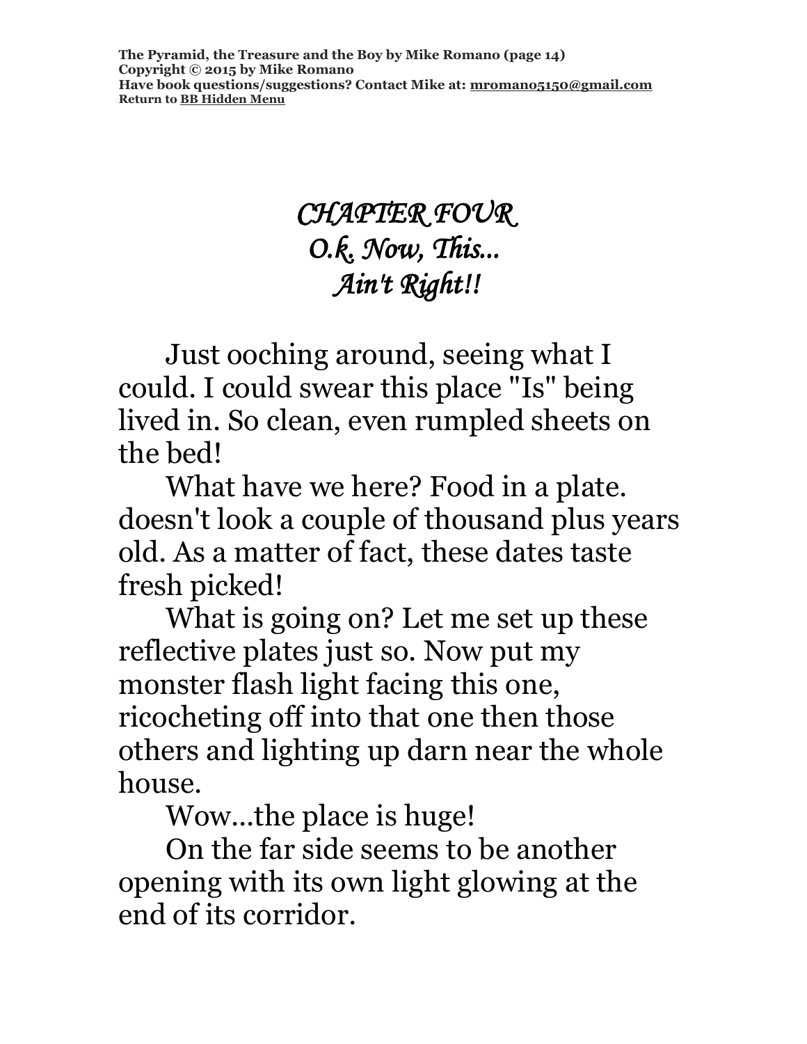# *CHAPTER FOUR*
# *O.k. Now, This... Ain't Right!!*

Just ooching around, seeing what I could. I could swear this place "Is" being lived in. So clean, even rumpled sheets on the bed!

What have we here? Food in a plate. doesn't look a couple of thousand plus years old. As a matter of fact, these dates taste fresh picked!

What is going on? Let me set up these reflective plates just so. Now put my monster flash light facing this one, ricocheting off into that one then those others and lighting up darn near the whole house.

Wow...the place is huge!

On the far side seems to be another opening with its own light glowing at the end of its corridor.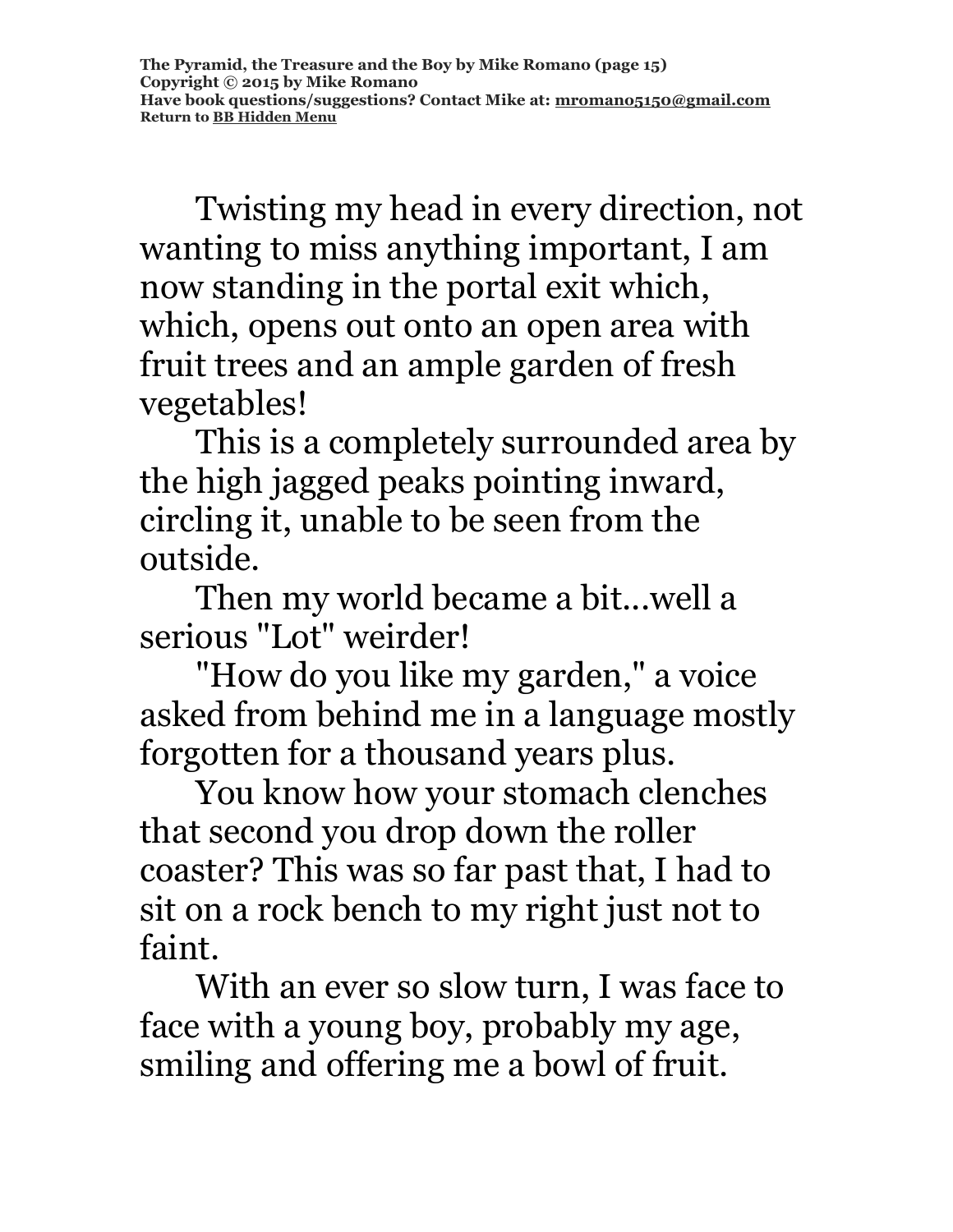Twisting my head in every direction, not wanting to miss anything important, I am now standing in the portal exit which, which, opens out onto an open area with fruit trees and an ample garden of fresh vegetables!

This is a completely surrounded area by the high jagged peaks pointing inward, circling it, unable to be seen from the outside.

Then my world became a bit...well a serious "Lot" weirder!

"How do you like my garden," a voice asked from behind me in a language mostly forgotten for a thousand years plus.

You know how your stomach clenches that second you drop down the roller coaster? This was so far past that, I had to sit on a rock bench to my right just not to faint.

With an ever so slow turn, I was face to face with a young boy, probably my age, smiling and offering me a bowl of fruit.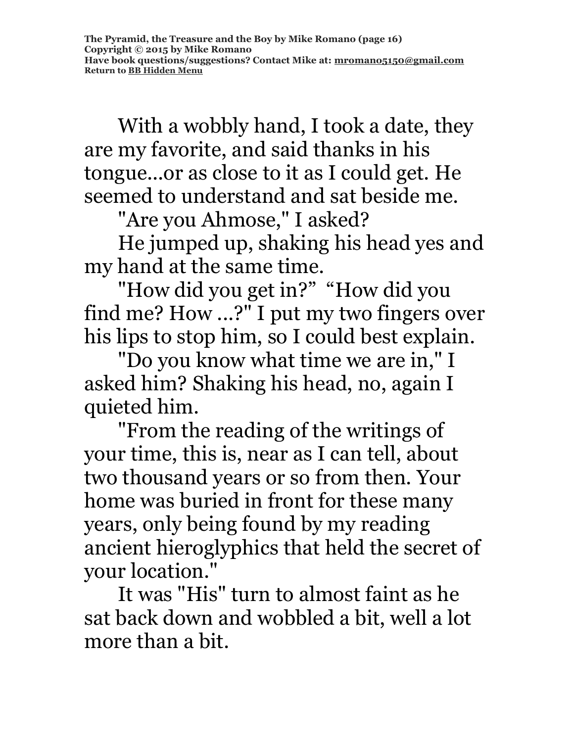With a wobbly hand, I took a date, they are my favorite, and said thanks in his tongue...or as close to it as I could get. He seemed to understand and sat beside me.

"Are you Ahmose," I asked?

He jumped up, shaking his head yes and my hand at the same time.

"How did you get in?" "How did you find me? How ...?" I put my two fingers over his lips to stop him, so I could best explain.

"Do you know what time we are in," I asked him? Shaking his head, no, again I quieted him.

"From the reading of the writings of your time, this is, near as I can tell, about two thousand years or so from then. Your home was buried in front for these many years, only being found by my reading ancient hieroglyphics that held the secret of your location."

It was "His" turn to almost faint as he sat back down and wobbled a bit, well a lot more than a bit.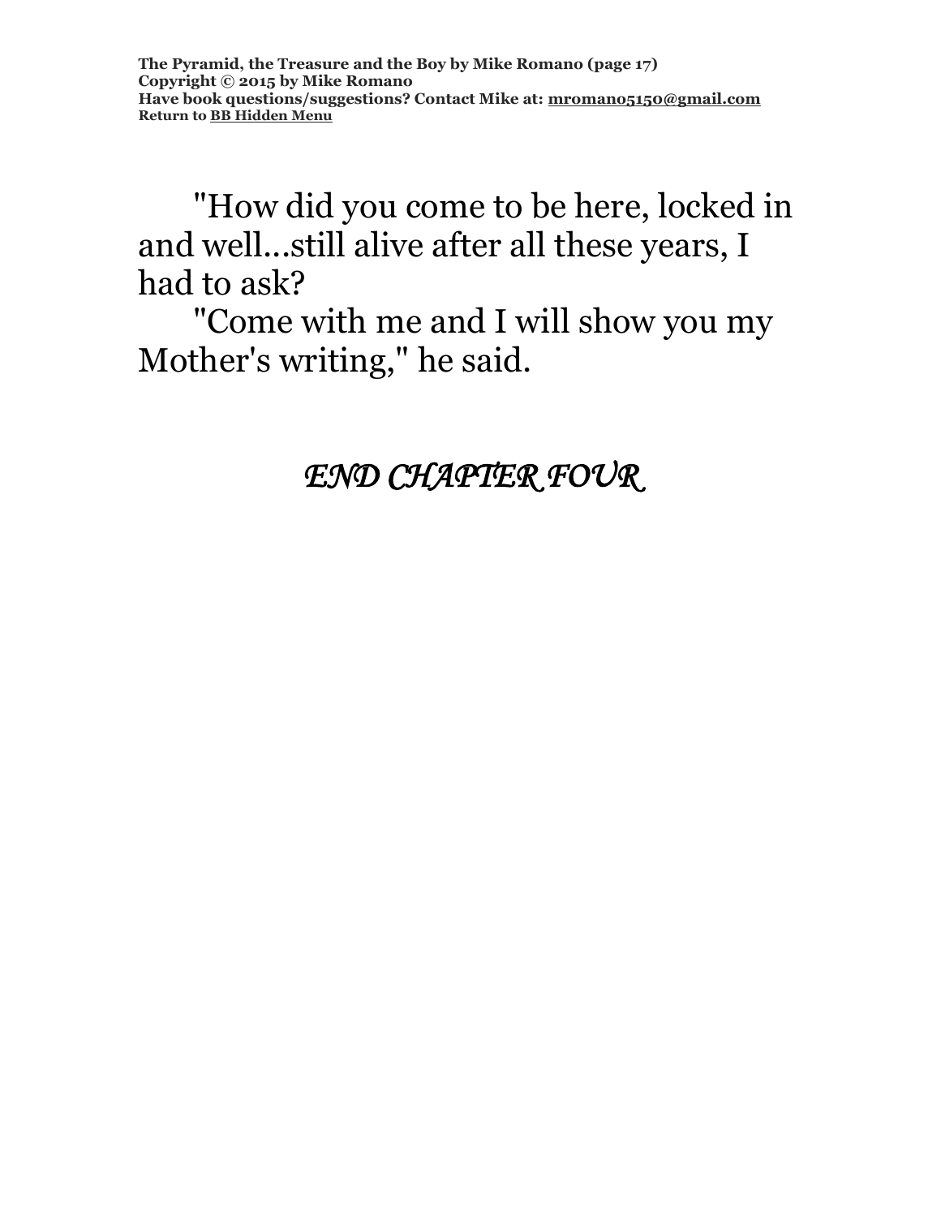"How did you come to be here, locked in and well...still alive after all these years, I had to ask?

"Come with me and I will show you my Mother's writing," he said.

*END CHAPTER FOUR*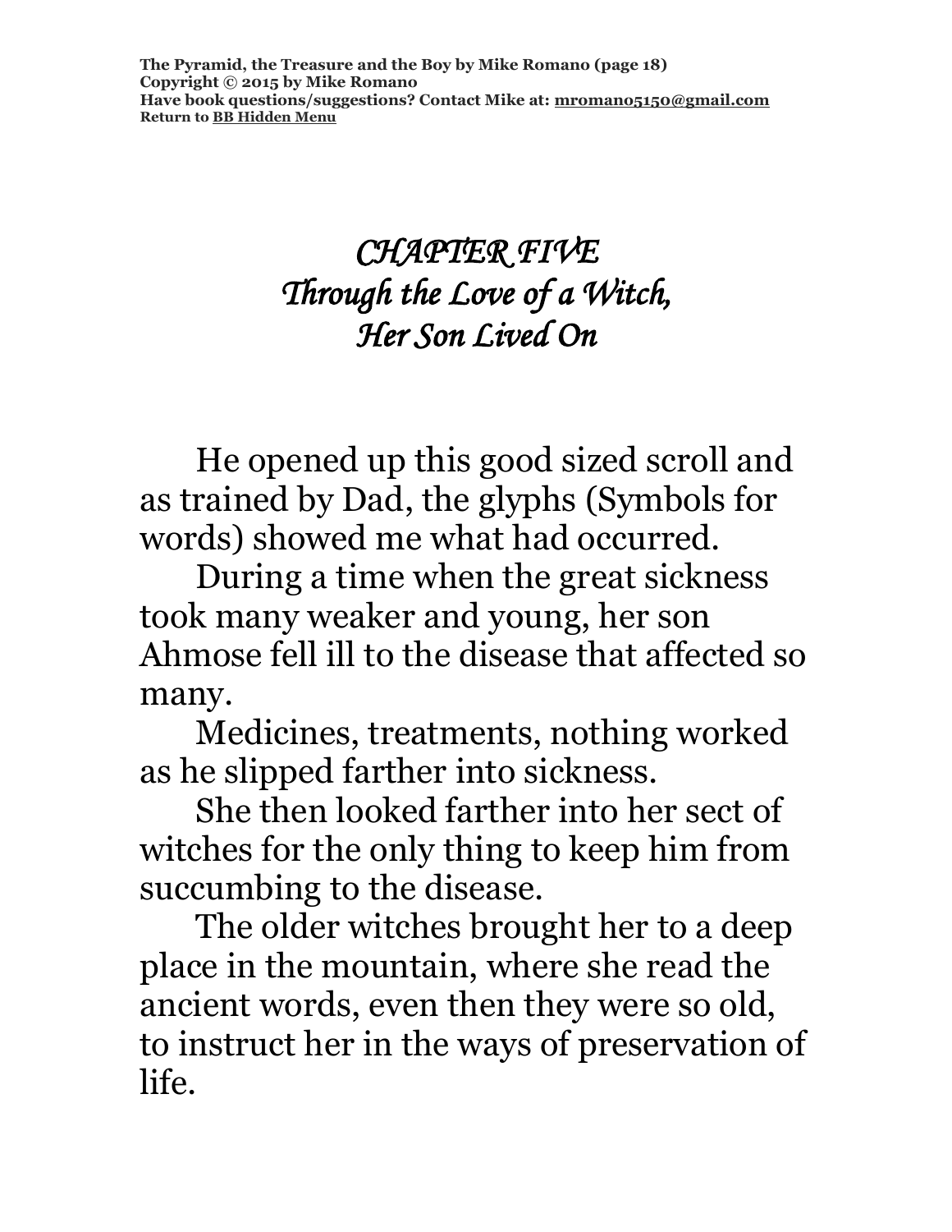# *CHAPTER FIVE*
# *Through the Love of a Witch, Her Son Lived On*

He opened up this good sized scroll and as trained by Dad, the glyphs (Symbols for words) showed me what had occurred.

During a time when the great sickness took many weaker and young, her son Ahmose fell ill to the disease that affected so many.

Medicines, treatments, nothing worked as he slipped farther into sickness.

She then looked farther into her sect of witches for the only thing to keep him from succumbing to the disease.

The older witches brought her to a deep place in the mountain, where she read the ancient words, even then they were so old, to instruct her in the ways of preservation of life.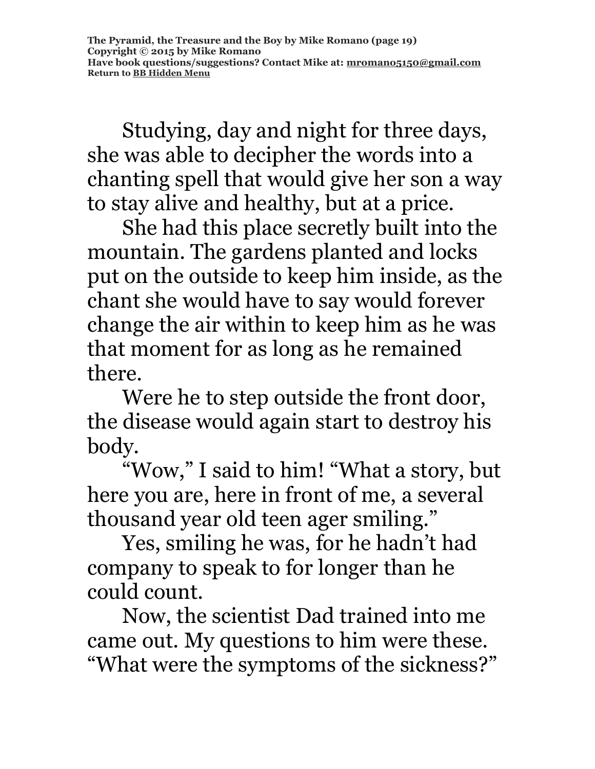Studying, day and night for three days, she was able to decipher the words into a chanting spell that would give her son a way to stay alive and healthy, but at a price.

She had this place secretly built into the mountain. The gardens planted and locks put on the outside to keep him inside, as the chant she would have to say would forever change the air within to keep him as he was that moment for as long as he remained there.

Were he to step outside the front door, the disease would again start to destroy his body.

"Wow," I said to him! "What a story, but here you are, here in front of me, a several thousand year old teen ager smiling."

Yes, smiling he was, for he hadn't had company to speak to for longer than he could count.

Now, the scientist Dad trained into me came out. My questions to him were these. "What were the symptoms of the sickness?"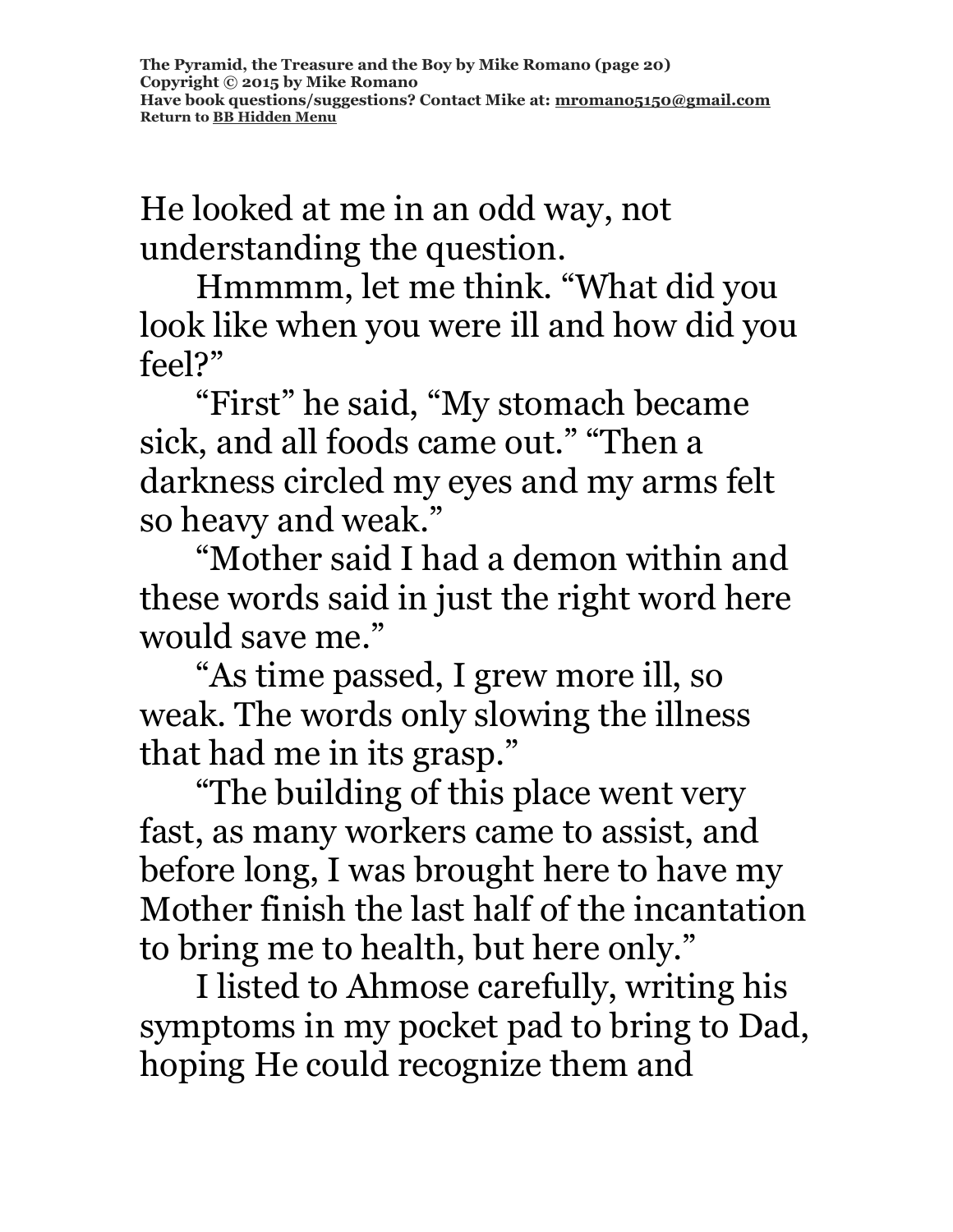He looked at me in an odd way, not understanding the question.

Hmmmm, let me think. “What did you look like when you were ill and how did you feel?”

“First” he said, “My stomach became sick, and all foods came out.” “Then a darkness circled my eyes and my arms felt so heavy and weak.”

“Mother said I had a demon within and these words said in just the right word here would save me.”

“As time passed, I grew more ill, so weak. The words only slowing the illness that had me in its grasp.”

“The building of this place went very fast, as many workers came to assist, and before long, I was brought here to have my Mother finish the last half of the incantation to bring me to health, but here only.”

I listed to Ahmose carefully, writing his symptoms in my pocket pad to bring to Dad, hoping He could recognize them and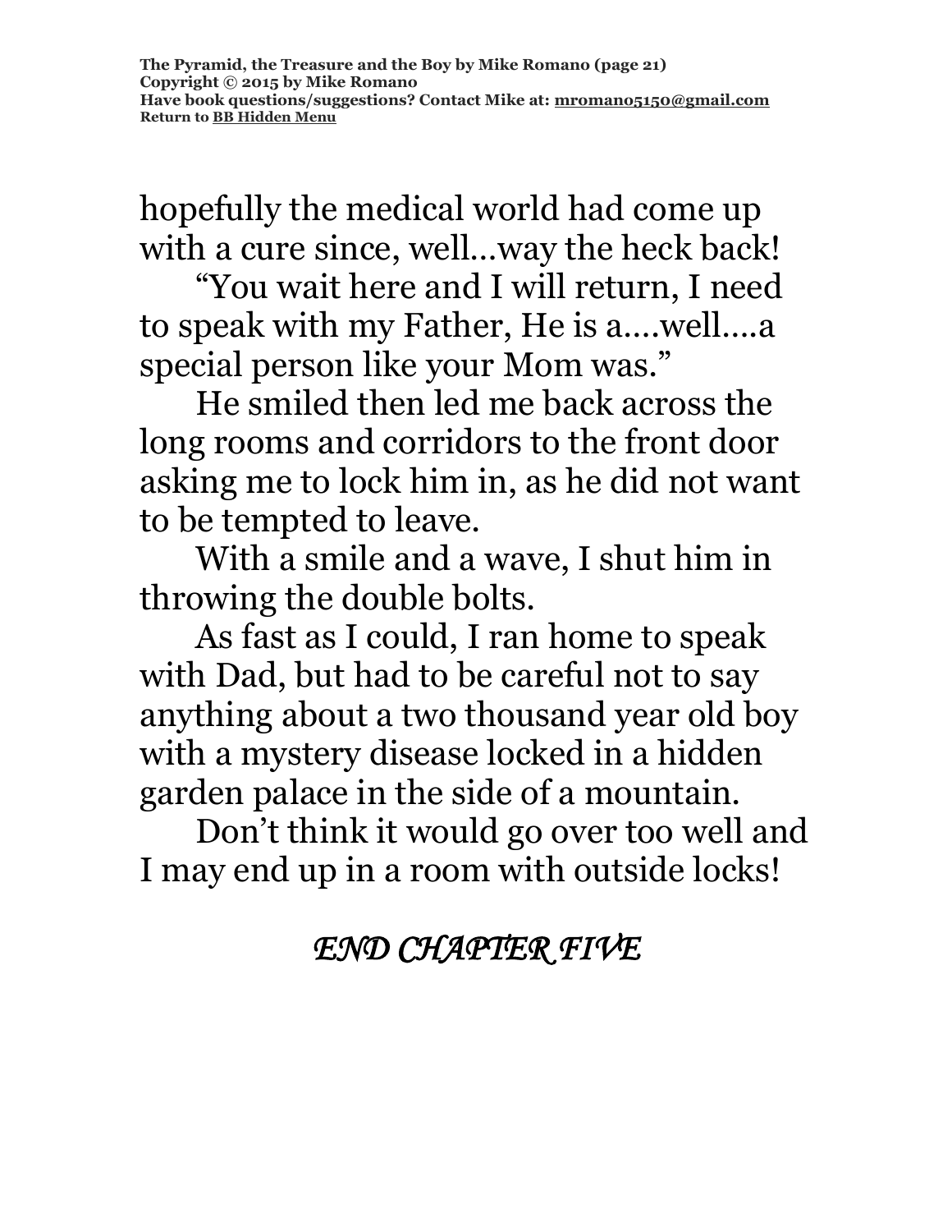hopefully the medical world had come up with a cure since, well…way the heck back!

"You wait here and I will return, I need to speak with my Father, He is a….well….a special person like your Mom was."

He smiled then led me back across the long rooms and corridors to the front door asking me to lock him in, as he did not want to be tempted to leave.

With a smile and a wave, I shut him in throwing the double bolts.

As fast as I could, I ran home to speak with Dad, but had to be careful not to say anything about a two thousand year old boy with a mystery disease locked in a hidden garden palace in the side of a mountain.

Don't think it would go over too well and I may end up in a room with outside locks!

*END CHAPTER FIVE*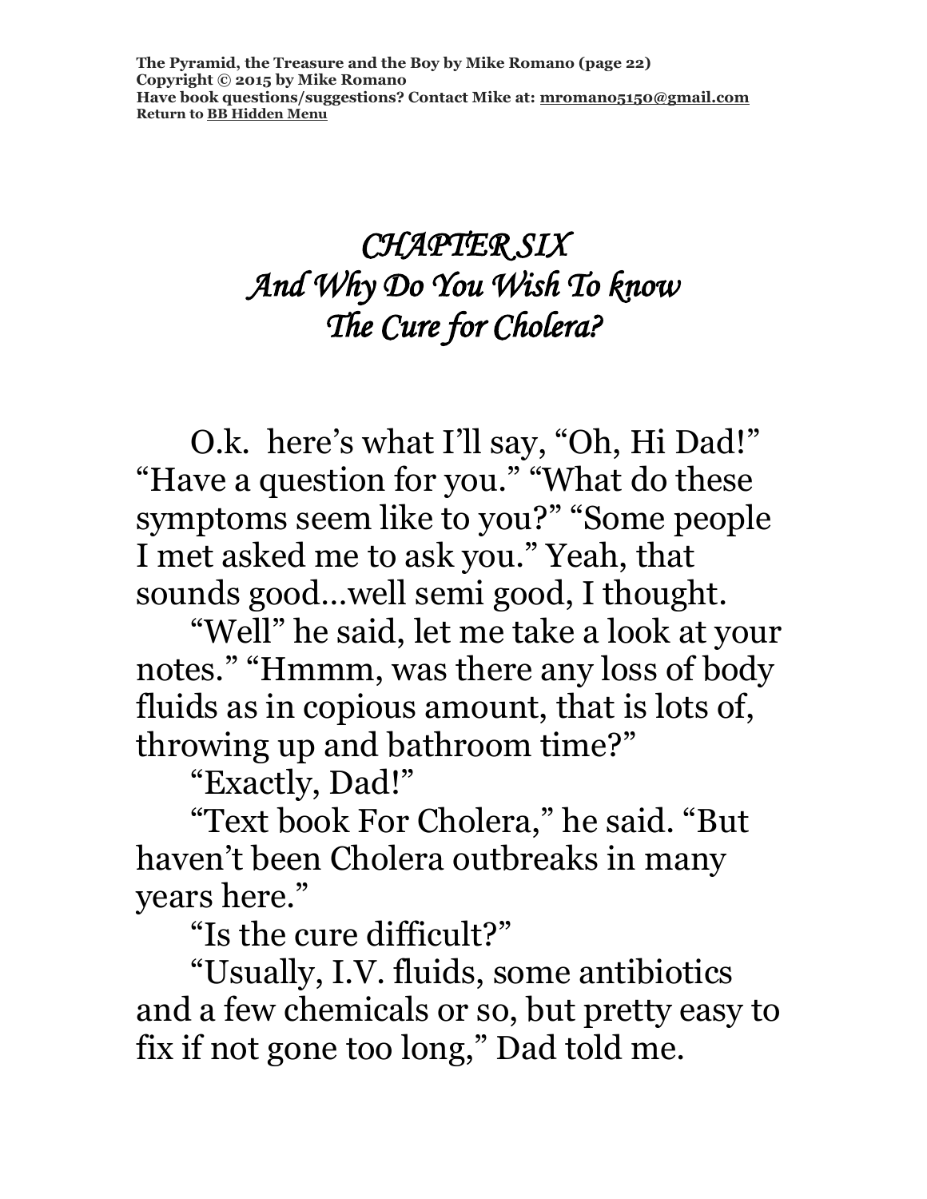# *CHAPTER SIX*
# *And Why Do You Wish To know The Cure for Cholera?*

O.k. here's what I'll say, "Oh, Hi Dad!" "Have a question for you." "What do these symptoms seem like to you?" "Some people I met asked me to ask you." Yeah, that sounds good...well semi good, I thought.

"Well" he said, let me take a look at your notes." "Hmmm, was there any loss of body fluids as in copious amount, that is lots of, throwing up and bathroom time?"

"Exactly, Dad!"

"Text book For Cholera," he said. "But haven't been Cholera outbreaks in many years here."

"Is the cure difficult?"

"Usually, I.V. fluids, some antibiotics and a few chemicals or so, but pretty easy to fix if not gone too long," Dad told me.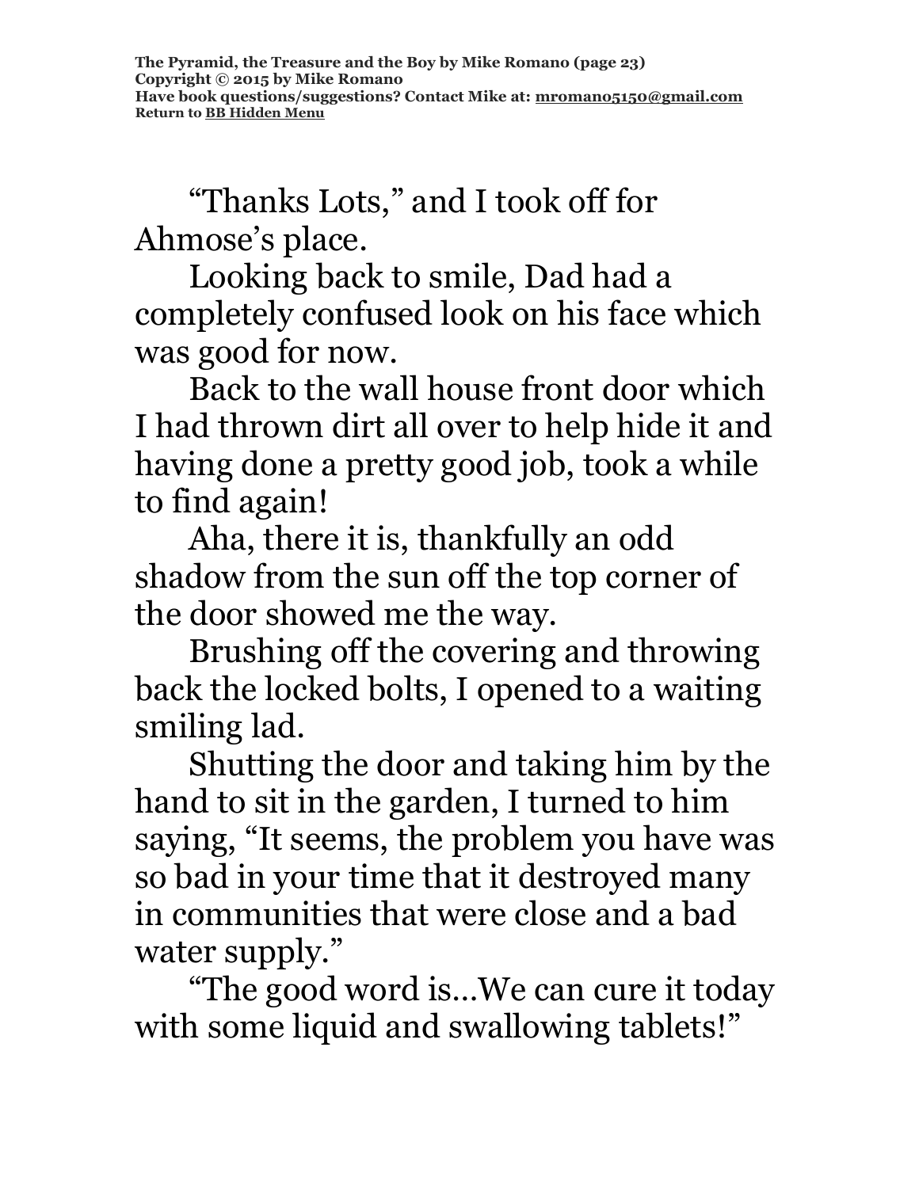"Thanks Lots," and I took off for Ahmose's place.

Looking back to smile, Dad had a completely confused look on his face which was good for now.

Back to the wall house front door which I had thrown dirt all over to help hide it and having done a pretty good job, took a while to find again!

Aha, there it is, thankfully an odd shadow from the sun off the top corner of the door showed me the way.

Brushing off the covering and throwing back the locked bolts, I opened to a waiting smiling lad.

Shutting the door and taking him by the hand to sit in the garden, I turned to him saying, "It seems, the problem you have was so bad in your time that it destroyed many in communities that were close and a bad water supply."

"The good word is…We can cure it today with some liquid and swallowing tablets!"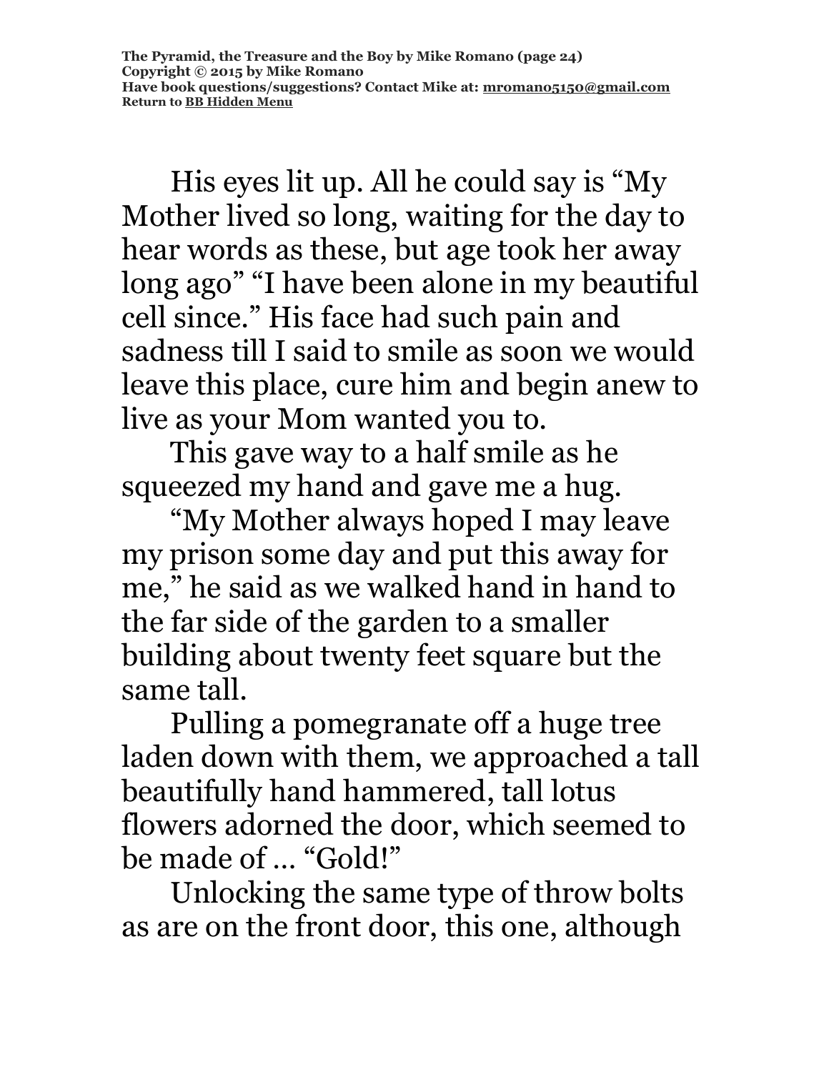His eyes lit up. All he could say is “My Mother lived so long, waiting for the day to hear words as these, but age took her away long ago” “I have been alone in my beautiful cell since.” His face had such pain and sadness till I said to smile as soon we would leave this place, cure him and begin anew to live as your Mom wanted you to.

This gave way to a half smile as he squeezed my hand and gave me a hug.

“My Mother always hoped I may leave my prison some day and put this away for me,” he said as we walked hand in hand to the far side of the garden to a smaller building about twenty feet square but the same tall.

Pulling a pomegranate off a huge tree laden down with them, we approached a tall beautifully hand hammered, tall lotus flowers adorned the door, which seemed to be made of … “Gold!”

Unlocking the same type of throw bolts as are on the front door, this one, although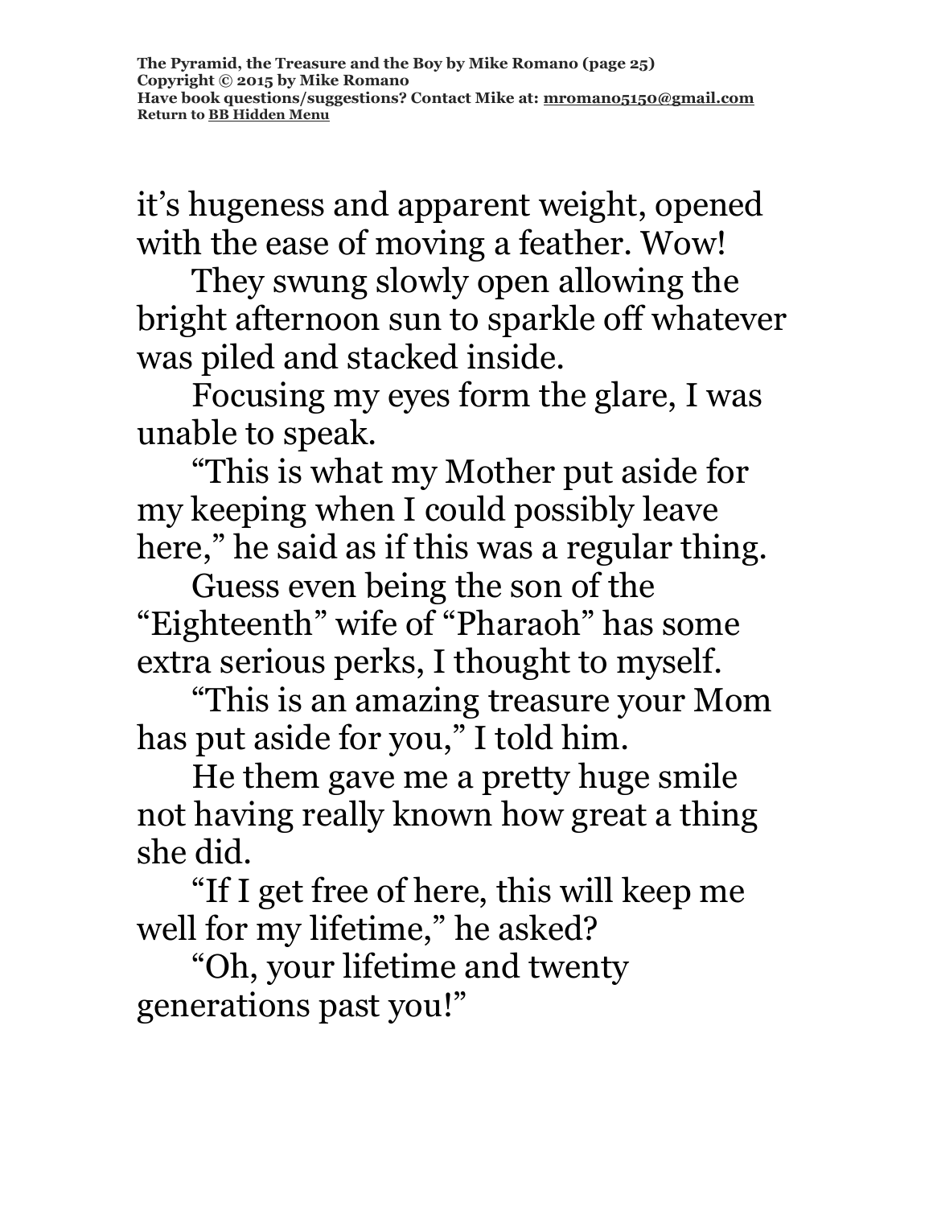it's hugeness and apparent weight, opened with the ease of moving a feather. Wow!

They swung slowly open allowing the bright afternoon sun to sparkle off whatever was piled and stacked inside.

Focusing my eyes form the glare, I was unable to speak.

"This is what my Mother put aside for my keeping when I could possibly leave here," he said as if this was a regular thing.

Guess even being the son of the "Eighteenth" wife of "Pharaoh" has some extra serious perks, I thought to myself.

"This is an amazing treasure your Mom has put aside for you," I told him.

He them gave me a pretty huge smile not having really known how great a thing she did.

"If I get free of here, this will keep me well for my lifetime," he asked?

"Oh, your lifetime and twenty generations past you!"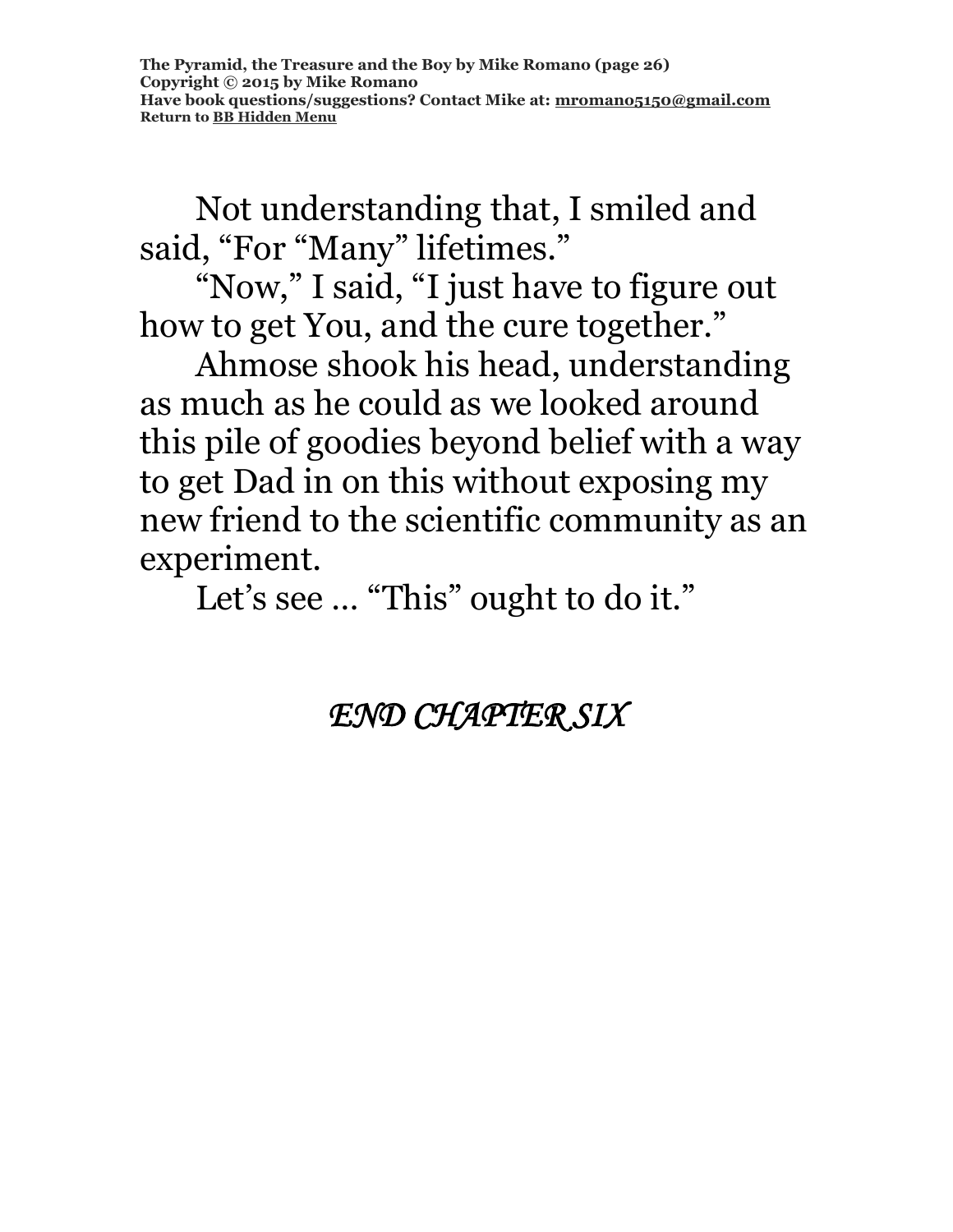Not understanding that, I smiled and said, “For “Many” lifetimes.”

“Now,” I said, “I just have to figure out how to get You, and the cure together.”

Ahmose shook his head, understanding as much as he could as we looked around this pile of goodies beyond belief with a way to get Dad in on this without exposing my new friend to the scientific community as an experiment.

Let’s see … “This” ought to do it.”

*END CHAPTER SIX*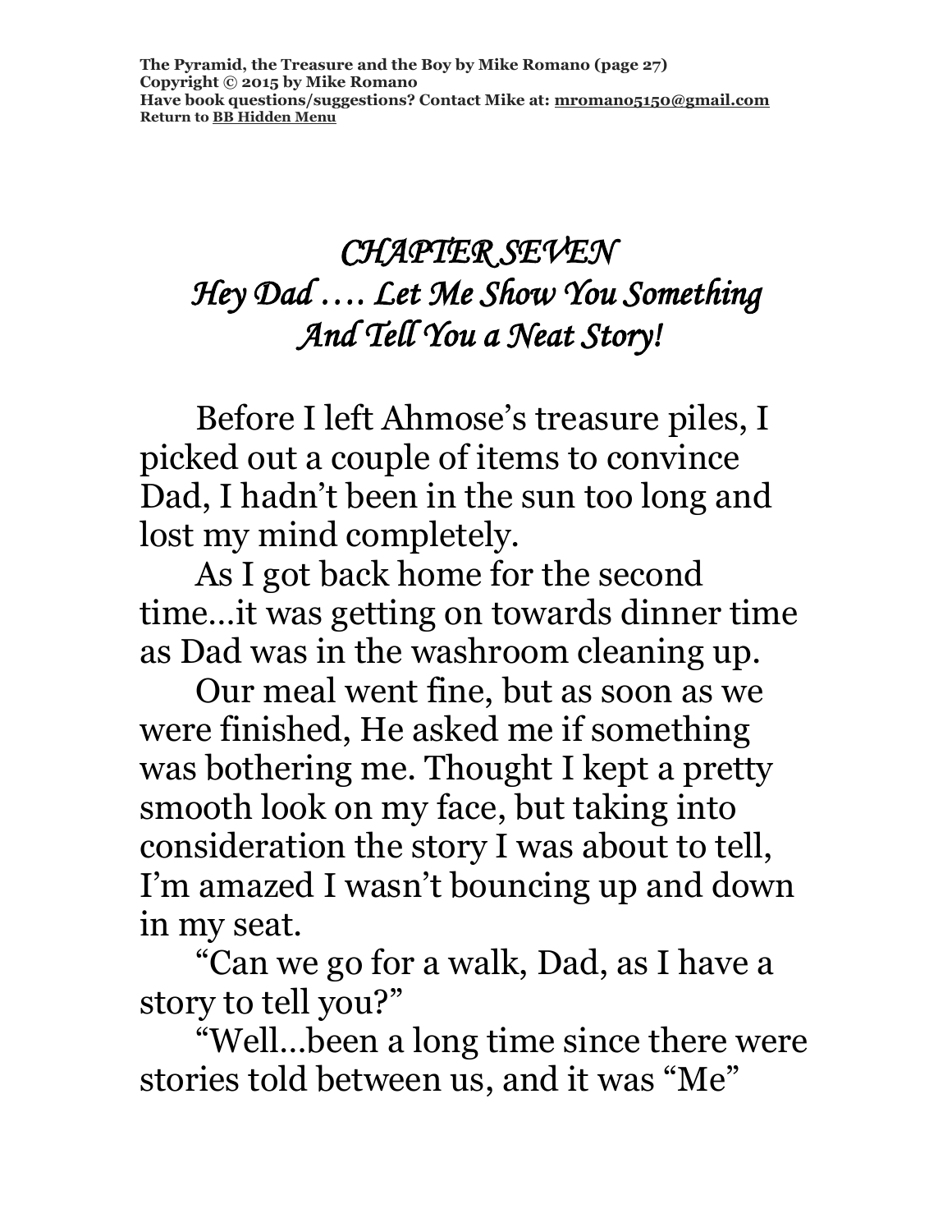# *CHAPTER SEVEN*
## *Hey Dad …. Let Me Show You Something And Tell You a Neat Story!*

Before I left Ahmose's treasure piles, I picked out a couple of items to convince Dad, I hadn't been in the sun too long and lost my mind completely.

As I got back home for the second time…it was getting on towards dinner time as Dad was in the washroom cleaning up.

Our meal went fine, but as soon as we were finished, He asked me if something was bothering me. Thought I kept a pretty smooth look on my face, but taking into consideration the story I was about to tell, I'm amazed I wasn't bouncing up and down in my seat.

"Can we go for a walk, Dad, as I have a story to tell you?"

"Well…been a long time since there were stories told between us, and it was "Me"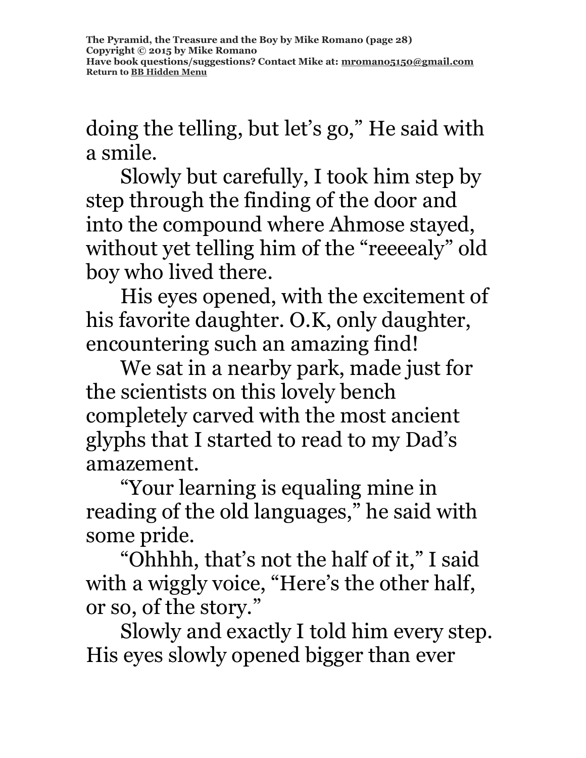doing the telling, but let’s go,” He said with a smile.

Slowly but carefully, I took him step by step through the finding of the door and into the compound where Ahmose stayed, without yet telling him of the “reeeealy” old boy who lived there.

His eyes opened, with the excitement of his favorite daughter. O.K, only daughter, encountering such an amazing find!

We sat in a nearby park, made just for the scientists on this lovely bench completely carved with the most ancient glyphs that I started to read to my Dad’s amazement.

“Your learning is equaling mine in reading of the old languages,” he said with some pride.

“Ohhhh, that’s not the half of it,” I said with a wiggly voice, “Here’s the other half, or so, of the story.”

Slowly and exactly I told him every step. His eyes slowly opened bigger than ever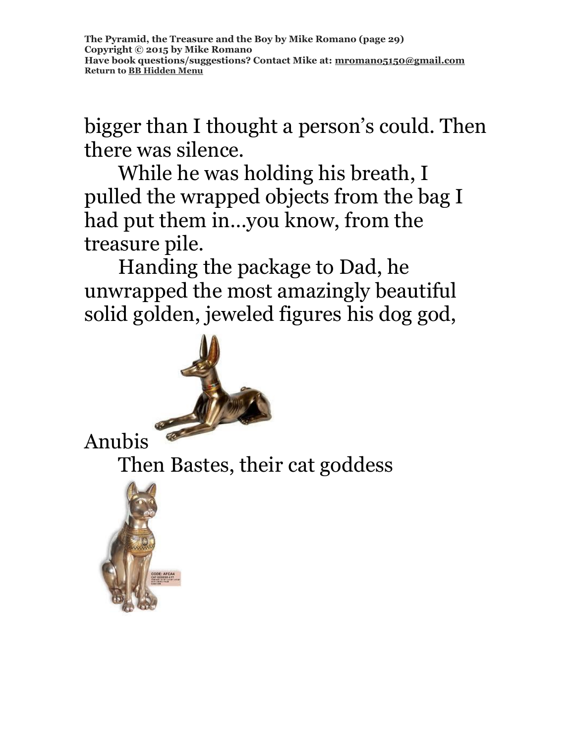bigger than I thought a person's could. Then there was silence.

While he was holding his breath, I pulled the wrapped objects from the bag I had put them in…you know, from the treasure pile.

Handing the package to Dad, he unwrapped the most amazingly beautiful solid golden, jeweled figures his dog god,

Anubis

Then Bastes, their cat goddess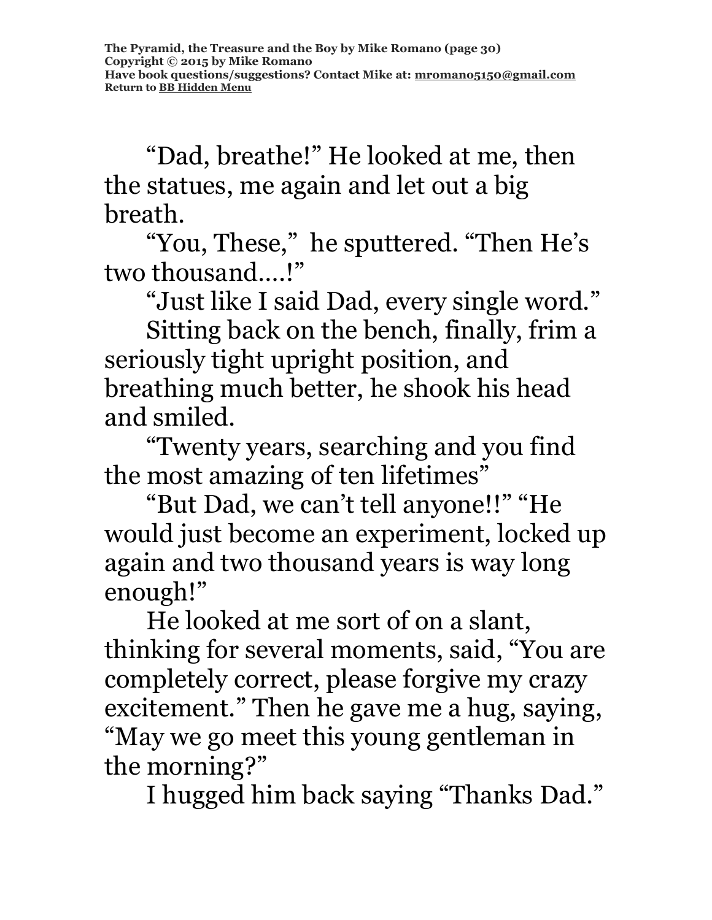“Dad, breathe!” He looked at me, then the statues, me again and let out a big breath.

“You, These,” he sputtered. “Then He’s two thousand….!”

“Just like I said Dad, every single word.”

Sitting back on the bench, finally, frim a seriously tight upright position, and breathing much better, he shook his head and smiled.

“Twenty years, searching and you find the most amazing of ten lifetimes”

“But Dad, we can’t tell anyone!!” “He would just become an experiment, locked up again and two thousand years is way long enough!”

He looked at me sort of on a slant, thinking for several moments, said, “You are completely correct, please forgive my crazy excitement.” Then he gave me a hug, saying, “May we go meet this young gentleman in the morning?”

I hugged him back saying “Thanks Dad.”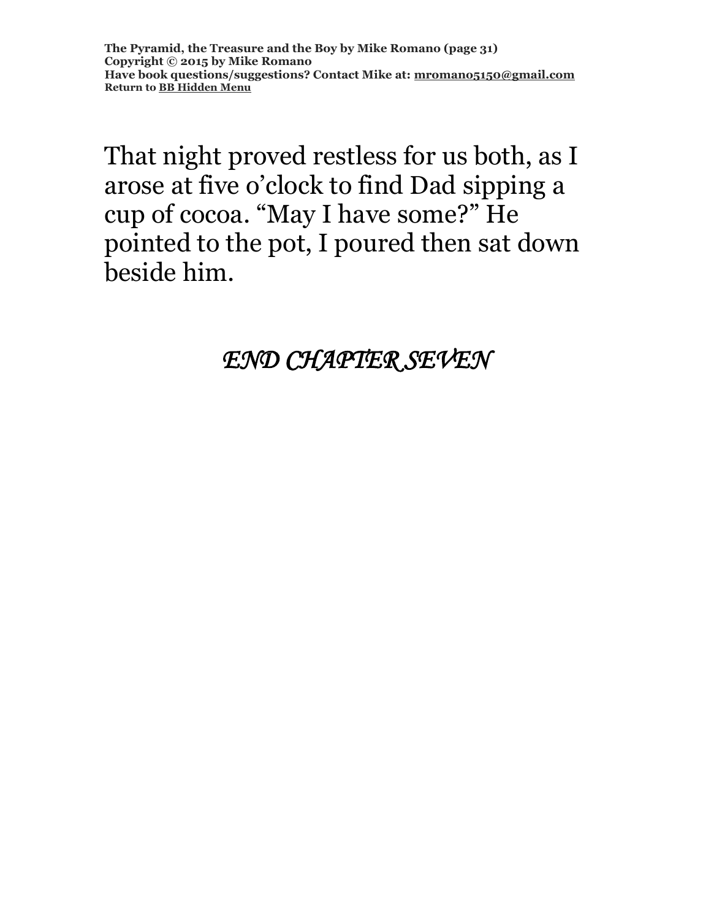That night proved restless for us both, as I arose at five o'clock to find Dad sipping a cup of cocoa. "May I have some?" He pointed to the pot, I poured then sat down beside him.

*END CHAPTER SEVEN*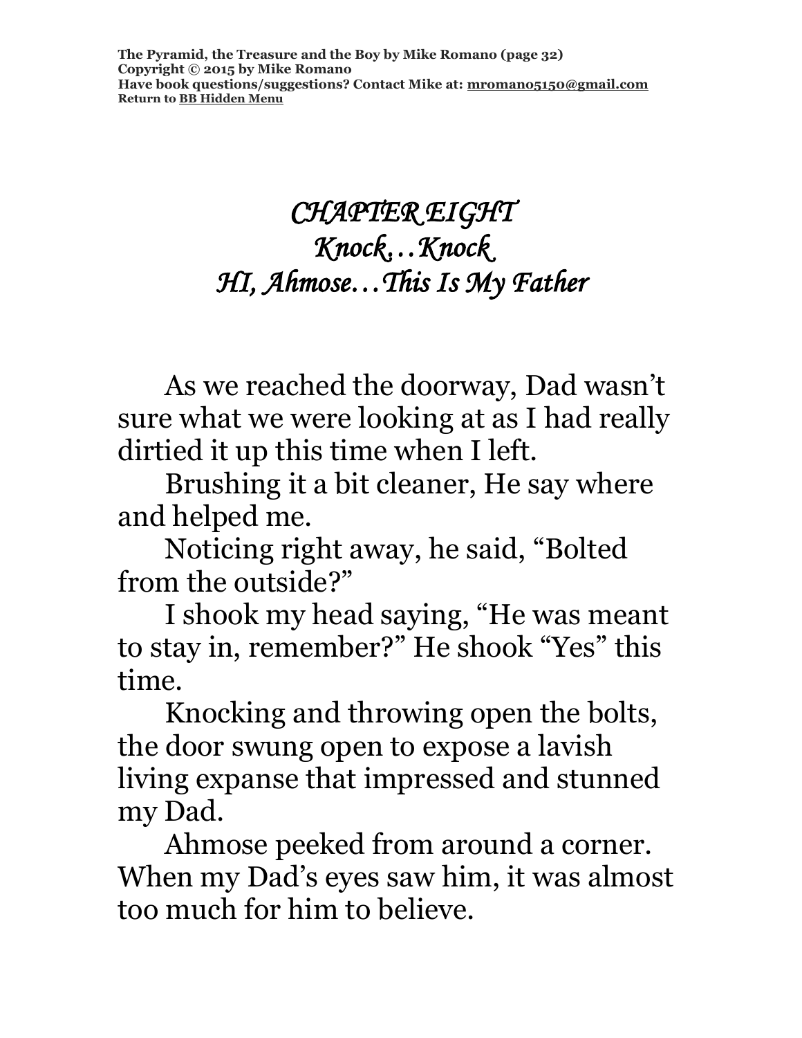# *CHAPTER EIGHT*
# *Knock…Knock*
# *HI, Ahmose…This Is My Father*

As we reached the doorway, Dad wasn't sure what we were looking at as I had really dirtied it up this time when I left.

Brushing it a bit cleaner, He say where and helped me.

Noticing right away, he said, "Bolted from the outside?"

I shook my head saying, "He was meant to stay in, remember?" He shook "Yes" this time.

Knocking and throwing open the bolts, the door swung open to expose a lavish living expanse that impressed and stunned my Dad.

Ahmose peeked from around a corner. When my Dad's eyes saw him, it was almost too much for him to believe.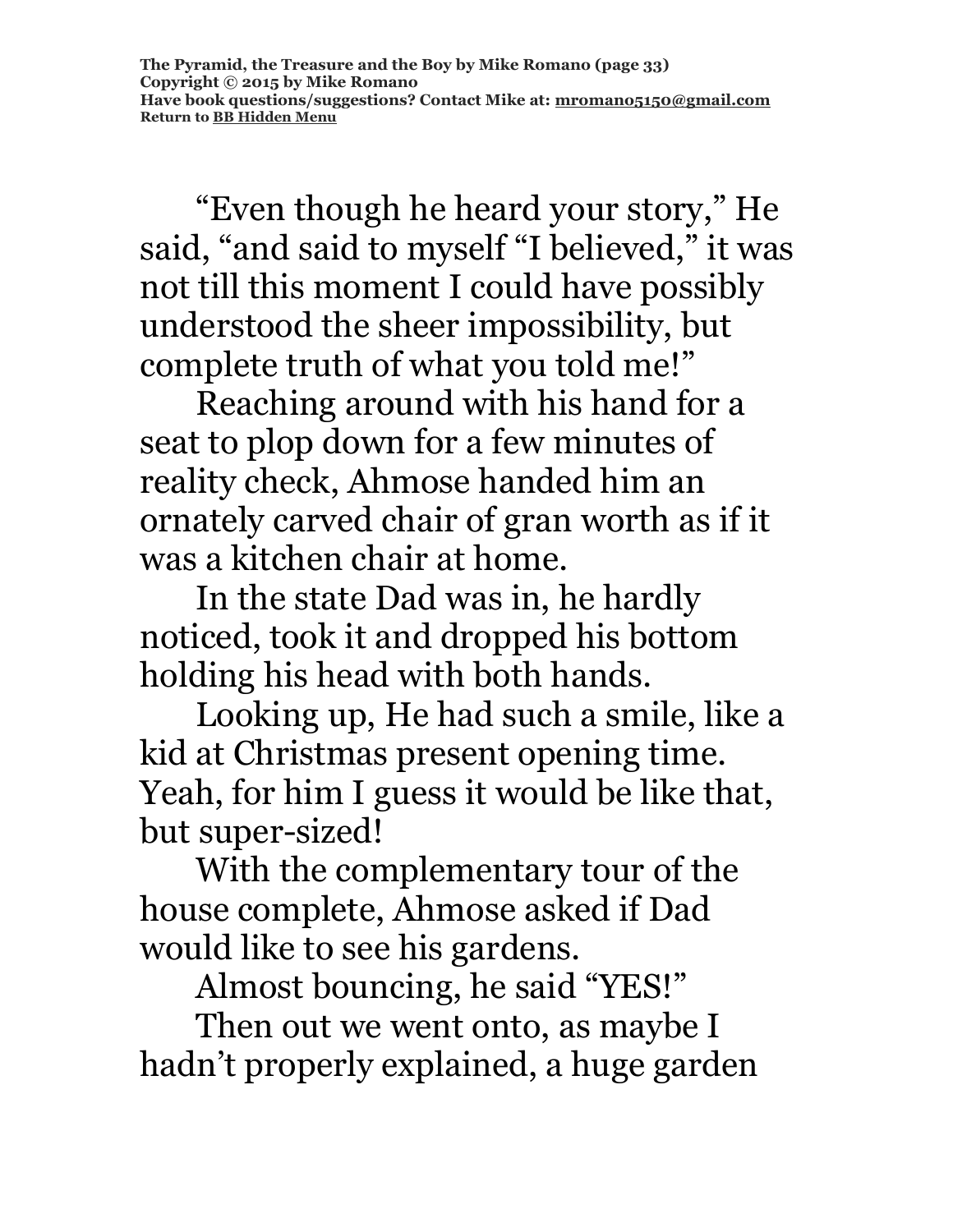"Even though he heard your story," He said, "and said to myself "I believed," it was not till this moment I could have possibly understood the sheer impossibility, but complete truth of what you told me!"

Reaching around with his hand for a seat to plop down for a few minutes of reality check, Ahmose handed him an ornately carved chair of gran worth as if it was a kitchen chair at home.

In the state Dad was in, he hardly noticed, took it and dropped his bottom holding his head with both hands.

Looking up, He had such a smile, like a kid at Christmas present opening time. Yeah, for him I guess it would be like that, but super-sized!

With the complementary tour of the house complete, Ahmose asked if Dad would like to see his gardens.

Almost bouncing, he said "YES!"

Then out we went onto, as maybe I hadn't properly explained, a huge garden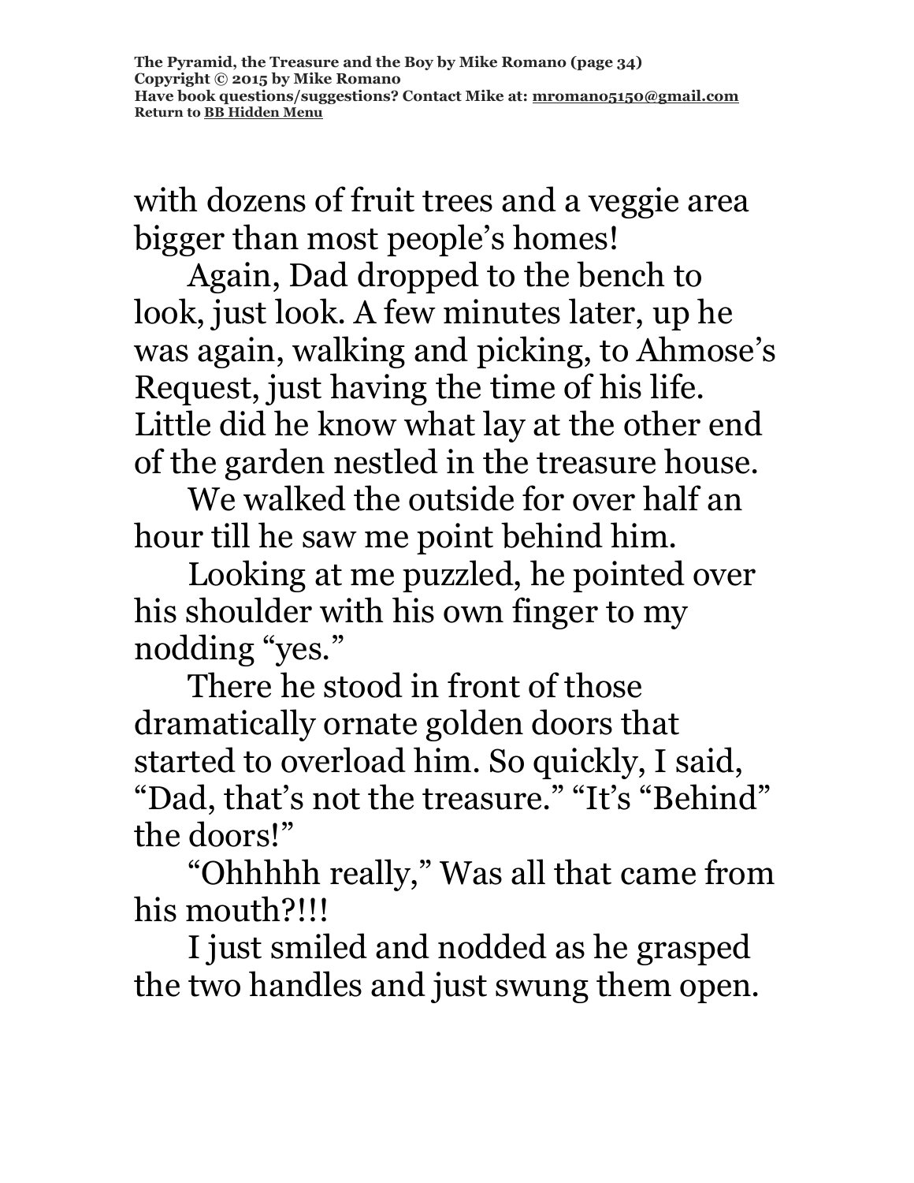with dozens of fruit trees and a veggie area bigger than most people's homes!

Again, Dad dropped to the bench to look, just look. A few minutes later, up he was again, walking and picking, to Ahmose's Request, just having the time of his life. Little did he know what lay at the other end of the garden nestled in the treasure house.

We walked the outside for over half an hour till he saw me point behind him.

Looking at me puzzled, he pointed over his shoulder with his own finger to my nodding "yes."

There he stood in front of those dramatically ornate golden doors that started to overload him. So quickly, I said, "Dad, that's not the treasure." "It's "Behind" the doors!"

"Ohhhhh really," Was all that came from his mouth?!!!

I just smiled and nodded as he grasped the two handles and just swung them open.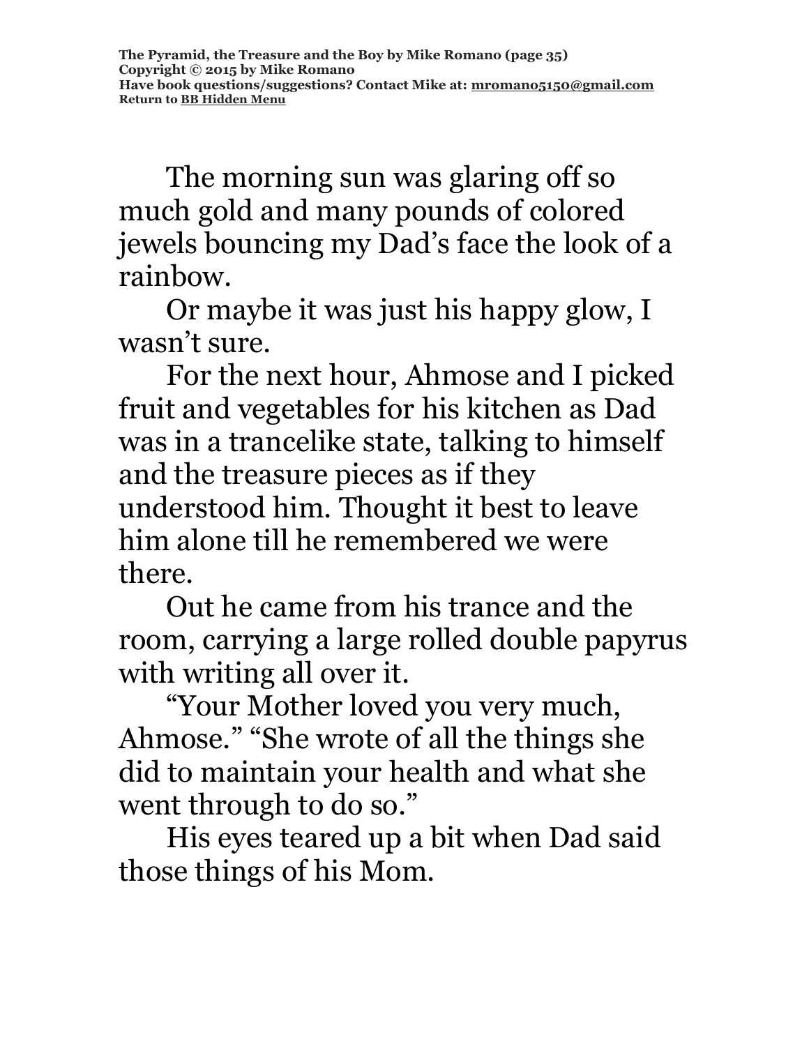The morning sun was glaring off so much gold and many pounds of colored jewels bouncing my Dad's face the look of a rainbow.

Or maybe it was just his happy glow, I wasn't sure.

For the next hour, Ahmose and I picked fruit and vegetables for his kitchen as Dad was in a trancelike state, talking to himself and the treasure pieces as if they understood him. Thought it best to leave him alone till he remembered we were there.

Out he came from his trance and the room, carrying a large rolled double papyrus with writing all over it.

"Your Mother loved you very much, Ahmose." "She wrote of all the things she did to maintain your health and what she went through to do so."

His eyes teared up a bit when Dad said those things of his Mom.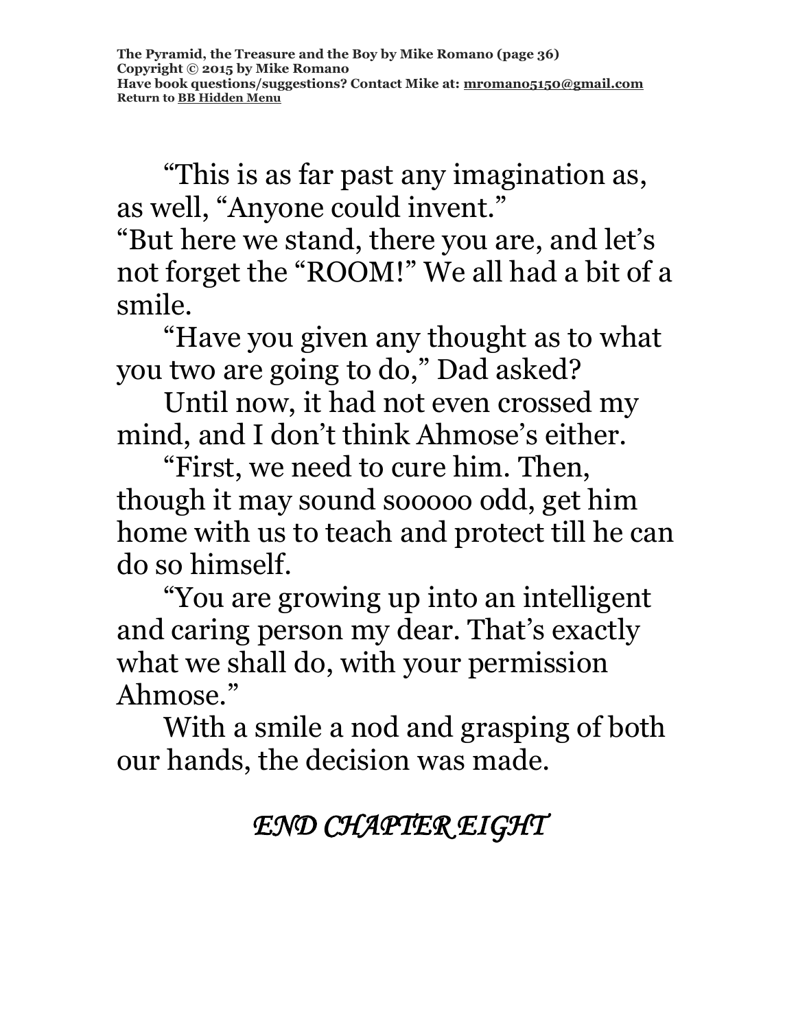"This is as far past any imagination as, as well, "Anyone could invent."
"But here we stand, there you are, and let's not forget the "ROOM!" We all had a bit of a smile.

"Have you given any thought as to what you two are going to do," Dad asked?

Until now, it had not even crossed my mind, and I don't think Ahmose's either.

"First, we need to cure him. Then, though it may sound sooooo odd, get him home with us to teach and protect till he can do so himself.

"You are growing up into an intelligent and caring person my dear. That's exactly what we shall do, with your permission Ahmose."

With a smile a nod and grasping of both our hands, the decision was made.

*END CHAPTER EIGHT*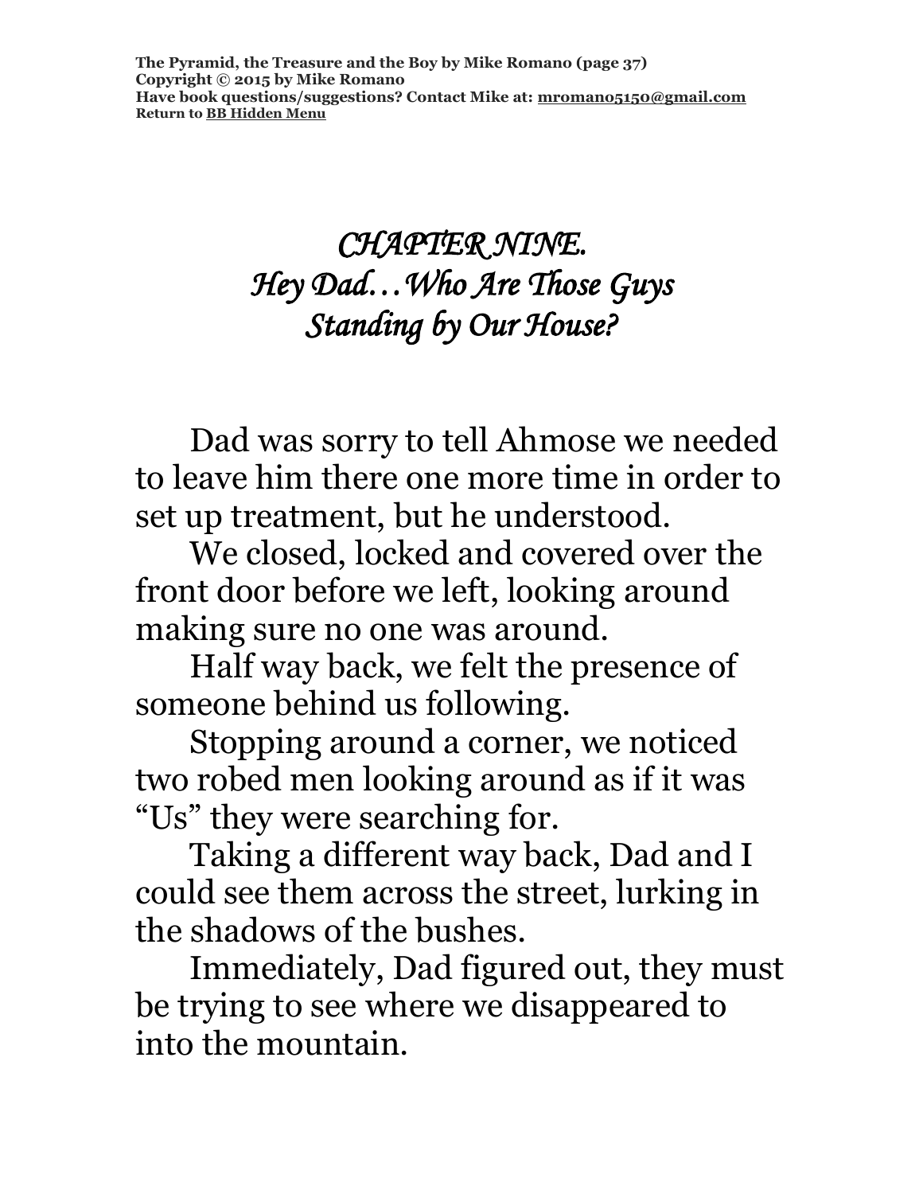# *CHAPTER NINE. Hey Dad…Who Are Those Guys Standing by Our House?*

Dad was sorry to tell Ahmose we needed to leave him there one more time in order to set up treatment, but he understood.

We closed, locked and covered over the front door before we left, looking around making sure no one was around.

Half way back, we felt the presence of someone behind us following.

Stopping around a corner, we noticed two robed men looking around as if it was "Us" they were searching for.

Taking a different way back, Dad and I could see them across the street, lurking in the shadows of the bushes.

Immediately, Dad figured out, they must be trying to see where we disappeared to into the mountain.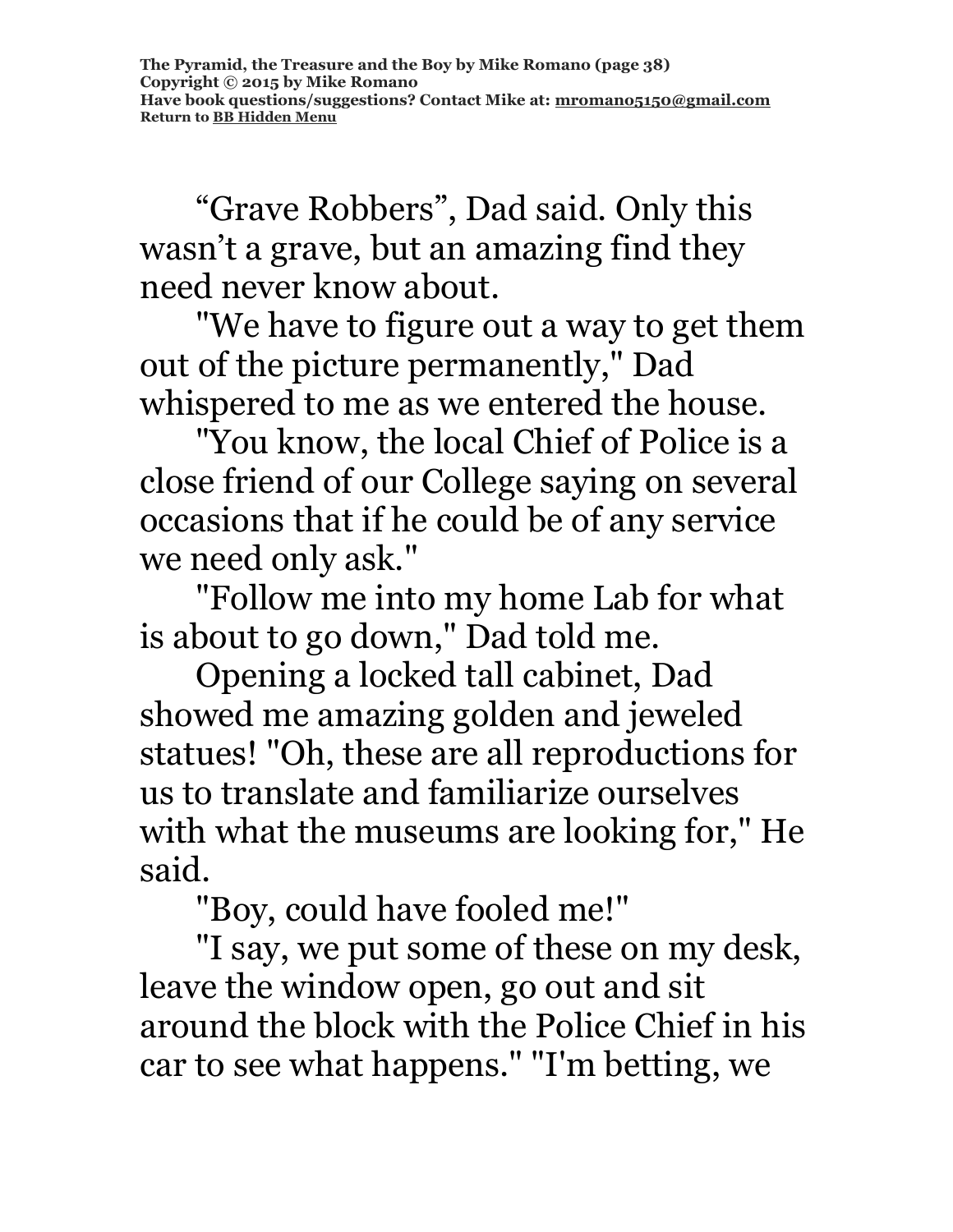"Grave Robbers", Dad said. Only this wasn't a grave, but an amazing find they need never know about.

"We have to figure out a way to get them out of the picture permanently," Dad whispered to me as we entered the house.

"You know, the local Chief of Police is a close friend of our College saying on several occasions that if he could be of any service we need only ask."

"Follow me into my home Lab for what is about to go down," Dad told me.

Opening a locked tall cabinet, Dad showed me amazing golden and jeweled statues! "Oh, these are all reproductions for us to translate and familiarize ourselves with what the museums are looking for," He said.

"Boy, could have fooled me!"

"I say, we put some of these on my desk, leave the window open, go out and sit around the block with the Police Chief in his car to see what happens." "I'm betting, we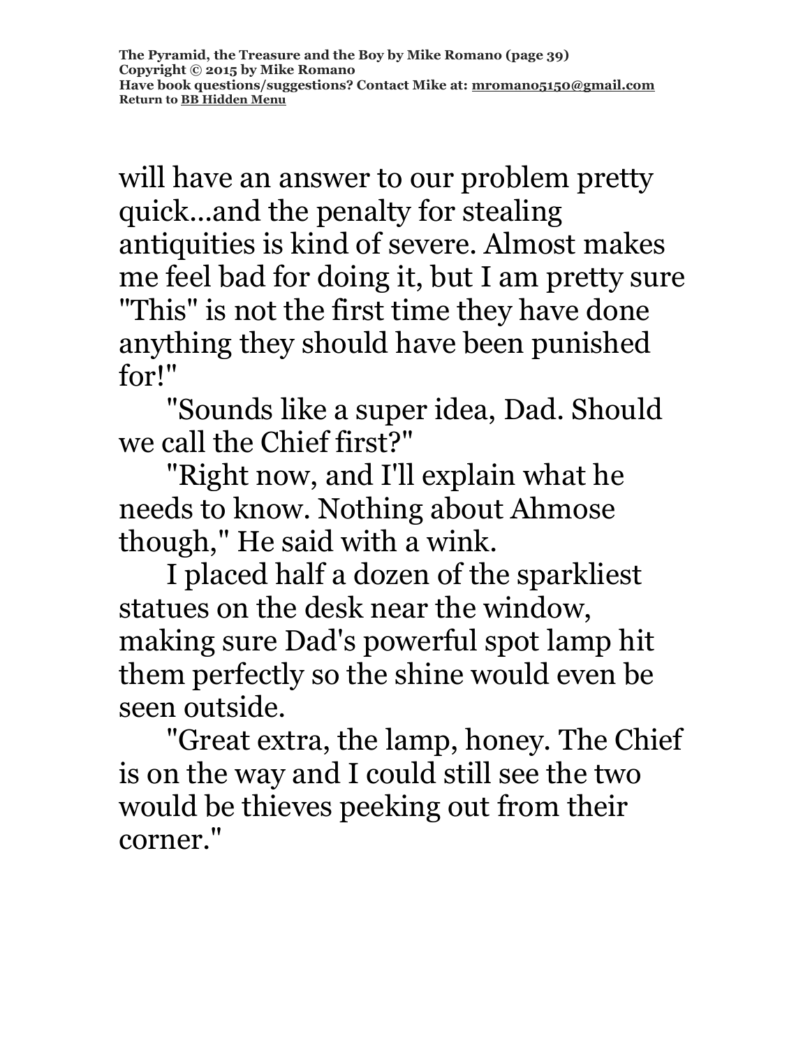will have an answer to our problem pretty quick...and the penalty for stealing antiquities is kind of severe. Almost makes me feel bad for doing it, but I am pretty sure "This" is not the first time they have done anything they should have been punished for!"

"Sounds like a super idea, Dad. Should we call the Chief first?"

"Right now, and I'll explain what he needs to know. Nothing about Ahmose though," He said with a wink.

I placed half a dozen of the sparkliest statues on the desk near the window, making sure Dad's powerful spot lamp hit them perfectly so the shine would even be seen outside.

"Great extra, the lamp, honey. The Chief is on the way and I could still see the two would be thieves peeking out from their corner."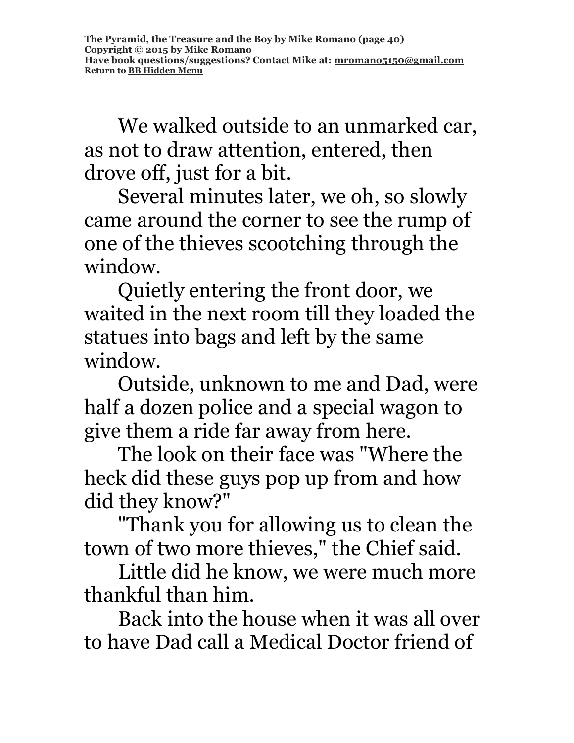We walked outside to an unmarked car, as not to draw attention, entered, then drove off, just for a bit.

Several minutes later, we oh, so slowly came around the corner to see the rump of one of the thieves scootching through the window.

Quietly entering the front door, we waited in the next room till they loaded the statues into bags and left by the same window.

Outside, unknown to me and Dad, were half a dozen police and a special wagon to give them a ride far away from here.

The look on their face was "Where the heck did these guys pop up from and how did they know?"

"Thank you for allowing us to clean the town of two more thieves," the Chief said.

Little did he know, we were much more thankful than him.

Back into the house when it was all over to have Dad call a Medical Doctor friend of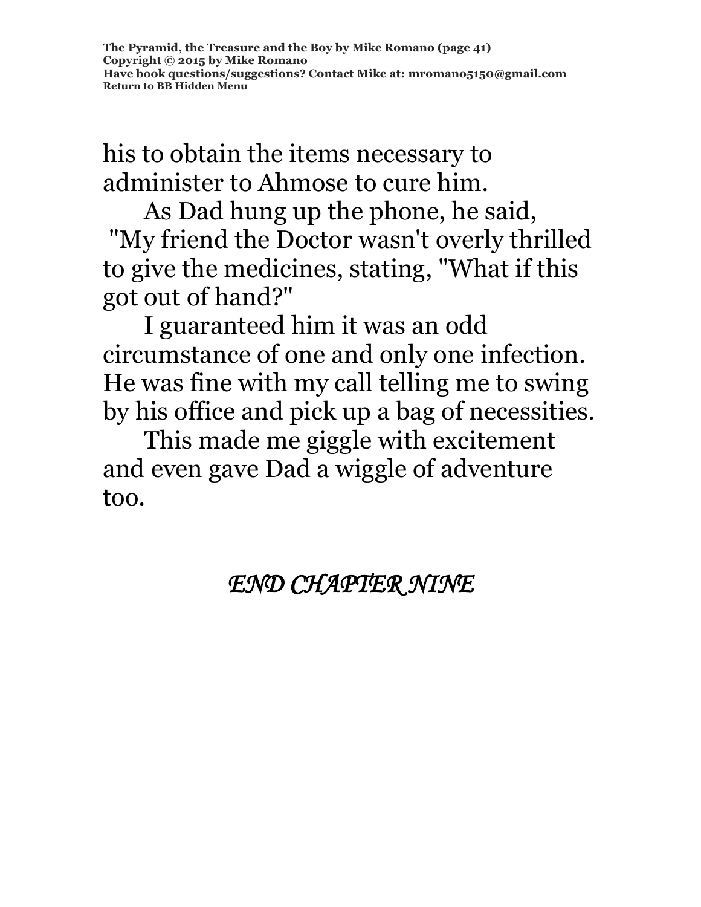his to obtain the items necessary to administer to Ahmose to cure him.

As Dad hung up the phone, he said, "My friend the Doctor wasn't overly thrilled to give the medicines, stating, "What if this got out of hand?"

I guaranteed him it was an odd circumstance of one and only one infection. He was fine with my call telling me to swing by his office and pick up a bag of necessities.

This made me giggle with excitement and even gave Dad a wiggle of adventure too.

*END CHAPTER NINE*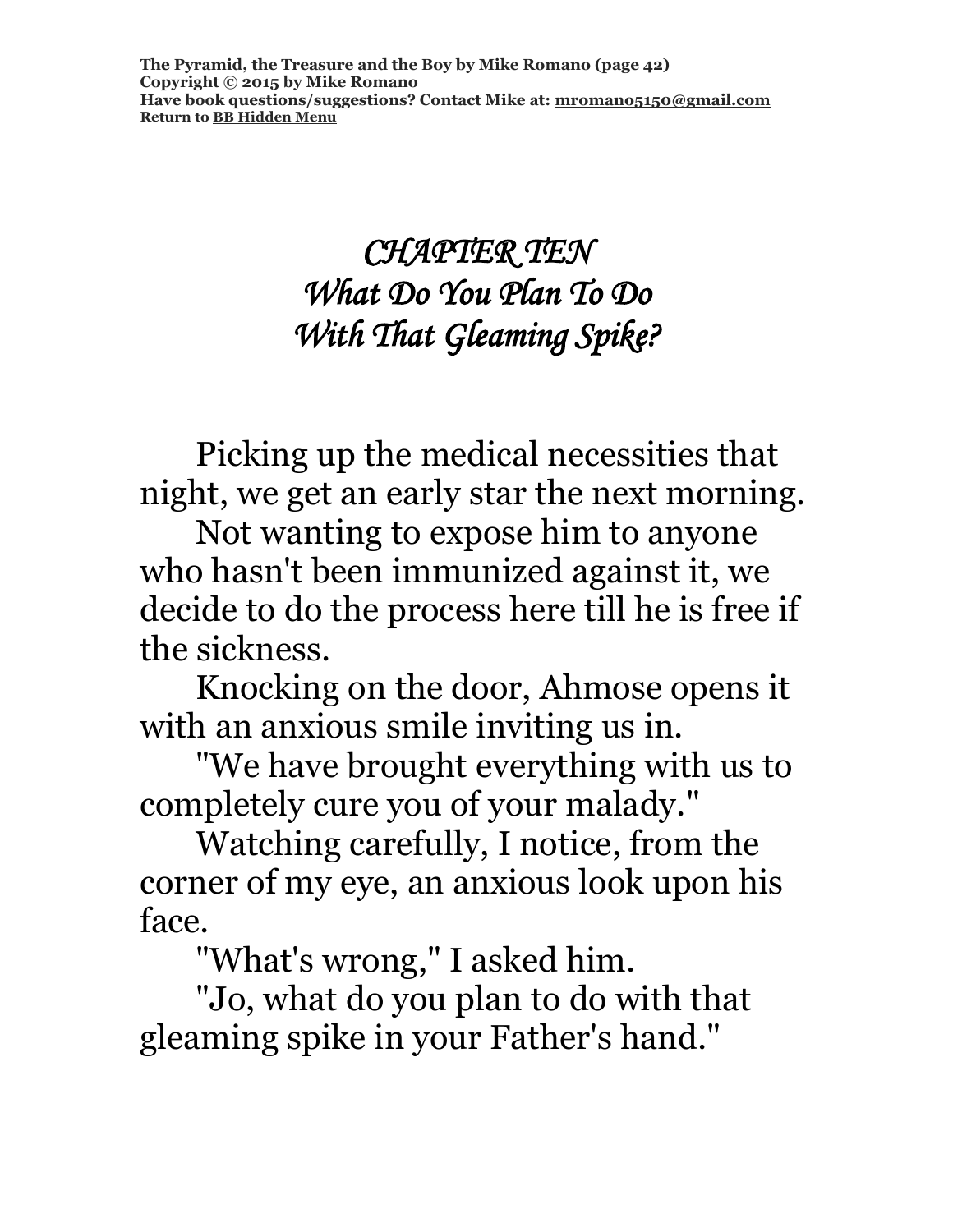# *CHAPTER TEN*
# *What Do You Plan To Do With That Gleaming Spike?*

Picking up the medical necessities that night, we get an early star the next morning.

Not wanting to expose him to anyone who hasn't been immunized against it, we decide to do the process here till he is free if the sickness.

Knocking on the door, Ahmose opens it with an anxious smile inviting us in.

"We have brought everything with us to completely cure you of your malady."

Watching carefully, I notice, from the corner of my eye, an anxious look upon his face.

"What's wrong," I asked him.

"Jo, what do you plan to do with that gleaming spike in your Father's hand."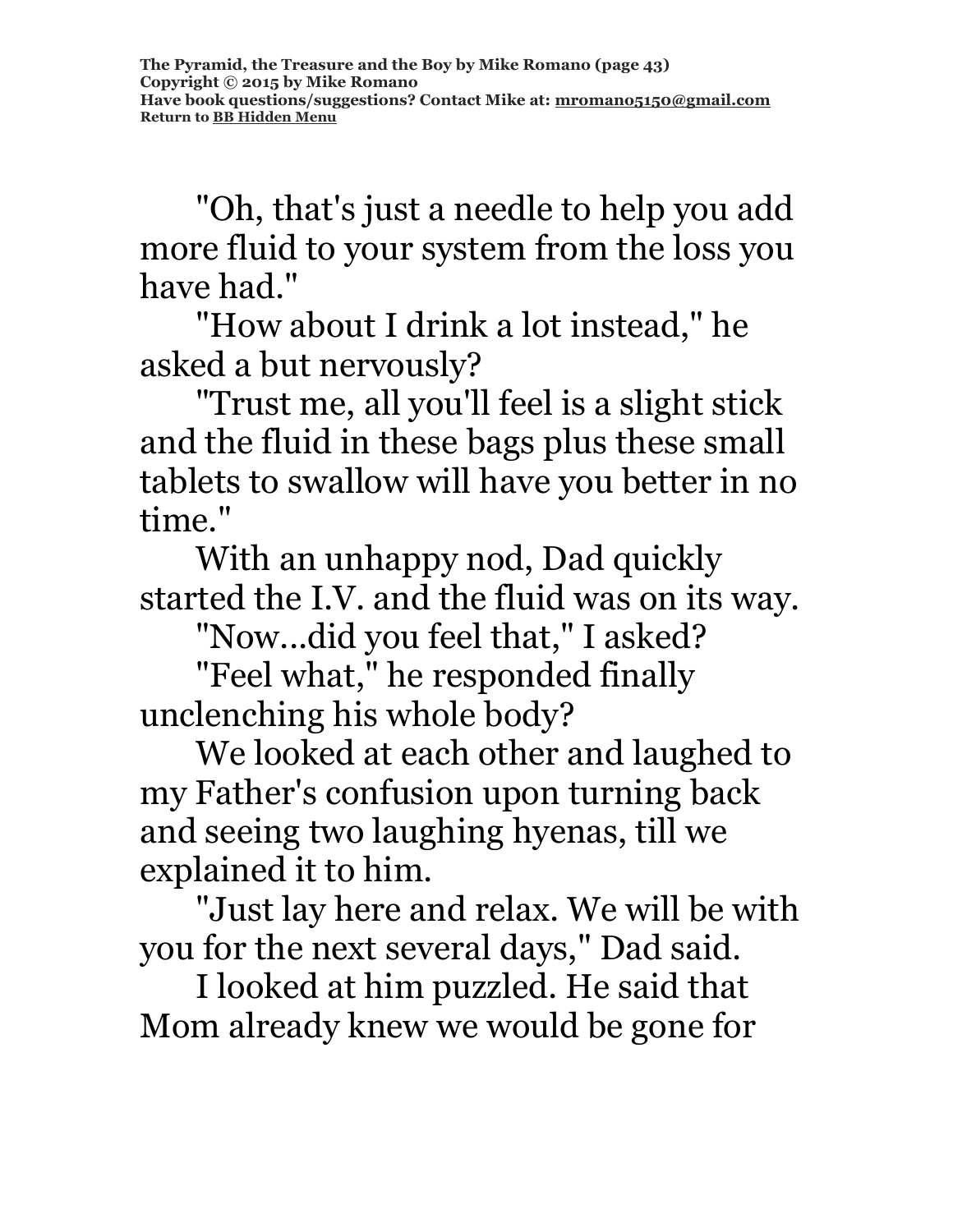"Oh, that's just a needle to help you add more fluid to your system from the loss you have had."

"How about I drink a lot instead," he asked a but nervously?

"Trust me, all you'll feel is a slight stick and the fluid in these bags plus these small tablets to swallow will have you better in no time."

With an unhappy nod, Dad quickly started the I.V. and the fluid was on its way.

"Now...did you feel that," I asked?

"Feel what," he responded finally unclenching his whole body?

We looked at each other and laughed to my Father's confusion upon turning back and seeing two laughing hyenas, till we explained it to him.

"Just lay here and relax. We will be with you for the next several days," Dad said.

I looked at him puzzled. He said that Mom already knew we would be gone for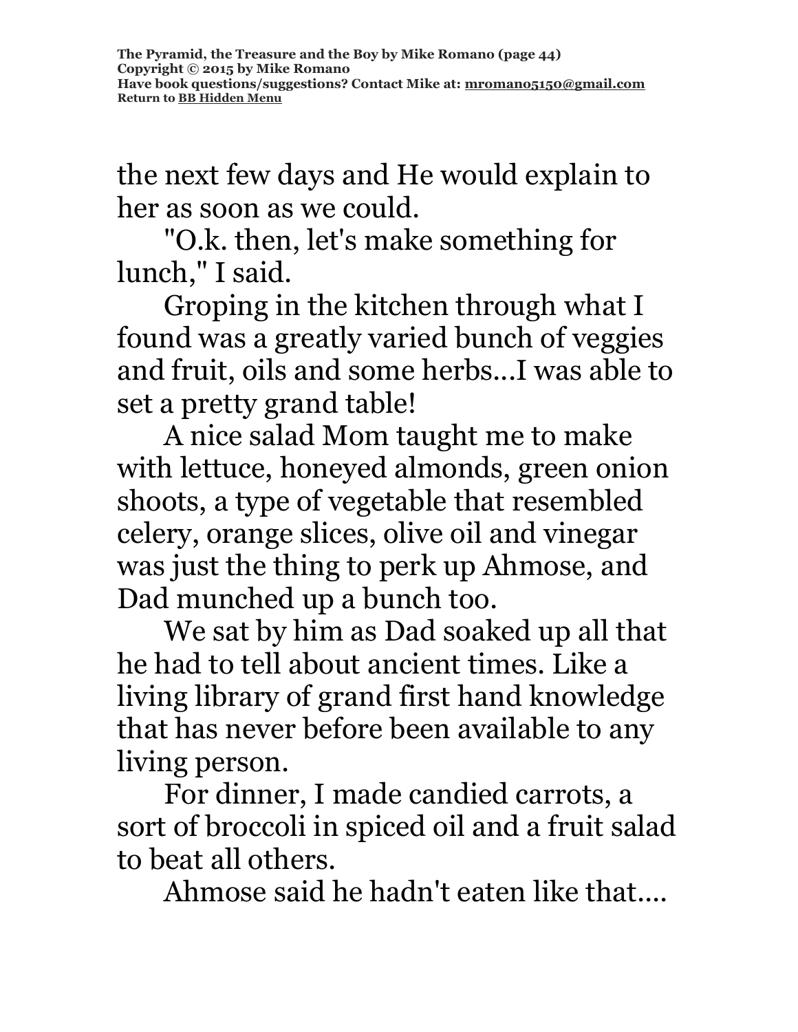the next few days and He would explain to her as soon as we could.

"O.k. then, let's make something for lunch," I said.

Groping in the kitchen through what I found was a greatly varied bunch of veggies and fruit, oils and some herbs...I was able to set a pretty grand table!

A nice salad Mom taught me to make with lettuce, honeyed almonds, green onion shoots, a type of vegetable that resembled celery, orange slices, olive oil and vinegar was just the thing to perk up Ahmose, and Dad munched up a bunch too.

We sat by him as Dad soaked up all that he had to tell about ancient times. Like a living library of grand first hand knowledge that has never before been available to any living person.

For dinner, I made candied carrots, a sort of broccoli in spiced oil and a fruit salad to beat all others.

Ahmose said he hadn't eaten like that....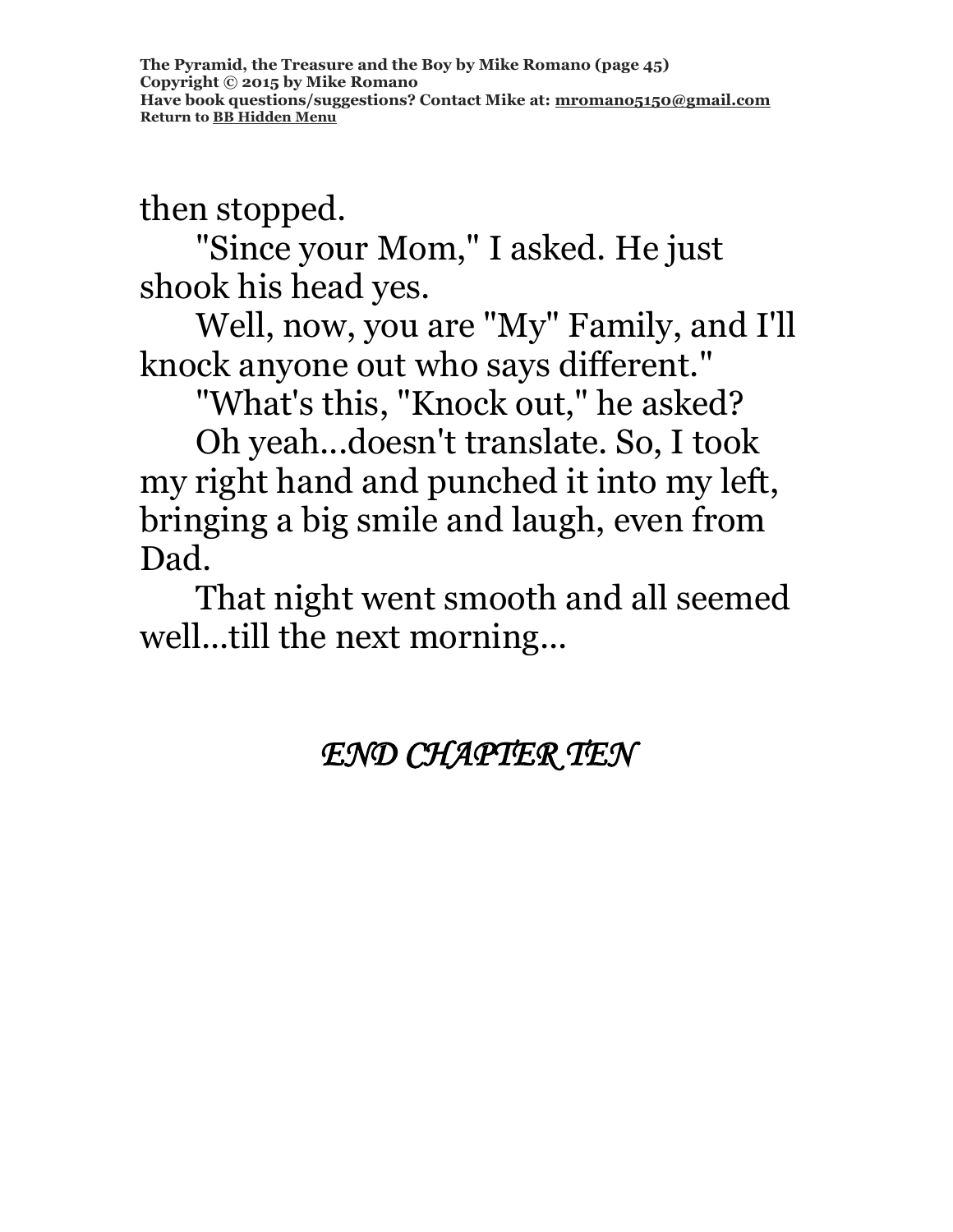then stopped.

"Since your Mom," I asked. He just shook his head yes.

Well, now, you are "My" Family, and I'll knock anyone out who says different."

"What's this, "Knock out," he asked?

Oh yeah...doesn't translate. So, I took my right hand and punched it into my left, bringing a big smile and laugh, even from Dad.

That night went smooth and all seemed well...till the next morning...

*END CHAPTER TEN*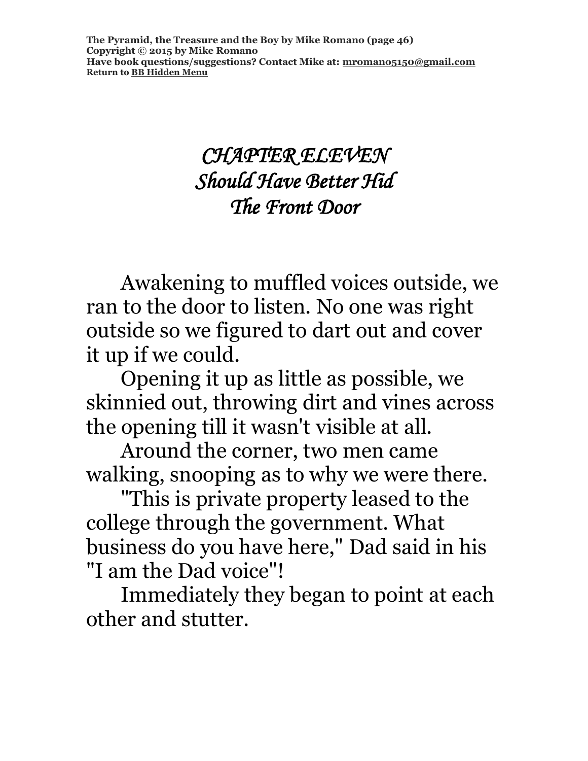# *CHAPTER ELEVEN*
# *Should Have Better Hid*
# *The Front Door*

Awakening to muffled voices outside, we ran to the door to listen. No one was right outside so we figured to dart out and cover it up if we could.

Opening it up as little as possible, we skinnied out, throwing dirt and vines across the opening till it wasn't visible at all.

Around the corner, two men came walking, snooping as to why we were there.

"This is private property leased to the college through the government. What business do you have here," Dad said in his "I am the Dad voice"!

Immediately they began to point at each other and stutter.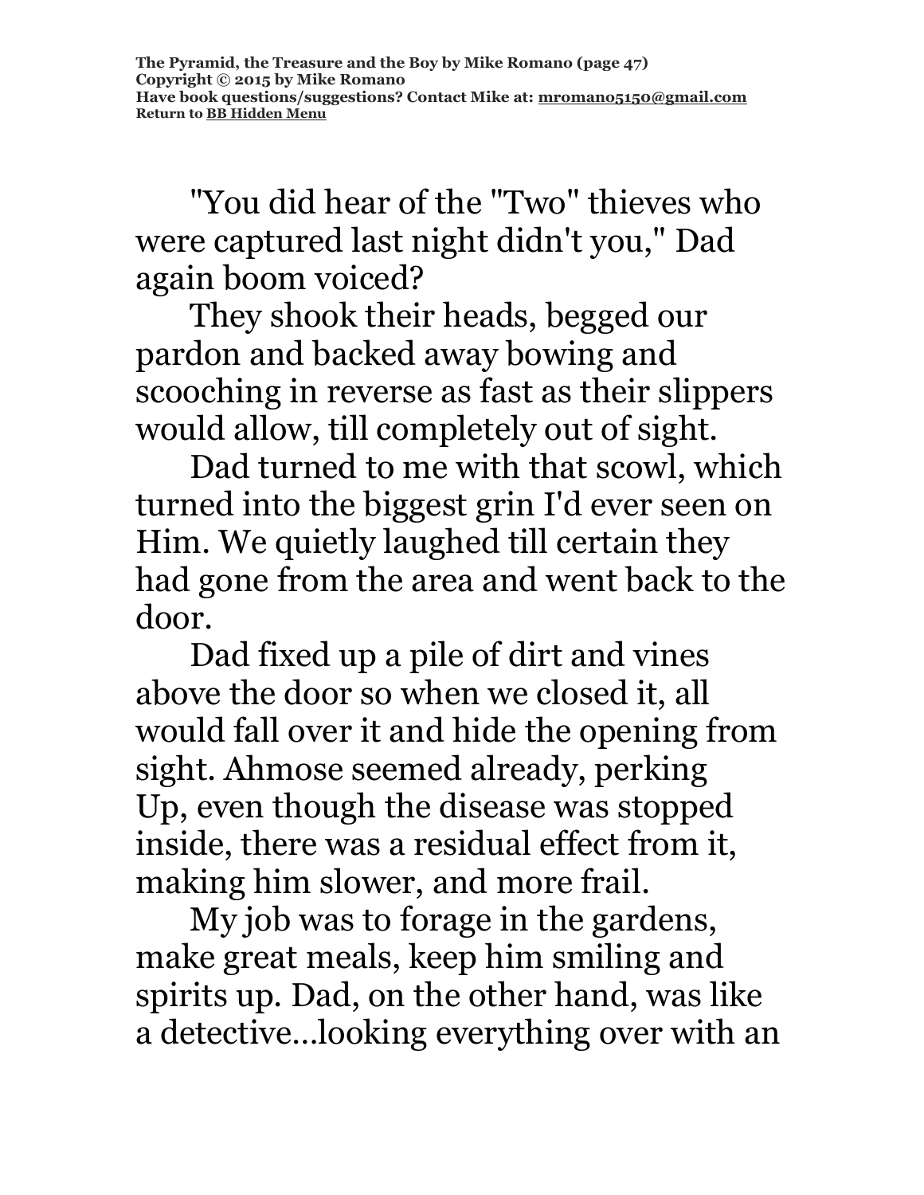"You did hear of the "Two" thieves who were captured last night didn't you," Dad again boom voiced?

They shook their heads, begged our pardon and backed away bowing and scooching in reverse as fast as their slippers would allow, till completely out of sight.

Dad turned to me with that scowl, which turned into the biggest grin I'd ever seen on Him. We quietly laughed till certain they had gone from the area and went back to the door.

Dad fixed up a pile of dirt and vines above the door so when we closed it, all would fall over it and hide the opening from sight. Ahmose seemed already, perking Up, even though the disease was stopped inside, there was a residual effect from it, making him slower, and more frail.

My job was to forage in the gardens, make great meals, keep him smiling and spirits up. Dad, on the other hand, was like a detective...looking everything over with an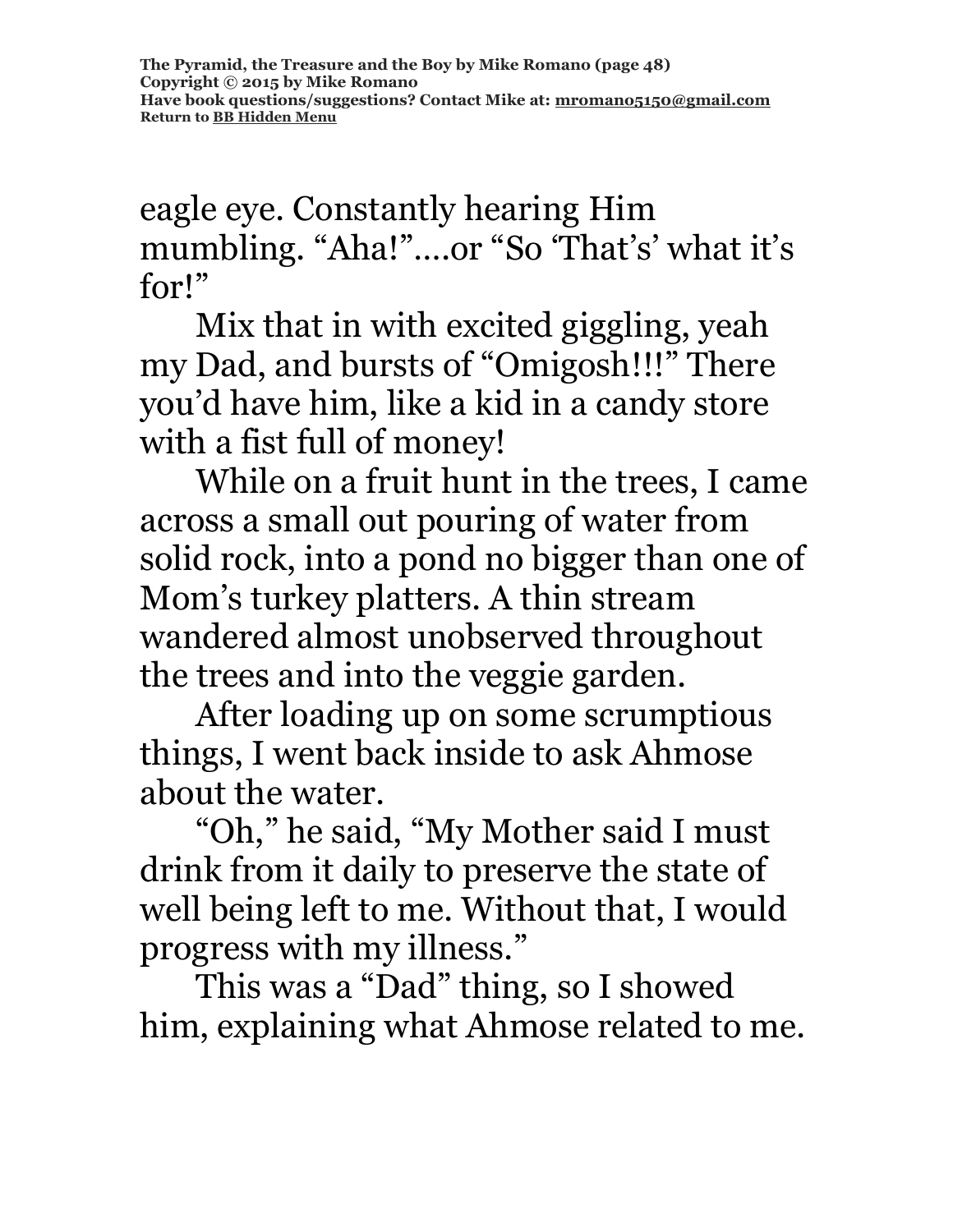eagle eye. Constantly hearing Him mumbling. “Aha!”....or “So ‘That’s’ what it’s for!”

Mix that in with excited giggling, yeah my Dad, and bursts of “Omigosh!!!” There you’d have him, like a kid in a candy store with a fist full of money!

While on a fruit hunt in the trees, I came across a small out pouring of water from solid rock, into a pond no bigger than one of Mom’s turkey platters. A thin stream wandered almost unobserved throughout the trees and into the veggie garden.

After loading up on some scrumptious things, I went back inside to ask Ahmose about the water.

“Oh,” he said, “My Mother said I must drink from it daily to preserve the state of well being left to me. Without that, I would progress with my illness.”

This was a “Dad” thing, so I showed him, explaining what Ahmose related to me.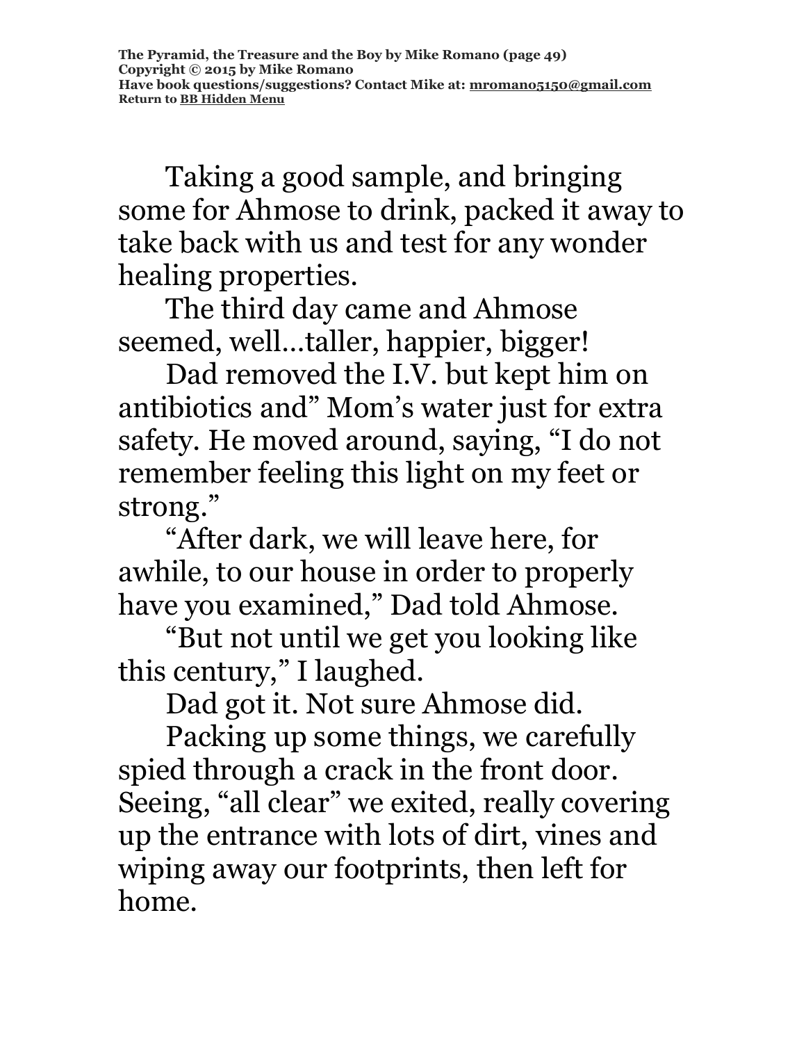Taking a good sample, and bringing some for Ahmose to drink, packed it away to take back with us and test for any wonder healing properties.

The third day came and Ahmose seemed, well…taller, happier, bigger!

Dad removed the I.V. but kept him on antibiotics and" Mom's water just for extra safety. He moved around, saying, "I do not remember feeling this light on my feet or strong."

"After dark, we will leave here, for awhile, to our house in order to properly have you examined," Dad told Ahmose.

"But not until we get you looking like this century," I laughed.

Dad got it. Not sure Ahmose did.

Packing up some things, we carefully spied through a crack in the front door. Seeing, "all clear" we exited, really covering up the entrance with lots of dirt, vines and wiping away our footprints, then left for home.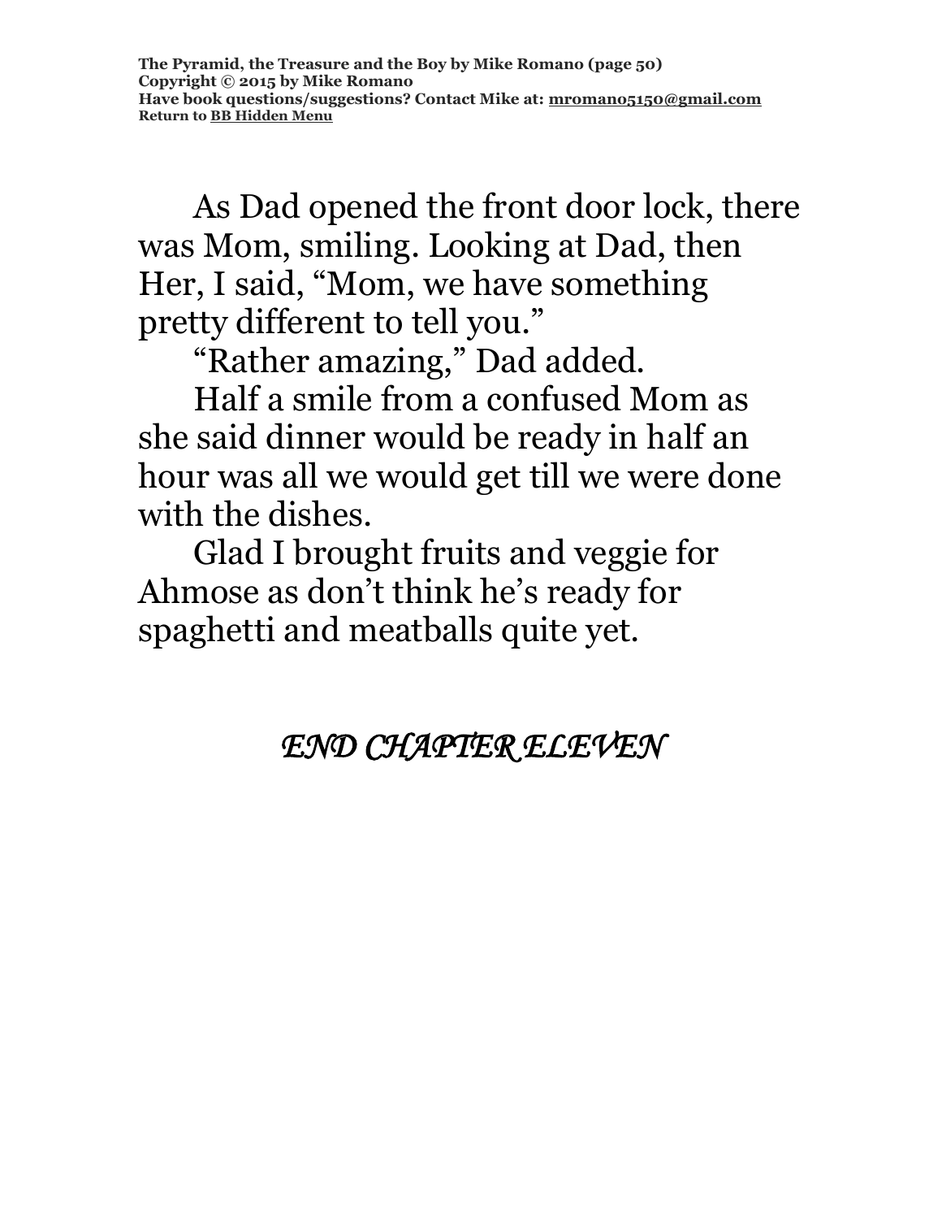As Dad opened the front door lock, there was Mom, smiling. Looking at Dad, then Her, I said, “Mom, we have something pretty different to tell you.”

“Rather amazing,” Dad added.

Half a smile from a confused Mom as she said dinner would be ready in half an hour was all we would get till we were done with the dishes.

Glad I brought fruits and veggie for Ahmose as don’t think he’s ready for spaghetti and meatballs quite yet.

*END CHAPTER ELEVEN*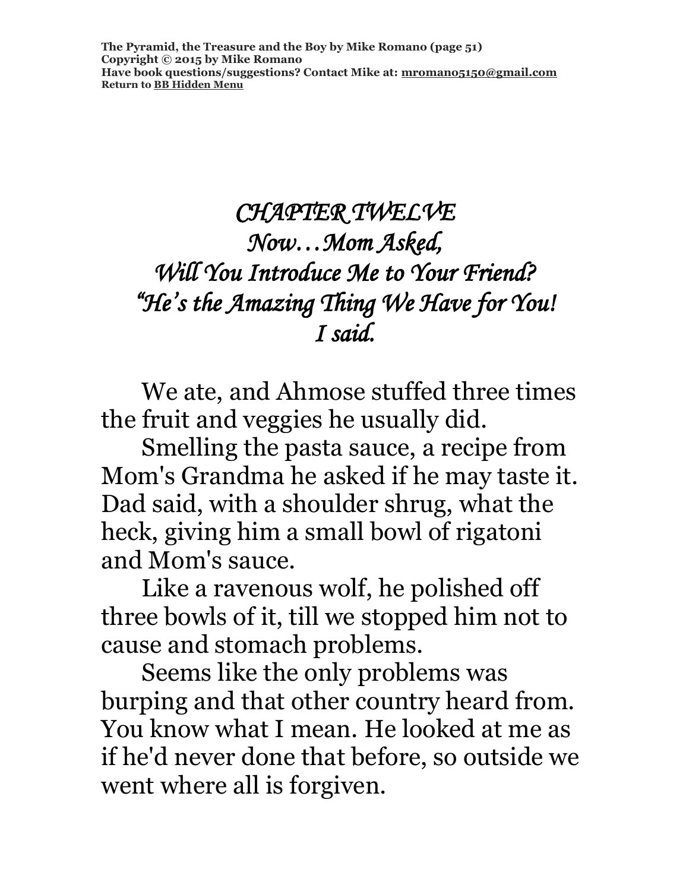# *CHAPTER TWELVE*
# *Now…Mom Asked, Will You Introduce Me to Your Friend? "He's the Amazing Thing We Have for You! I said.*

We ate, and Ahmose stuffed three times the fruit and veggies he usually did.

Smelling the pasta sauce, a recipe from Mom's Grandma he asked if he may taste it. Dad said, with a shoulder shrug, what the heck, giving him a small bowl of rigatoni and Mom's sauce.

Like a ravenous wolf, he polished off three bowls of it, till we stopped him not to cause and stomach problems.

Seems like the only problems was burping and that other country heard from. You know what I mean. He looked at me as if he'd never done that before, so outside we went where all is forgiven.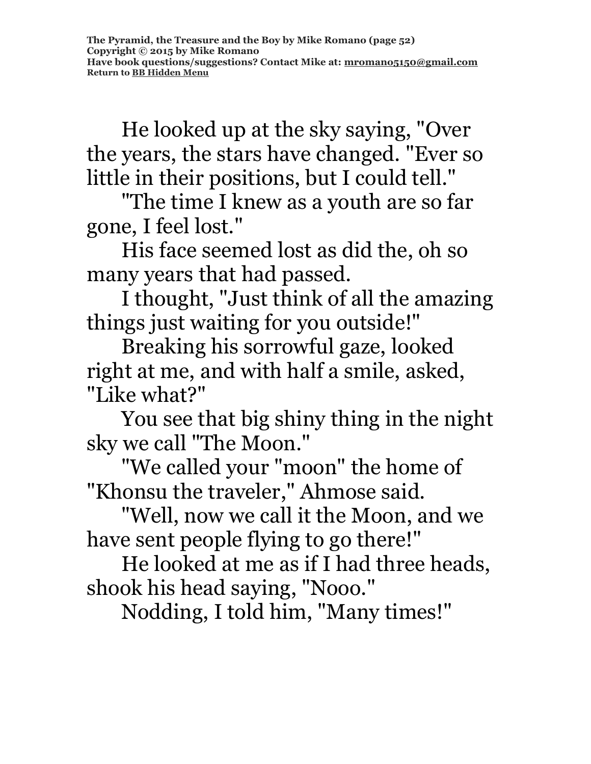He looked up at the sky saying, "Over the years, the stars have changed. "Ever so little in their positions, but I could tell."

"The time I knew as a youth are so far gone, I feel lost."

His face seemed lost as did the, oh so many years that had passed.

I thought, "Just think of all the amazing things just waiting for you outside!"

Breaking his sorrowful gaze, looked right at me, and with half a smile, asked, "Like what?"

You see that big shiny thing in the night sky we call "The Moon."

"We called your "moon" the home of "Khonsu the traveler," Ahmose said.

"Well, now we call it the Moon, and we have sent people flying to go there!"

He looked at me as if I had three heads, shook his head saying, "Nooo."

Nodding, I told him, "Many times!"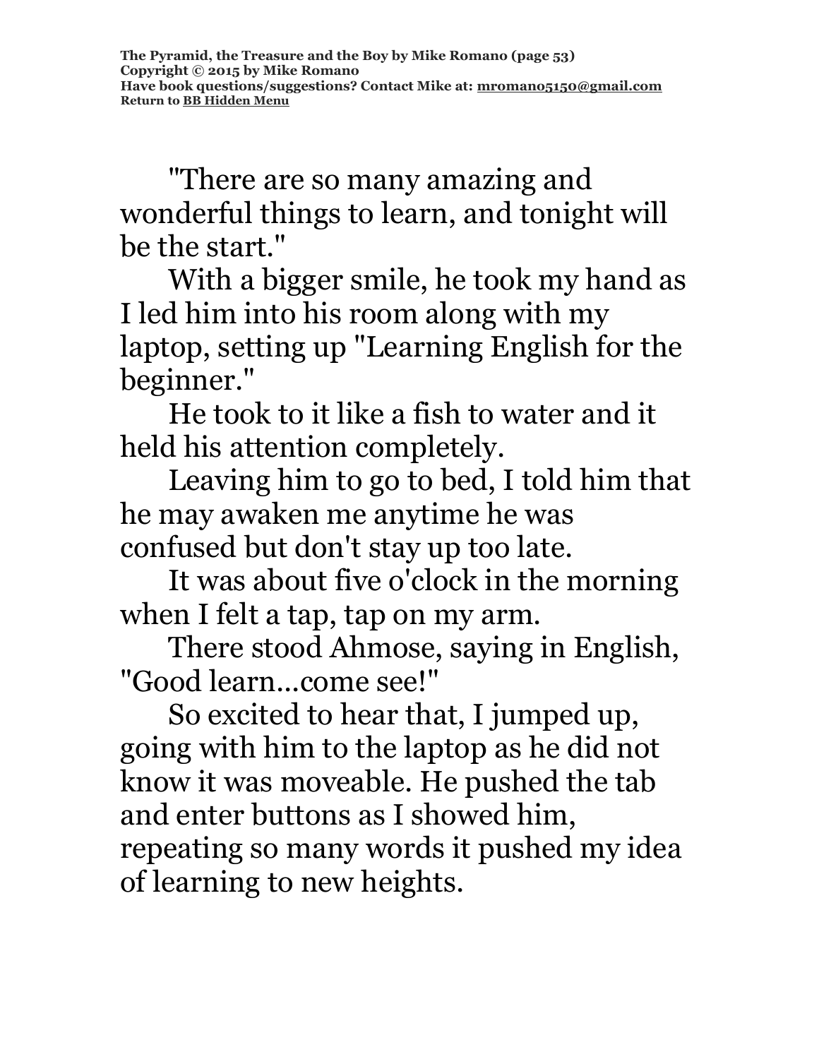"There are so many amazing and wonderful things to learn, and tonight will be the start."

With a bigger smile, he took my hand as I led him into his room along with my laptop, setting up "Learning English for the beginner."

He took to it like a fish to water and it held his attention completely.

Leaving him to go to bed, I told him that he may awaken me anytime he was confused but don't stay up too late.

It was about five o'clock in the morning when I felt a tap, tap on my arm.

There stood Ahmose, saying in English, "Good learn...come see!"

So excited to hear that, I jumped up, going with him to the laptop as he did not know it was moveable. He pushed the tab and enter buttons as I showed him, repeating so many words it pushed my idea of learning to new heights.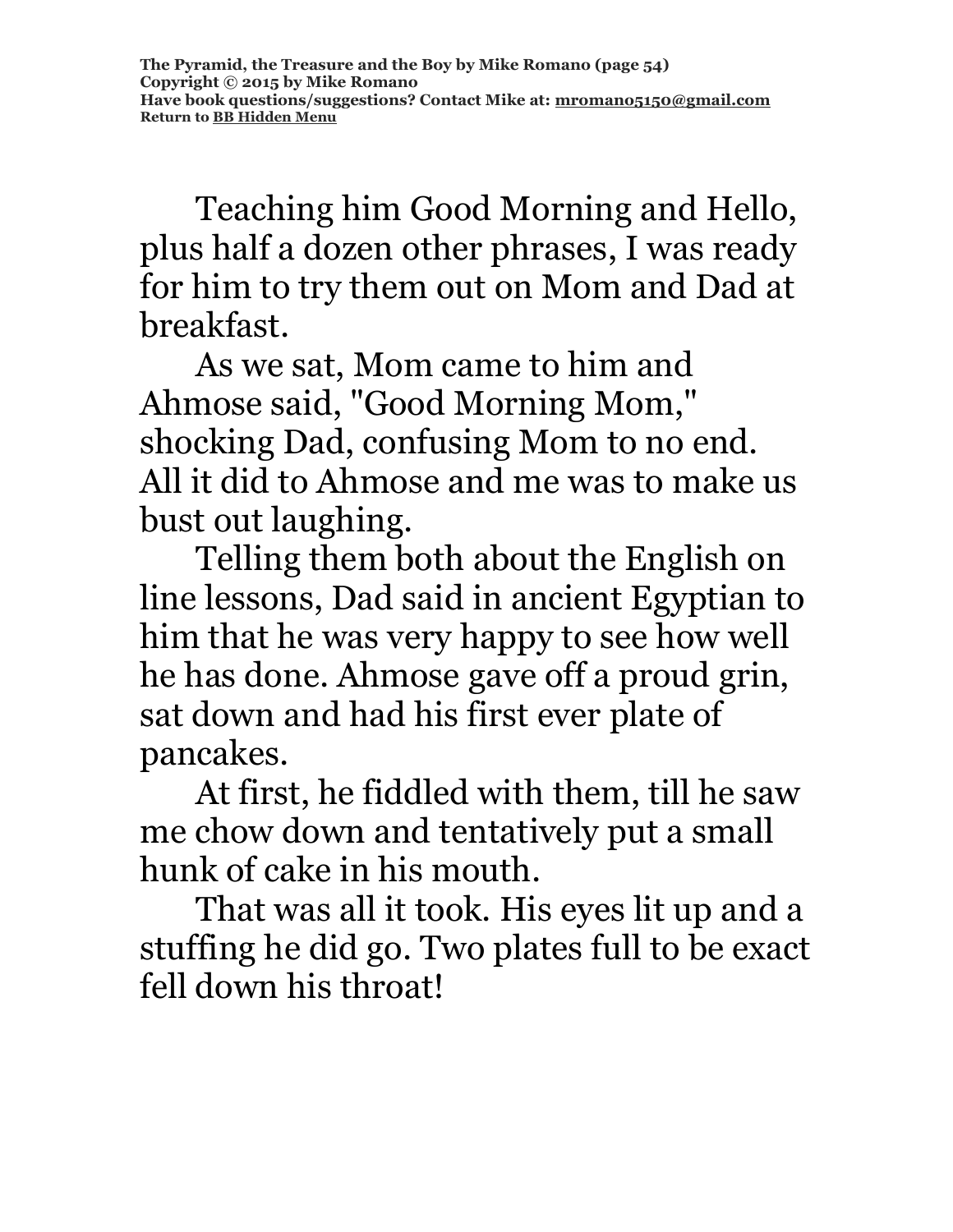Teaching him Good Morning and Hello, plus half a dozen other phrases, I was ready for him to try them out on Mom and Dad at breakfast.

As we sat, Mom came to him and Ahmose said, "Good Morning Mom," shocking Dad, confusing Mom to no end. All it did to Ahmose and me was to make us bust out laughing.

Telling them both about the English on line lessons, Dad said in ancient Egyptian to him that he was very happy to see how well he has done. Ahmose gave off a proud grin, sat down and had his first ever plate of pancakes.

At first, he fiddled with them, till he saw me chow down and tentatively put a small hunk of cake in his mouth.

That was all it took. His eyes lit up and a stuffing he did go. Two plates full to be exact fell down his throat!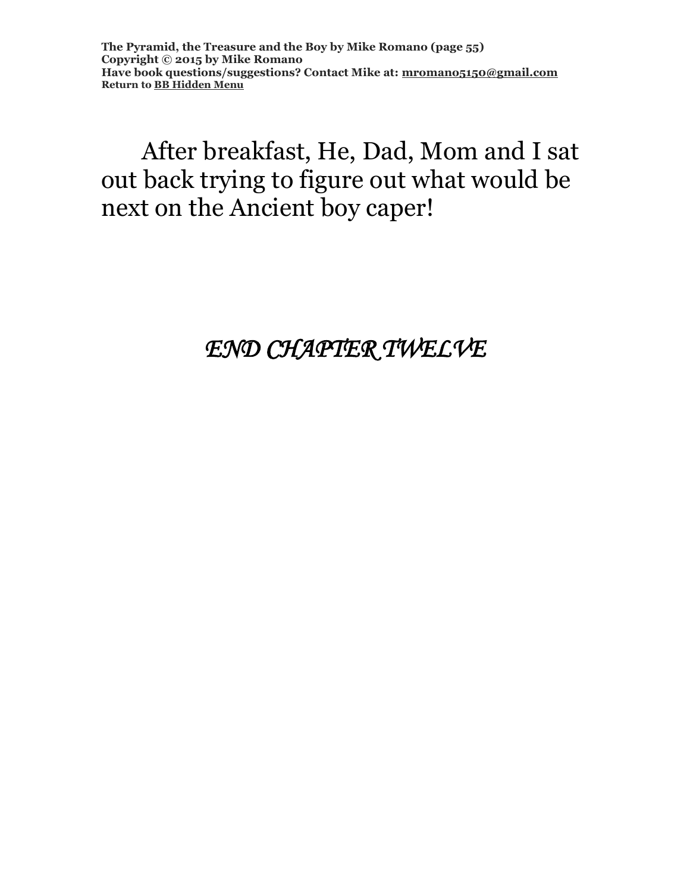After breakfast, He, Dad, Mom and I sat out back trying to figure out what would be next on the Ancient boy caper!

*END CHAPTER TWELVE*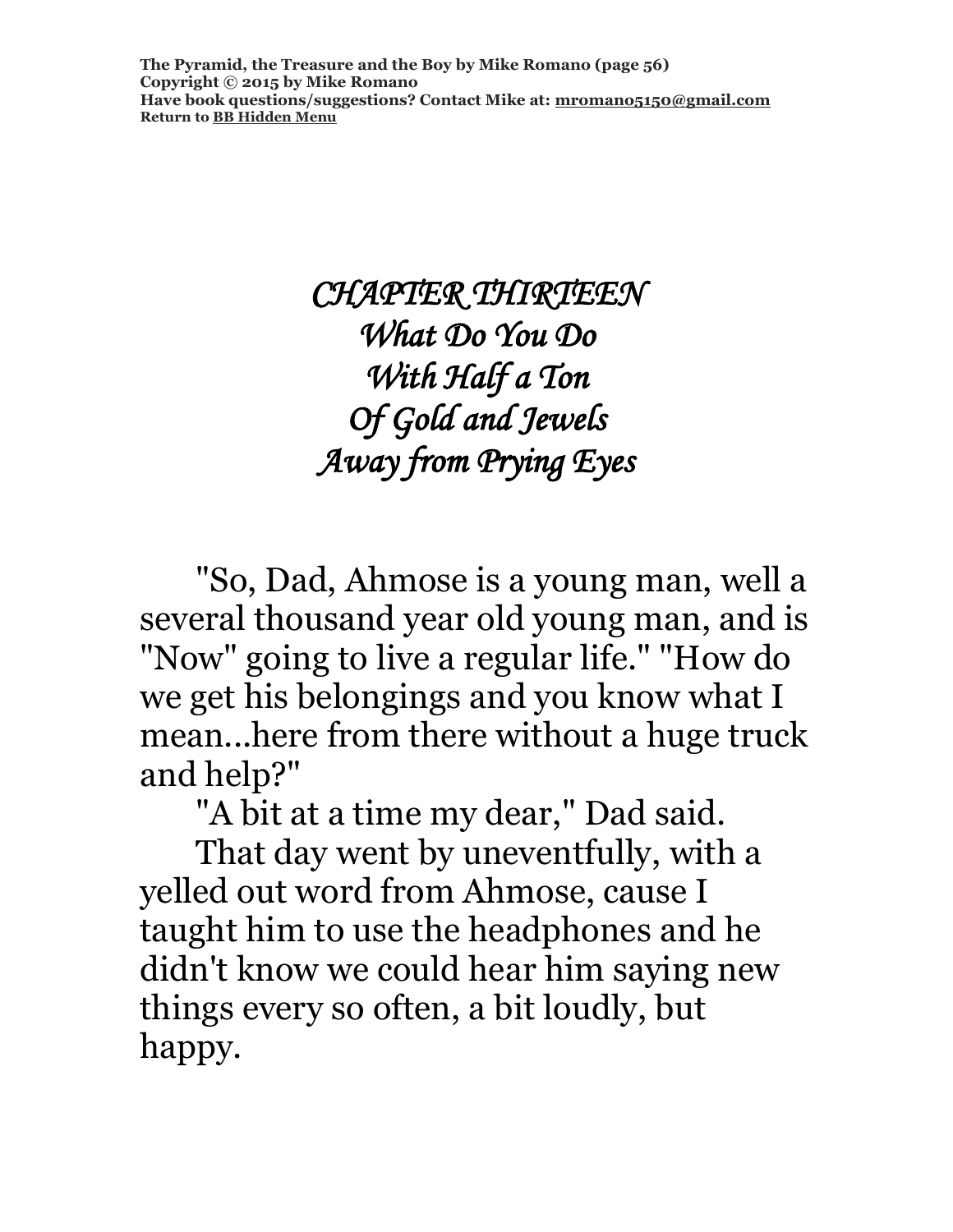# *CHAPTER THIRTEEN*
# *What Do You Do*
# *With Half a Ton*
# *Of Gold and Jewels*
# *Away from Prying Eyes*

"So, Dad, Ahmose is a young man, well a several thousand year old young man, and is "Now" going to live a regular life." "How do we get his belongings and you know what I mean...here from there without a huge truck and help?"

"A bit at a time my dear," Dad said.

That day went by uneventfully, with a yelled out word from Ahmose, cause I taught him to use the headphones and he didn't know we could hear him saying new things every so often, a bit loudly, but happy.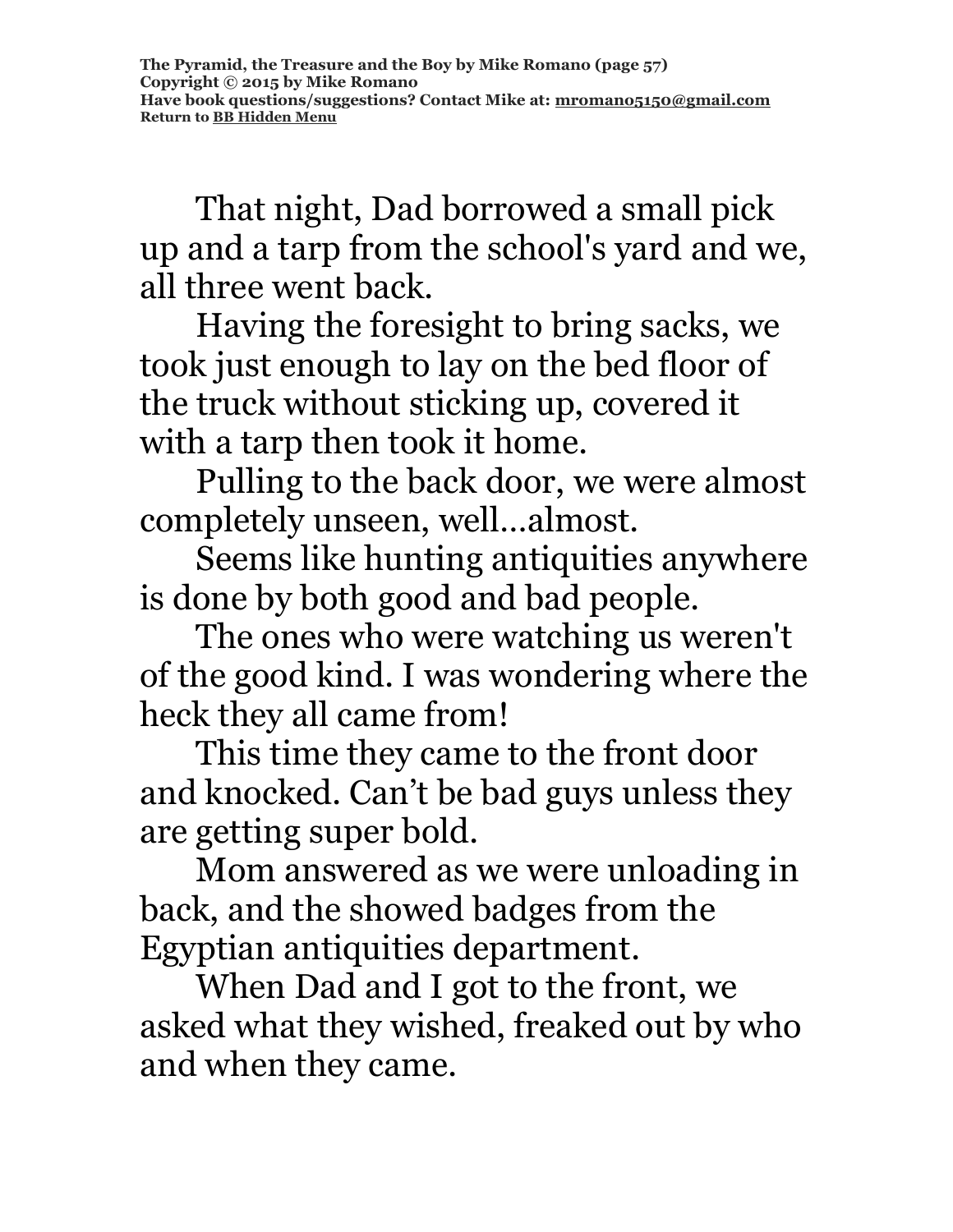That night, Dad borrowed a small pick up and a tarp from the school's yard and we, all three went back.

Having the foresight to bring sacks, we took just enough to lay on the bed floor of the truck without sticking up, covered it with a tarp then took it home.

Pulling to the back door, we were almost completely unseen, well…almost.

Seems like hunting antiquities anywhere is done by both good and bad people.

The ones who were watching us weren't of the good kind. I was wondering where the heck they all came from!

This time they came to the front door and knocked. Can't be bad guys unless they are getting super bold.

Mom answered as we were unloading in back, and the showed badges from the Egyptian antiquities department.

When Dad and I got to the front, we asked what they wished, freaked out by who and when they came.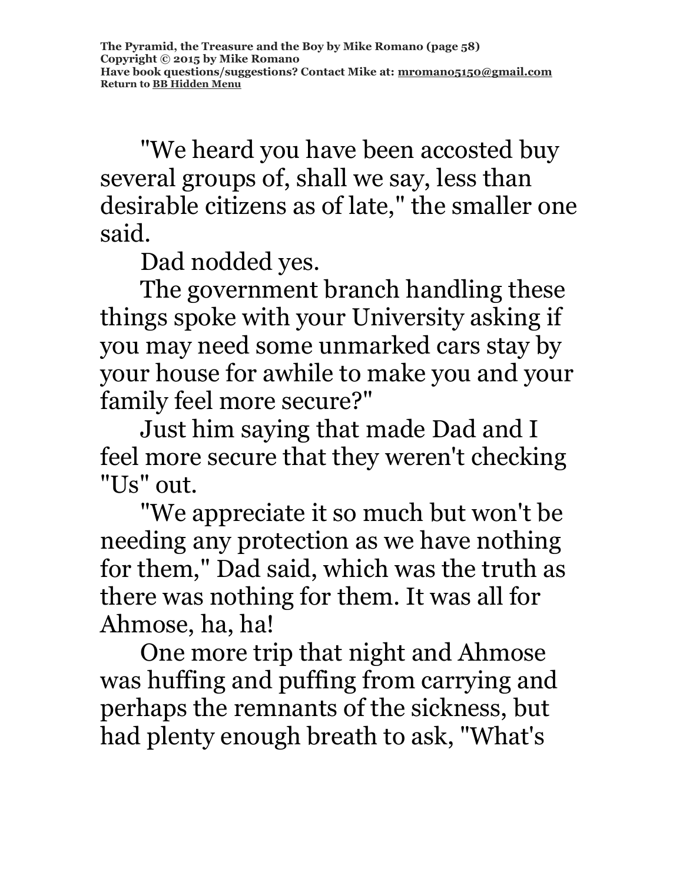"We heard you have been accosted buy several groups of, shall we say, less than desirable citizens as of late," the smaller one said.

Dad nodded yes.

The government branch handling these things spoke with your University asking if you may need some unmarked cars stay by your house for awhile to make you and your family feel more secure?"

Just him saying that made Dad and I feel more secure that they weren't checking "Us" out.

"We appreciate it so much but won't be needing any protection as we have nothing for them," Dad said, which was the truth as there was nothing for them. It was all for Ahmose, ha, ha!

One more trip that night and Ahmose was huffing and puffing from carrying and perhaps the remnants of the sickness, but had plenty enough breath to ask, "What's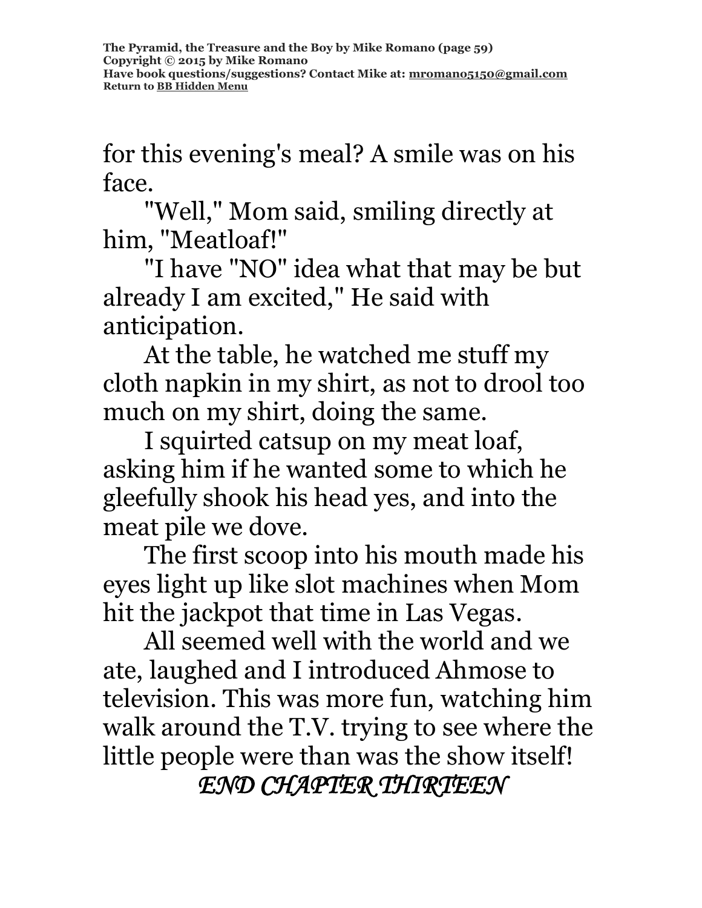for this evening's meal? A smile was on his face.

"Well," Mom said, smiling directly at him, "Meatloaf!"

"I have "NO" idea what that may be but already I am excited," He said with anticipation.

At the table, he watched me stuff my cloth napkin in my shirt, as not to drool too much on my shirt, doing the same.

I squirted catsup on my meat loaf, asking him if he wanted some to which he gleefully shook his head yes, and into the meat pile we dove.

The first scoop into his mouth made his eyes light up like slot machines when Mom hit the jackpot that time in Las Vegas.

All seemed well with the world and we ate, laughed and I introduced Ahmose to television. This was more fun, watching him walk around the T.V. trying to see where the little people were than was the show itself!

*END CHAPTER THIRTEEN*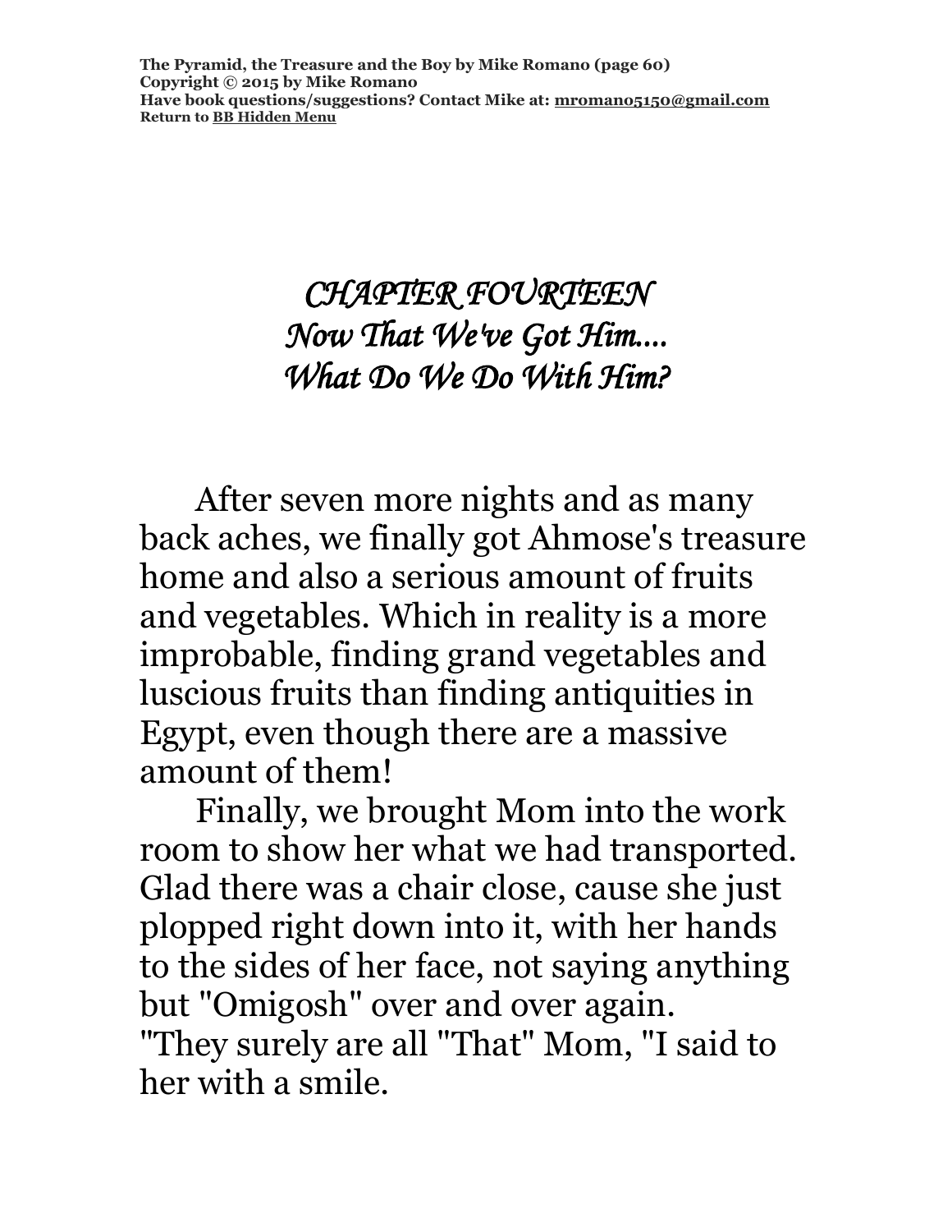# *CHAPTER FOURTEEN*
# *Now That We've Got Him....*
# *What Do We Do With Him?*

After seven more nights and as many back aches, we finally got Ahmose's treasure home and also a serious amount of fruits and vegetables. Which in reality is a more improbable, finding grand vegetables and luscious fruits than finding antiquities in Egypt, even though there are a massive amount of them!

Finally, we brought Mom into the work room to show her what we had transported. Glad there was a chair close, cause she just plopped right down into it, with her hands to the sides of her face, not saying anything but "Omigosh" over and over again.
"They surely are all "That" Mom, "I said to her with a smile.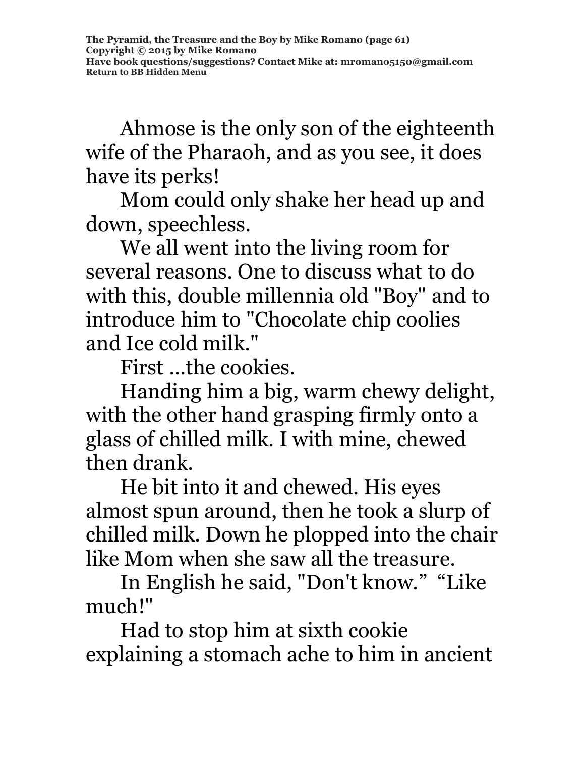Ahmose is the only son of the eighteenth wife of the Pharaoh, and as you see, it does have its perks!

Mom could only shake her head up and down, speechless.

We all went into the living room for several reasons. One to discuss what to do with this, double millennia old "Boy" and to introduce him to "Chocolate chip coolies and Ice cold milk."

First ...the cookies.

Handing him a big, warm chewy delight, with the other hand grasping firmly onto a glass of chilled milk. I with mine, chewed then drank.

He bit into it and chewed. His eyes almost spun around, then he took a slurp of chilled milk. Down he plopped into the chair like Mom when she saw all the treasure.

In English he said, "Don't know." "Like much!"

Had to stop him at sixth cookie explaining a stomach ache to him in ancient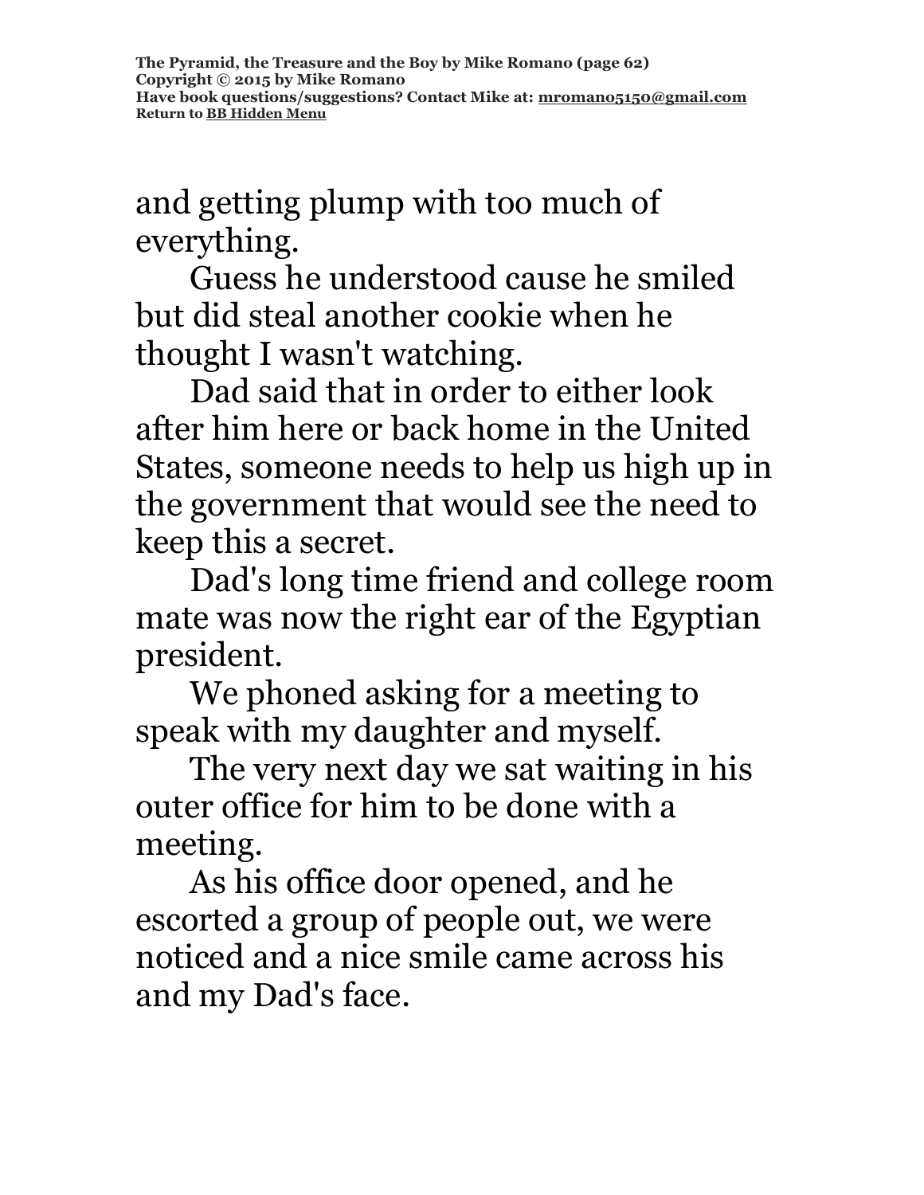and getting plump with too much of everything.

Guess he understood cause he smiled but did steal another cookie when he thought I wasn't watching.

Dad said that in order to either look after him here or back home in the United States, someone needs to help us high up in the government that would see the need to keep this a secret.

Dad's long time friend and college room mate was now the right ear of the Egyptian president.

We phoned asking for a meeting to speak with my daughter and myself.

The very next day we sat waiting in his outer office for him to be done with a meeting.

As his office door opened, and he escorted a group of people out, we were noticed and a nice smile came across his and my Dad's face.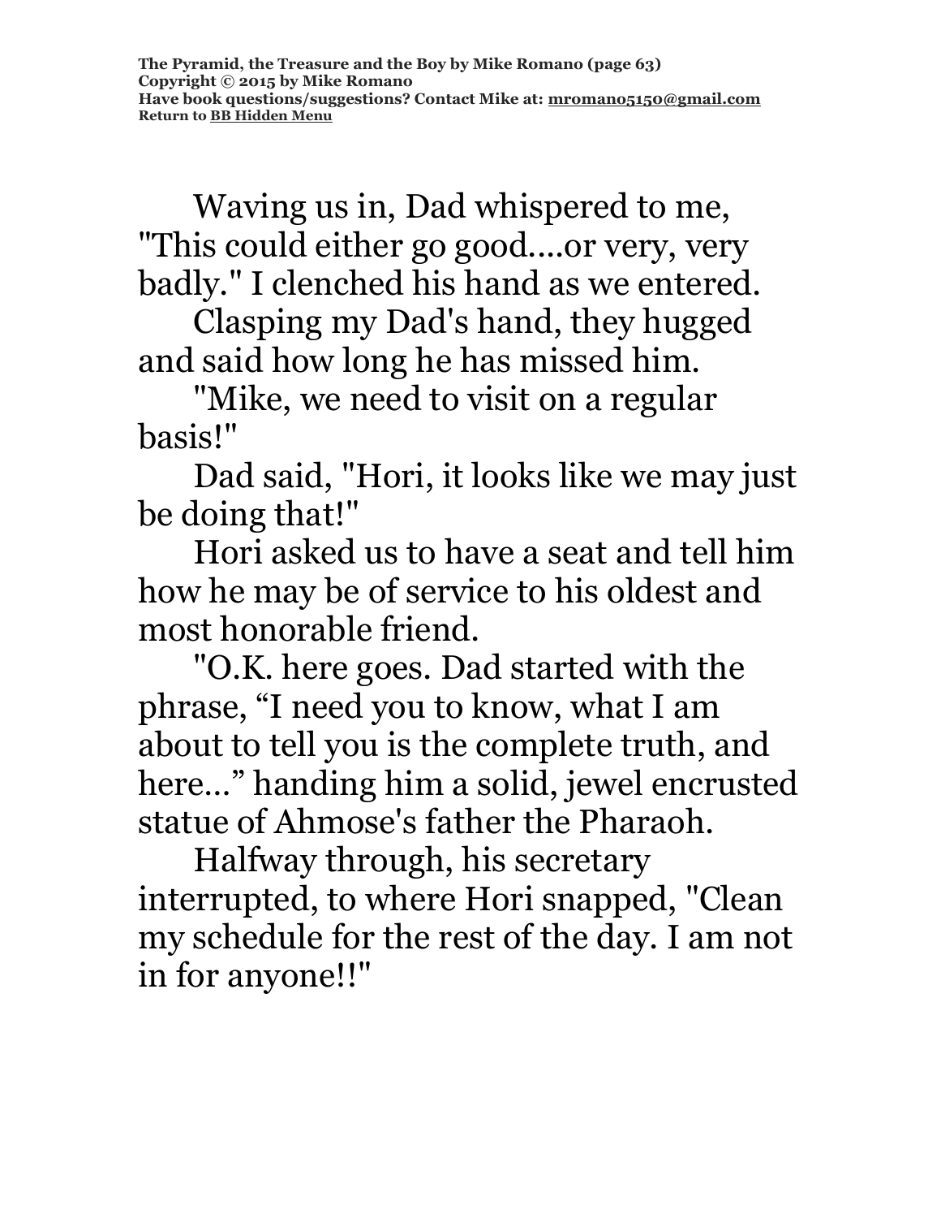Waving us in, Dad whispered to me, "This could either go good....or very, very badly." I clenched his hand as we entered.

Clasping my Dad's hand, they hugged and said how long he has missed him.

"Mike, we need to visit on a regular basis!"

Dad said, "Hori, it looks like we may just be doing that!"

Hori asked us to have a seat and tell him how he may be of service to his oldest and most honorable friend.

"O.K. here goes. Dad started with the phrase, "I need you to know, what I am about to tell you is the complete truth, and here…" handing him a solid, jewel encrusted statue of Ahmose's father the Pharaoh.

Halfway through, his secretary interrupted, to where Hori snapped, "Clean my schedule for the rest of the day. I am not in for anyone!!"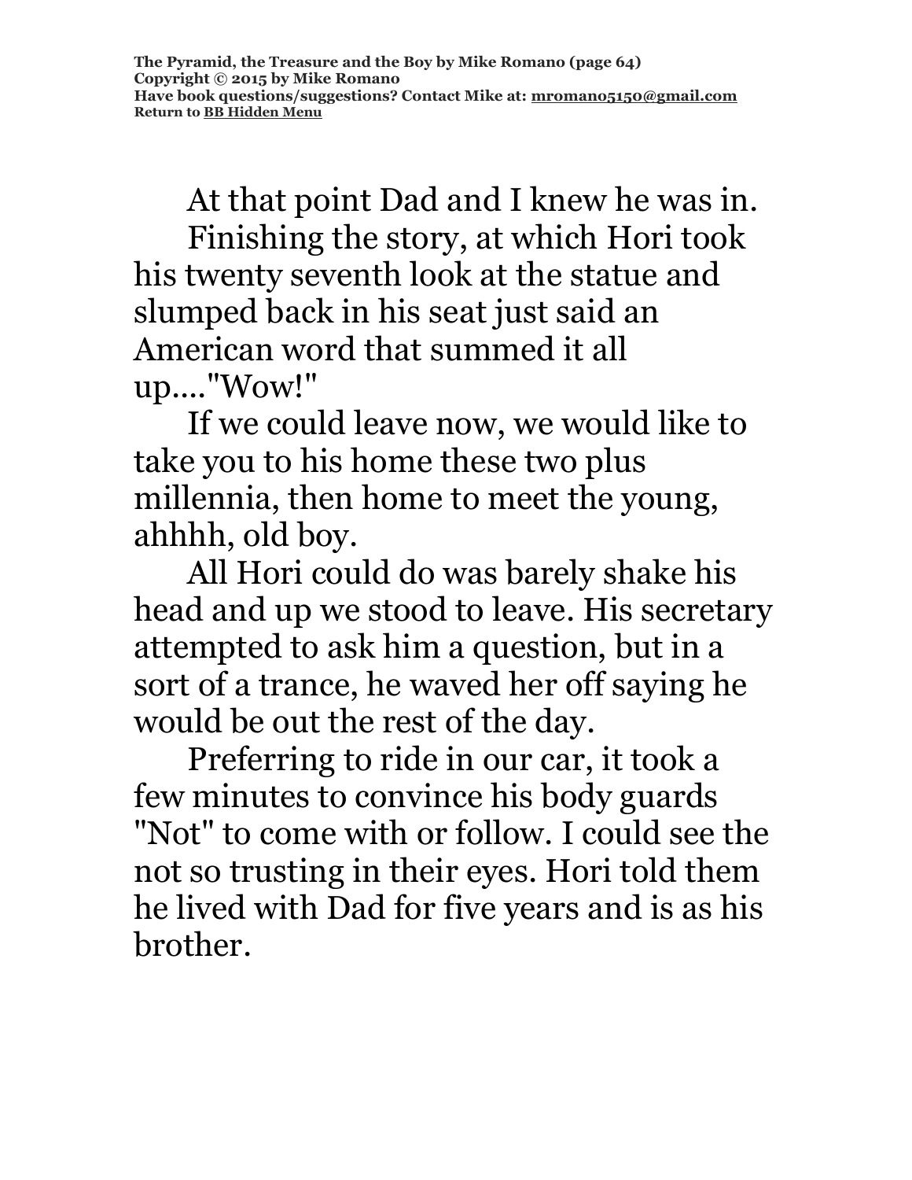At that point Dad and I knew he was in.

Finishing the story, at which Hori took his twenty seventh look at the statue and slumped back in his seat just said an American word that summed it all up...."Wow!"

If we could leave now, we would like to take you to his home these two plus millennia, then home to meet the young, ahhhh, old boy.

All Hori could do was barely shake his head and up we stood to leave. His secretary attempted to ask him a question, but in a sort of a trance, he waved her off saying he would be out the rest of the day.

Preferring to ride in our car, it took a few minutes to convince his body guards "Not" to come with or follow. I could see the not so trusting in their eyes. Hori told them he lived with Dad for five years and is as his brother.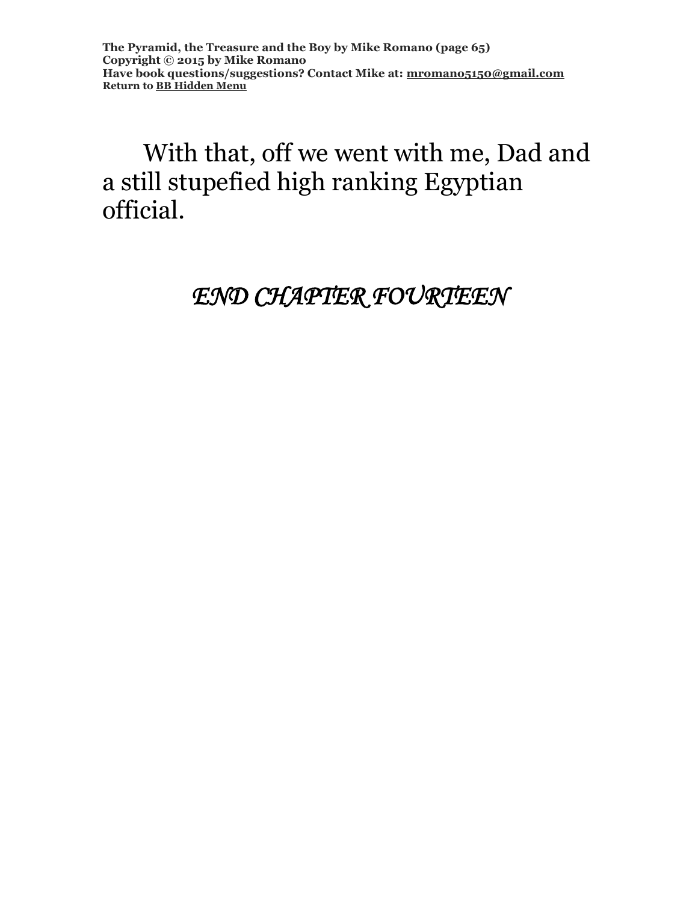With that, off we went with me, Dad and a still stupefied high ranking Egyptian official.

*END CHAPTER FOURTEEN*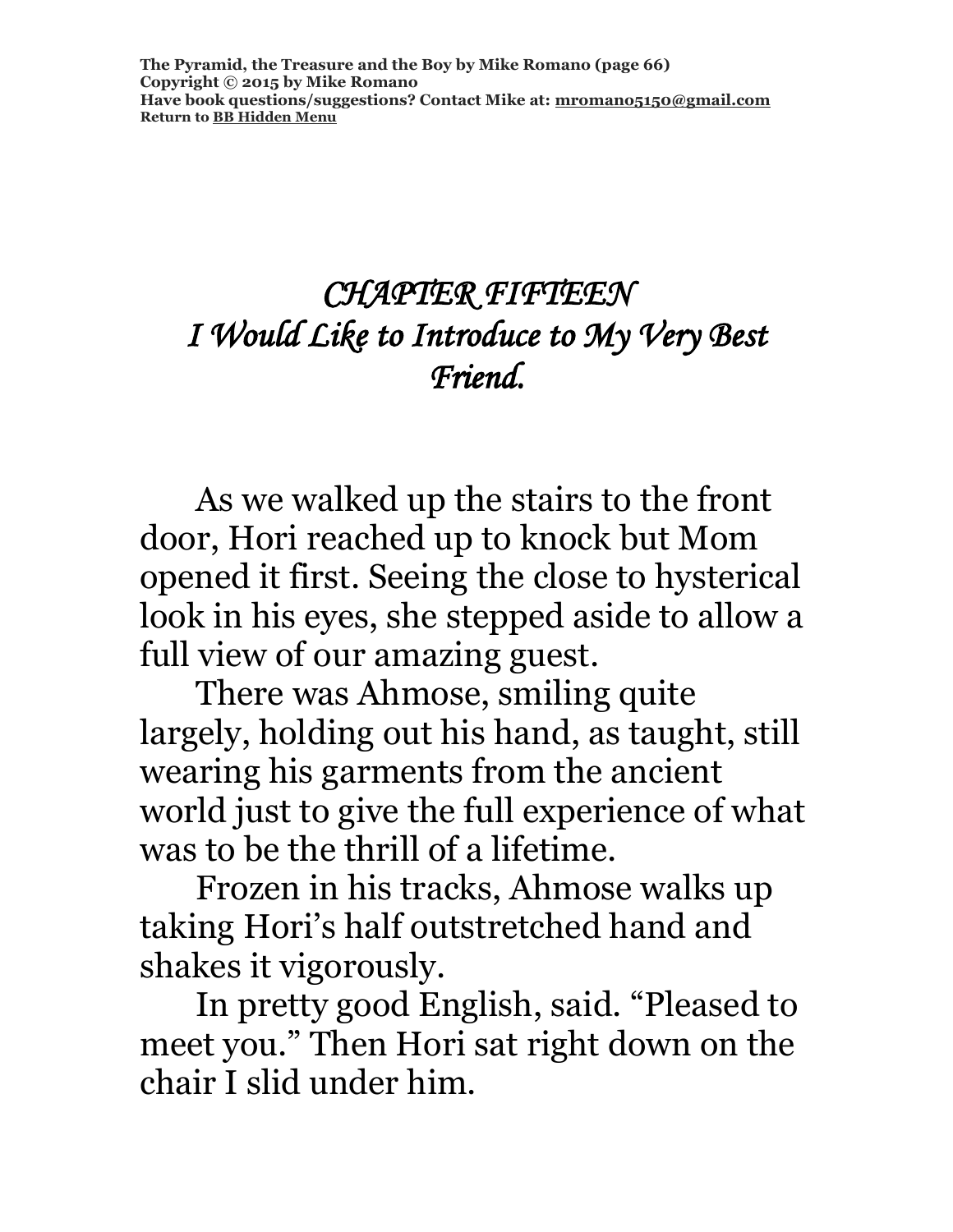# *CHAPTER FIFTEEN*
# *I Would Like to Introduce to My Very Best Friend.*

As we walked up the stairs to the front door, Hori reached up to knock but Mom opened it first. Seeing the close to hysterical look in his eyes, she stepped aside to allow a full view of our amazing guest.

There was Ahmose, smiling quite largely, holding out his hand, as taught, still wearing his garments from the ancient world just to give the full experience of what was to be the thrill of a lifetime.

Frozen in his tracks, Ahmose walks up taking Hori's half outstretched hand and shakes it vigorously.

In pretty good English, said. "Pleased to meet you." Then Hori sat right down on the chair I slid under him.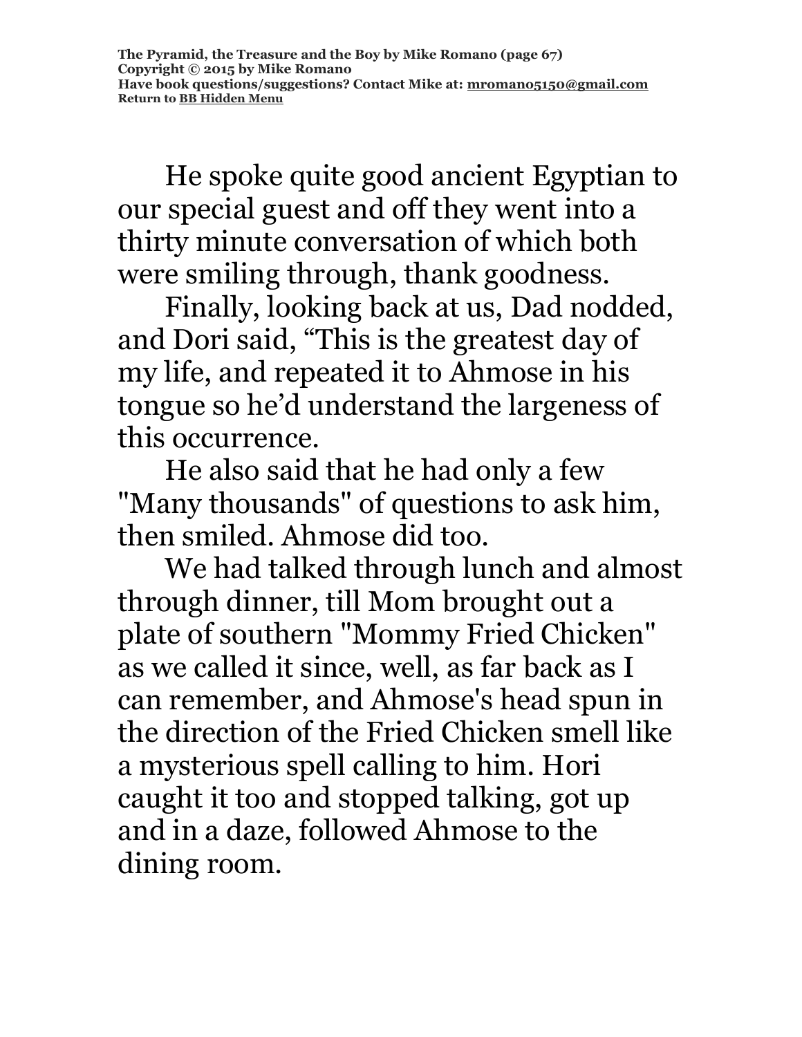He spoke quite good ancient Egyptian to our special guest and off they went into a thirty minute conversation of which both were smiling through, thank goodness.

Finally, looking back at us, Dad nodded, and Dori said, “This is the greatest day of my life, and repeated it to Ahmose in his tongue so he’d understand the largeness of this occurrence.

He also said that he had only a few "Many thousands" of questions to ask him, then smiled. Ahmose did too.

We had talked through lunch and almost through dinner, till Mom brought out a plate of southern "Mommy Fried Chicken" as we called it since, well, as far back as I can remember, and Ahmose's head spun in the direction of the Fried Chicken smell like a mysterious spell calling to him. Hori caught it too and stopped talking, got up and in a daze, followed Ahmose to the dining room.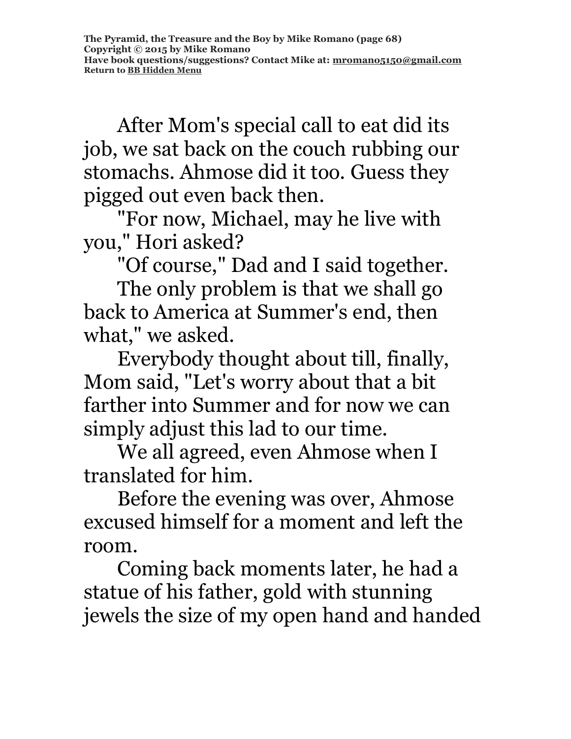After Mom's special call to eat did its job, we sat back on the couch rubbing our stomachs. Ahmose did it too. Guess they pigged out even back then.

"For now, Michael, may he live with you," Hori asked?

"Of course," Dad and I said together.

The only problem is that we shall go back to America at Summer's end, then what," we asked.

Everybody thought about till, finally, Mom said, "Let's worry about that a bit farther into Summer and for now we can simply adjust this lad to our time.

We all agreed, even Ahmose when I translated for him.

Before the evening was over, Ahmose excused himself for a moment and left the room.

Coming back moments later, he had a statue of his father, gold with stunning jewels the size of my open hand and handed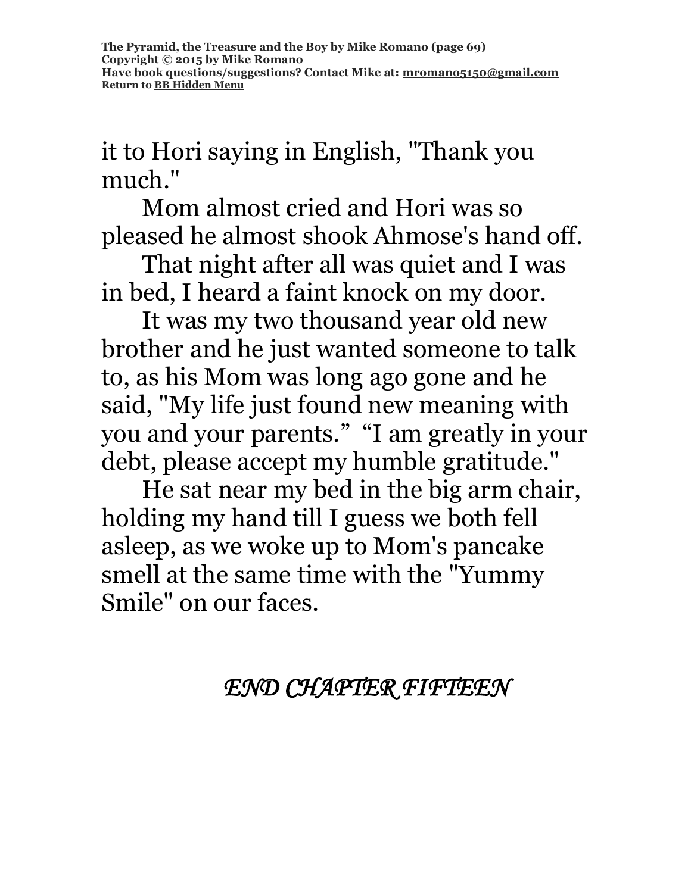it to Hori saying in English, "Thank you much."

Mom almost cried and Hori was so pleased he almost shook Ahmose's hand off.

That night after all was quiet and I was in bed, I heard a faint knock on my door.

It was my two thousand year old new brother and he just wanted someone to talk to, as his Mom was long ago gone and he said, "My life just found new meaning with you and your parents." "I am greatly in your debt, please accept my humble gratitude."

He sat near my bed in the big arm chair, holding my hand till I guess we both fell asleep, as we woke up to Mom's pancake smell at the same time with the "Yummy Smile" on our faces.

*END CHAPTER FIFTEEN*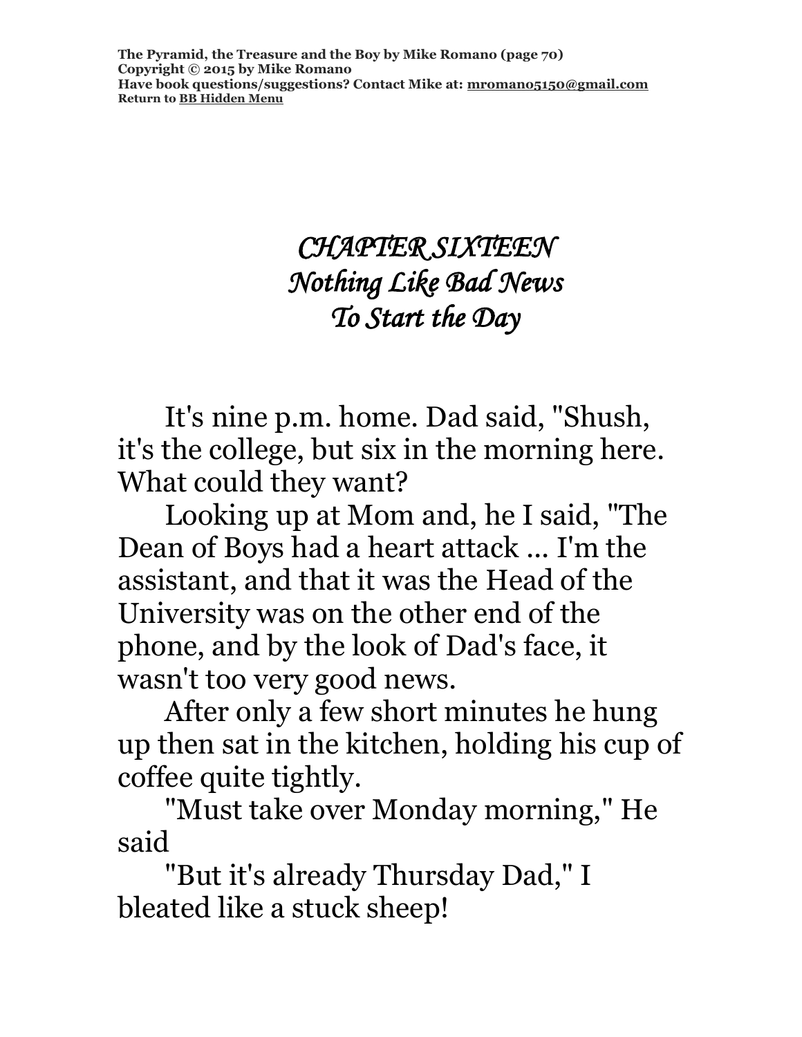# *CHAPTER SIXTEEN*
# *Nothing Like Bad News*
# *To Start the Day*

It's nine p.m. home. Dad said, "Shush, it's the college, but six in the morning here. What could they want?

Looking up at Mom and, he I said, "The Dean of Boys had a heart attack ... I'm the assistant, and that it was the Head of the University was on the other end of the phone, and by the look of Dad's face, it wasn't too very good news.

After only a few short minutes he hung up then sat in the kitchen, holding his cup of coffee quite tightly.

"Must take over Monday morning," He said

"But it's already Thursday Dad," I bleated like a stuck sheep!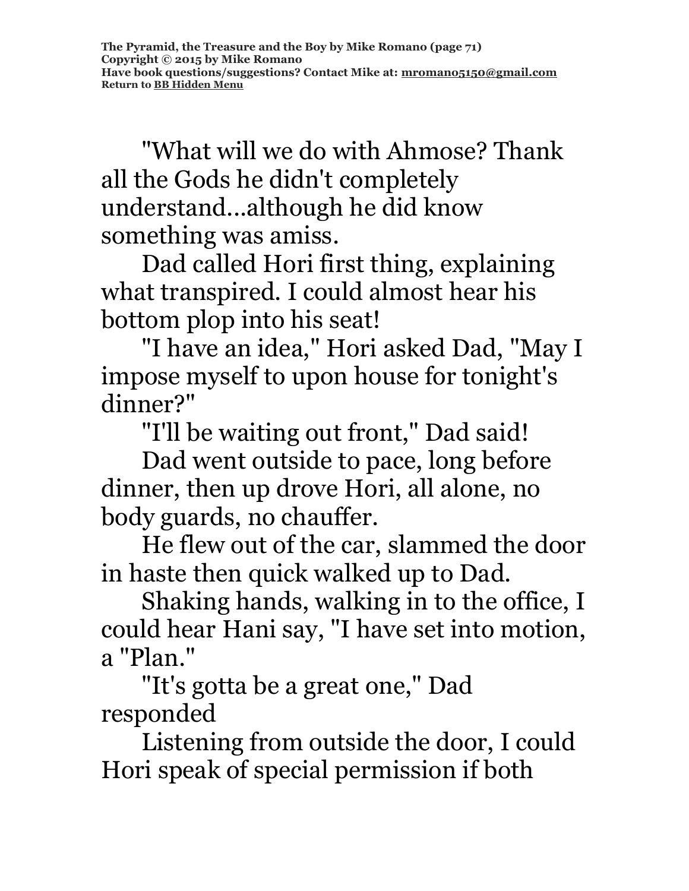"What will we do with Ahmose? Thank all the Gods he didn't completely understand...although he did know something was amiss.

Dad called Hori first thing, explaining what transpired. I could almost hear his bottom plop into his seat!

"I have an idea," Hori asked Dad, "May I impose myself to upon house for tonight's dinner?"

"I'll be waiting out front," Dad said!

Dad went outside to pace, long before dinner, then up drove Hori, all alone, no body guards, no chauffer.

He flew out of the car, slammed the door in haste then quick walked up to Dad.

Shaking hands, walking in to the office, I could hear Hani say, "I have set into motion, a "Plan."

"It's gotta be a great one," Dad responded

Listening from outside the door, I could Hori speak of special permission if both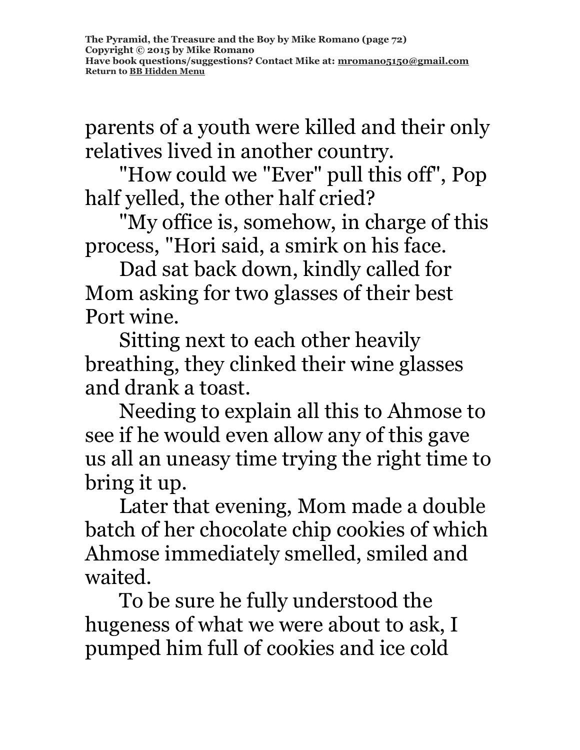parents of a youth were killed and their only relatives lived in another country.

"How could we "Ever" pull this off", Pop half yelled, the other half cried?

"My office is, somehow, in charge of this process, "Hori said, a smirk on his face.

Dad sat back down, kindly called for Mom asking for two glasses of their best Port wine.

Sitting next to each other heavily breathing, they clinked their wine glasses and drank a toast.

Needing to explain all this to Ahmose to see if he would even allow any of this gave us all an uneasy time trying the right time to bring it up.

Later that evening, Mom made a double batch of her chocolate chip cookies of which Ahmose immediately smelled, smiled and waited.

To be sure he fully understood the hugeness of what we were about to ask, I pumped him full of cookies and ice cold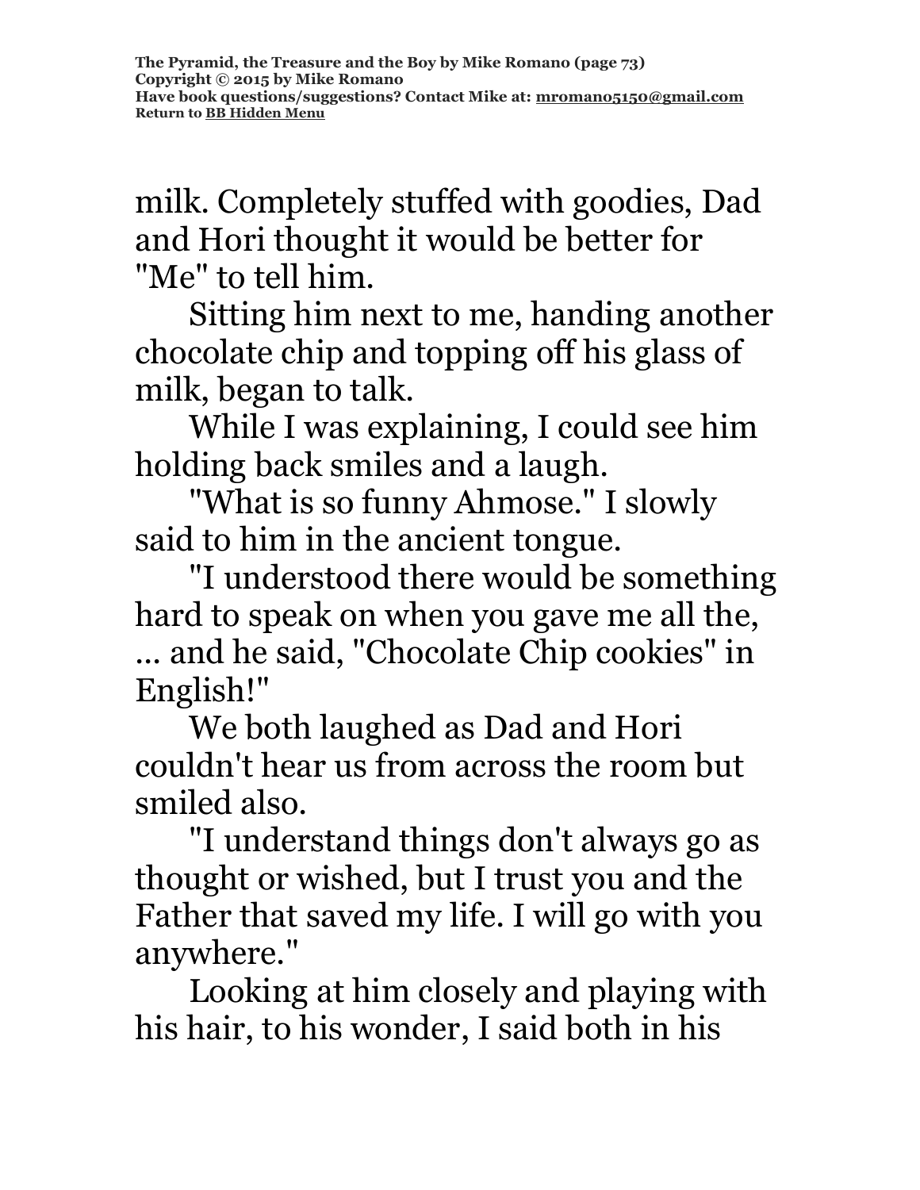milk. Completely stuffed with goodies, Dad and Hori thought it would be better for "Me" to tell him.

Sitting him next to me, handing another chocolate chip and topping off his glass of milk, began to talk.

While I was explaining, I could see him holding back smiles and a laugh.

"What is so funny Ahmose." I slowly said to him in the ancient tongue.

"I understood there would be something hard to speak on when you gave me all the, ... and he said, "Chocolate Chip cookies" in English!"

We both laughed as Dad and Hori couldn't hear us from across the room but smiled also.

"I understand things don't always go as thought or wished, but I trust you and the Father that saved my life. I will go with you anywhere."

Looking at him closely and playing with his hair, to his wonder, I said both in his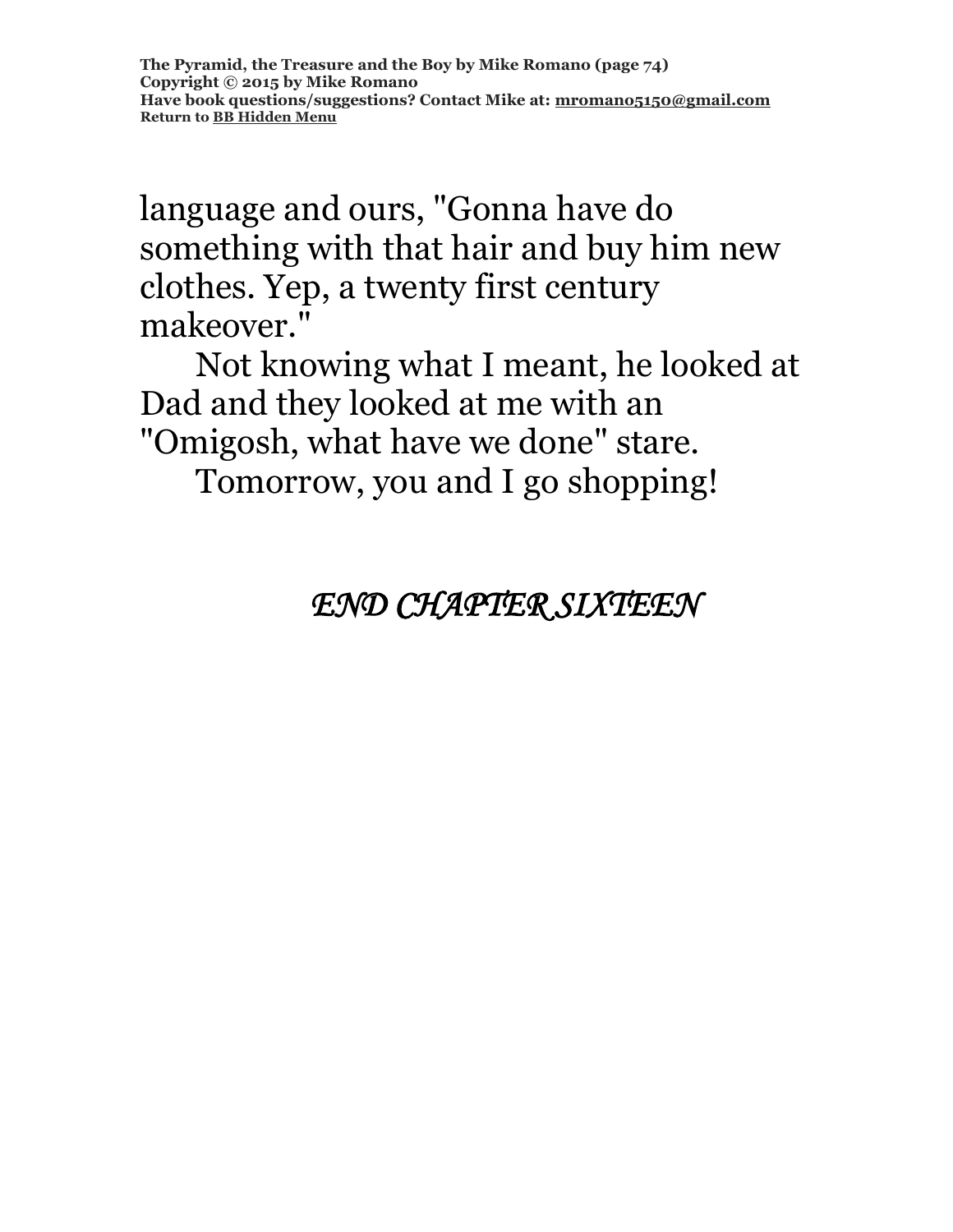language and ours, "Gonna have do something with that hair and buy him new clothes. Yep, a twenty first century makeover."

Not knowing what I meant, he looked at Dad and they looked at me with an "Omigosh, what have we done" stare.

Tomorrow, you and I go shopping!

*END CHAPTER SIXTEEN*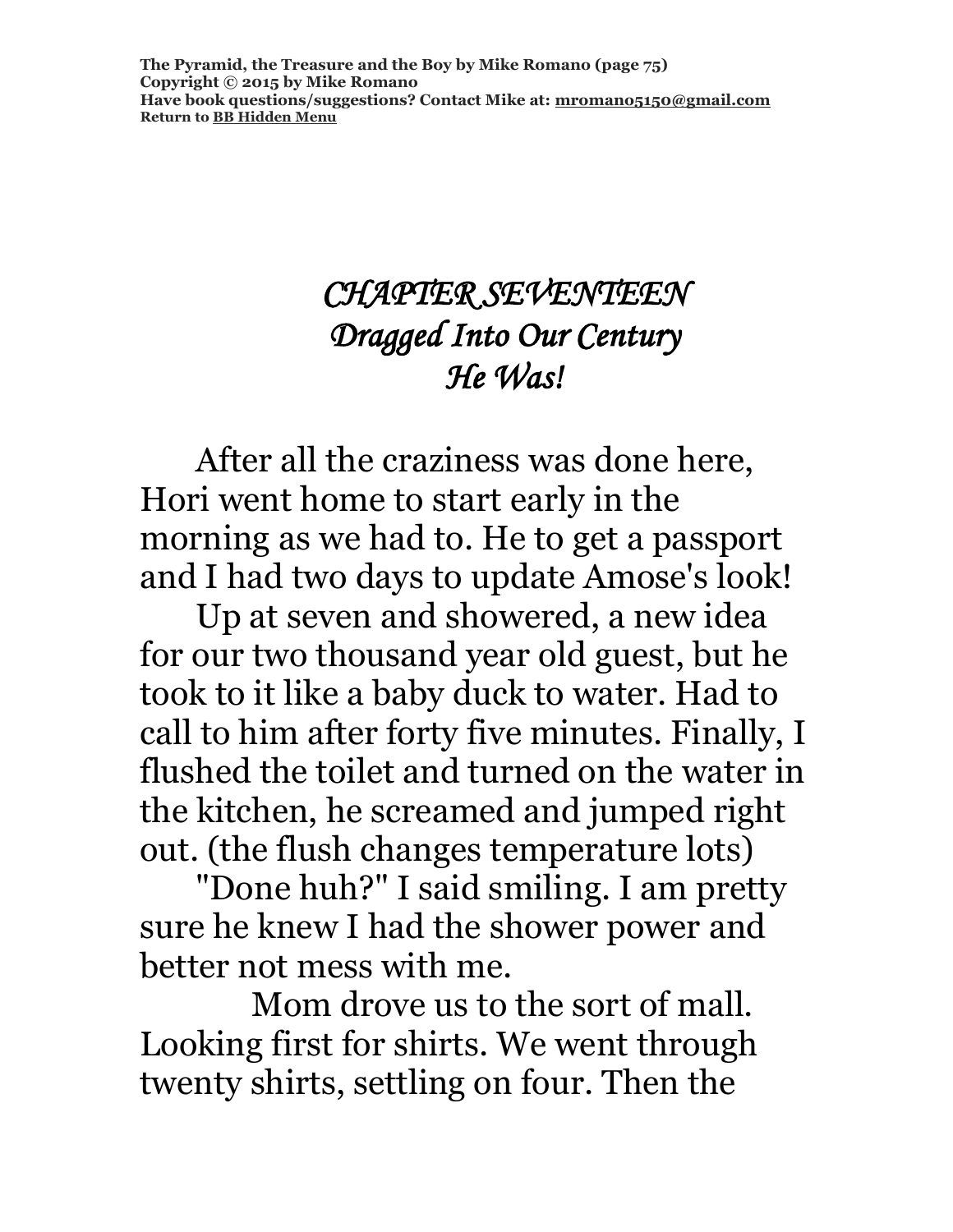# *CHAPTER SEVENTEEN*
# *Dragged Into Our Century*
# *He Was!*

After all the craziness was done here, Hori went home to start early in the morning as we had to. He to get a passport and I had two days to update Amose's look!

Up at seven and showered, a new idea for our two thousand year old guest, but he took to it like a baby duck to water. Had to call to him after forty five minutes. Finally, I flushed the toilet and turned on the water in the kitchen, he screamed and jumped right out. (the flush changes temperature lots)

"Done huh?" I said smiling. I am pretty sure he knew I had the shower power and better not mess with me.

Mom drove us to the sort of mall. Looking first for shirts. We went through twenty shirts, settling on four. Then the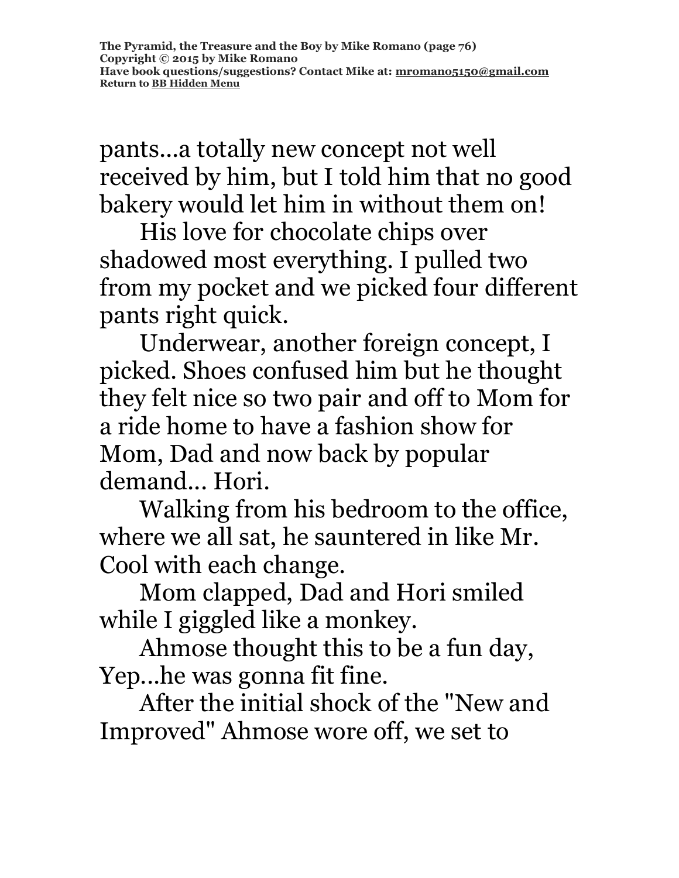pants...a totally new concept not well received by him, but I told him that no good bakery would let him in without them on!

His love for chocolate chips over shadowed most everything. I pulled two from my pocket and we picked four different pants right quick.

Underwear, another foreign concept, I picked. Shoes confused him but he thought they felt nice so two pair and off to Mom for a ride home to have a fashion show for Mom, Dad and now back by popular demand... Hori.

Walking from his bedroom to the office, where we all sat, he sauntered in like Mr. Cool with each change.

Mom clapped, Dad and Hori smiled while I giggled like a monkey.

Ahmose thought this to be a fun day, Yep...he was gonna fit fine.

After the initial shock of the "New and Improved" Ahmose wore off, we set to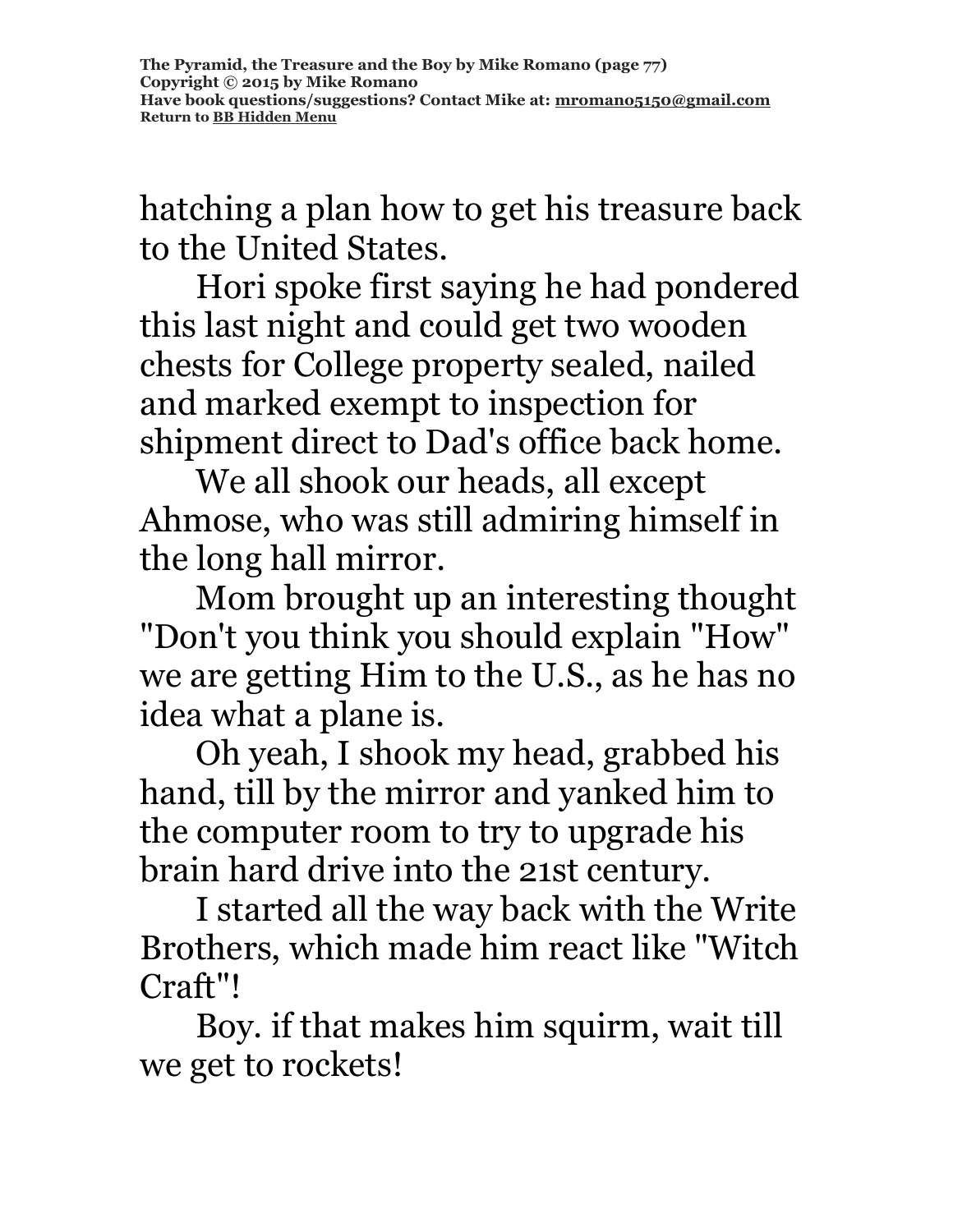hatching a plan how to get his treasure back to the United States.

Hori spoke first saying he had pondered this last night and could get two wooden chests for College property sealed, nailed and marked exempt to inspection for shipment direct to Dad's office back home.

We all shook our heads, all except Ahmose, who was still admiring himself in the long hall mirror.

Mom brought up an interesting thought "Don't you think you should explain "How" we are getting Him to the U.S., as he has no idea what a plane is.

Oh yeah, I shook my head, grabbed his hand, till by the mirror and yanked him to the computer room to try to upgrade his brain hard drive into the 21st century.

I started all the way back with the Write Brothers, which made him react like "Witch Craft"!

Boy. if that makes him squirm, wait till we get to rockets!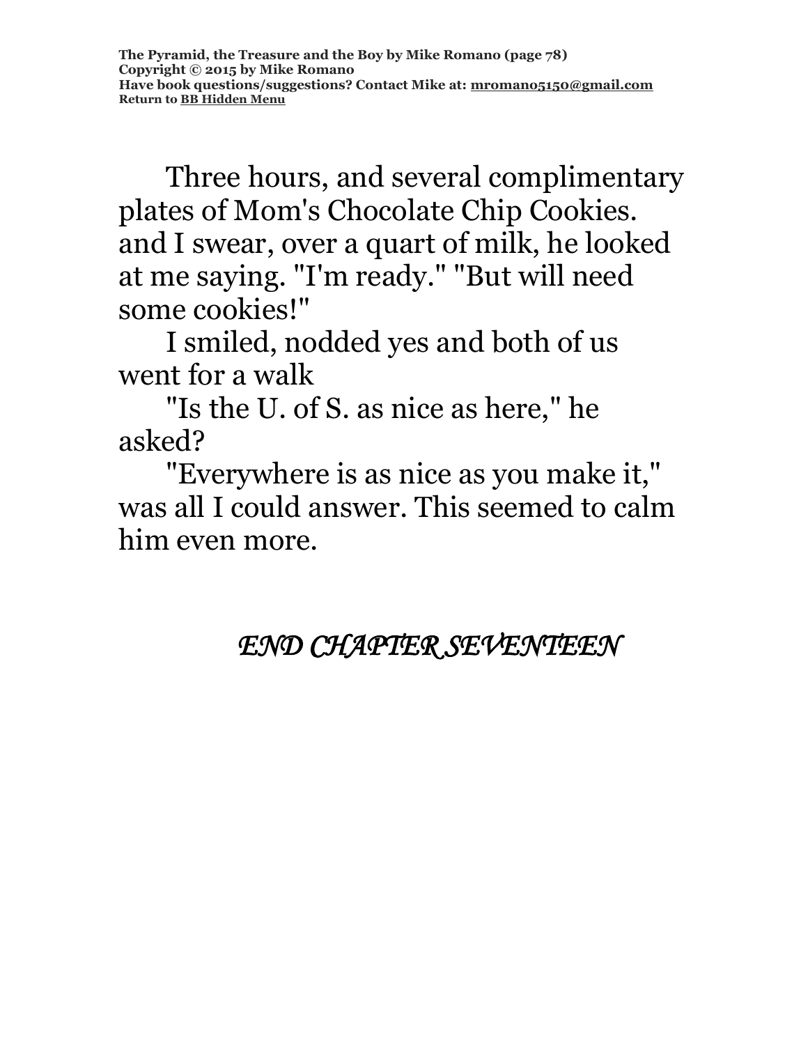Three hours, and several complimentary plates of Mom's Chocolate Chip Cookies. and I swear, over a quart of milk, he looked at me saying. "I'm ready." "But will need some cookies!"

I smiled, nodded yes and both of us went for a walk

"Is the U. of S. as nice as here," he asked?

"Everywhere is as nice as you make it," was all I could answer. This seemed to calm him even more.

*END CHAPTER SEVENTEEN*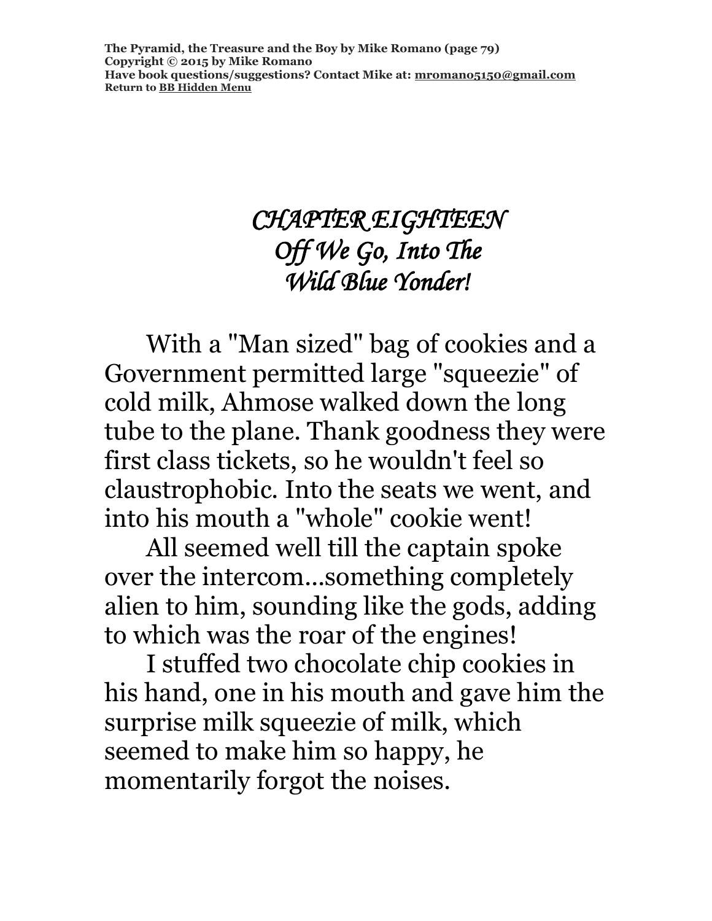# *CHAPTER EIGHTEEN*
# *Off We Go, Into The Wild Blue Yonder!*

With a "Man sized" bag of cookies and a Government permitted large "squeezie" of cold milk, Ahmose walked down the long tube to the plane. Thank goodness they were first class tickets, so he wouldn't feel so claustrophobic. Into the seats we went, and into his mouth a "whole" cookie went!

All seemed well till the captain spoke over the intercom...something completely alien to him, sounding like the gods, adding to which was the roar of the engines!

I stuffed two chocolate chip cookies in his hand, one in his mouth and gave him the surprise milk squeezie of milk, which seemed to make him so happy, he momentarily forgot the noises.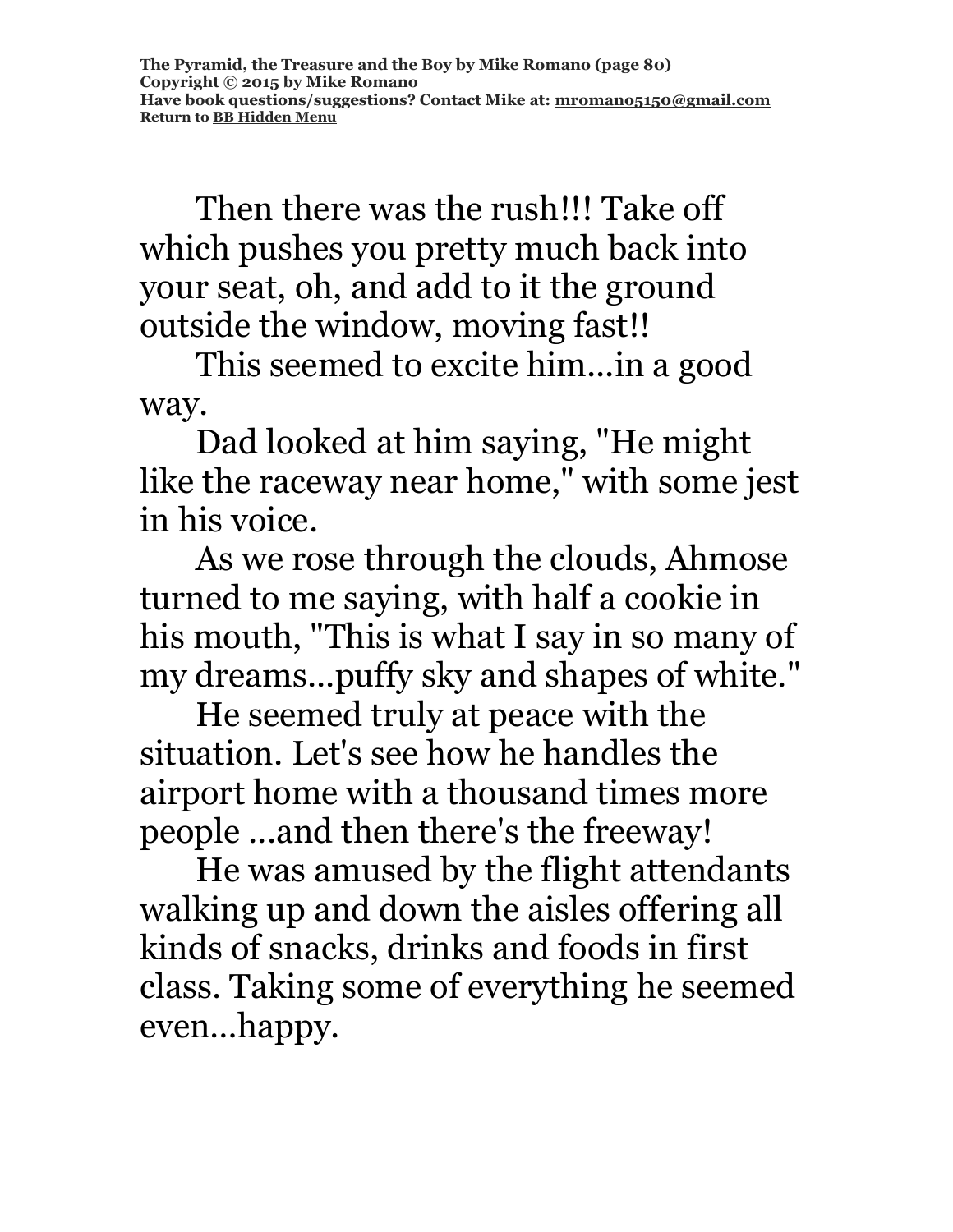Then there was the rush!!! Take off which pushes you pretty much back into your seat, oh, and add to it the ground outside the window, moving fast!!

This seemed to excite him...in a good way.

Dad looked at him saying, "He might like the raceway near home," with some jest in his voice.

As we rose through the clouds, Ahmose turned to me saying, with half a cookie in his mouth, "This is what I say in so many of my dreams...puffy sky and shapes of white."

He seemed truly at peace with the situation. Let's see how he handles the airport home with a thousand times more people ...and then there's the freeway!

He was amused by the flight attendants walking up and down the aisles offering all kinds of snacks, drinks and foods in first class. Taking some of everything he seemed even...happy.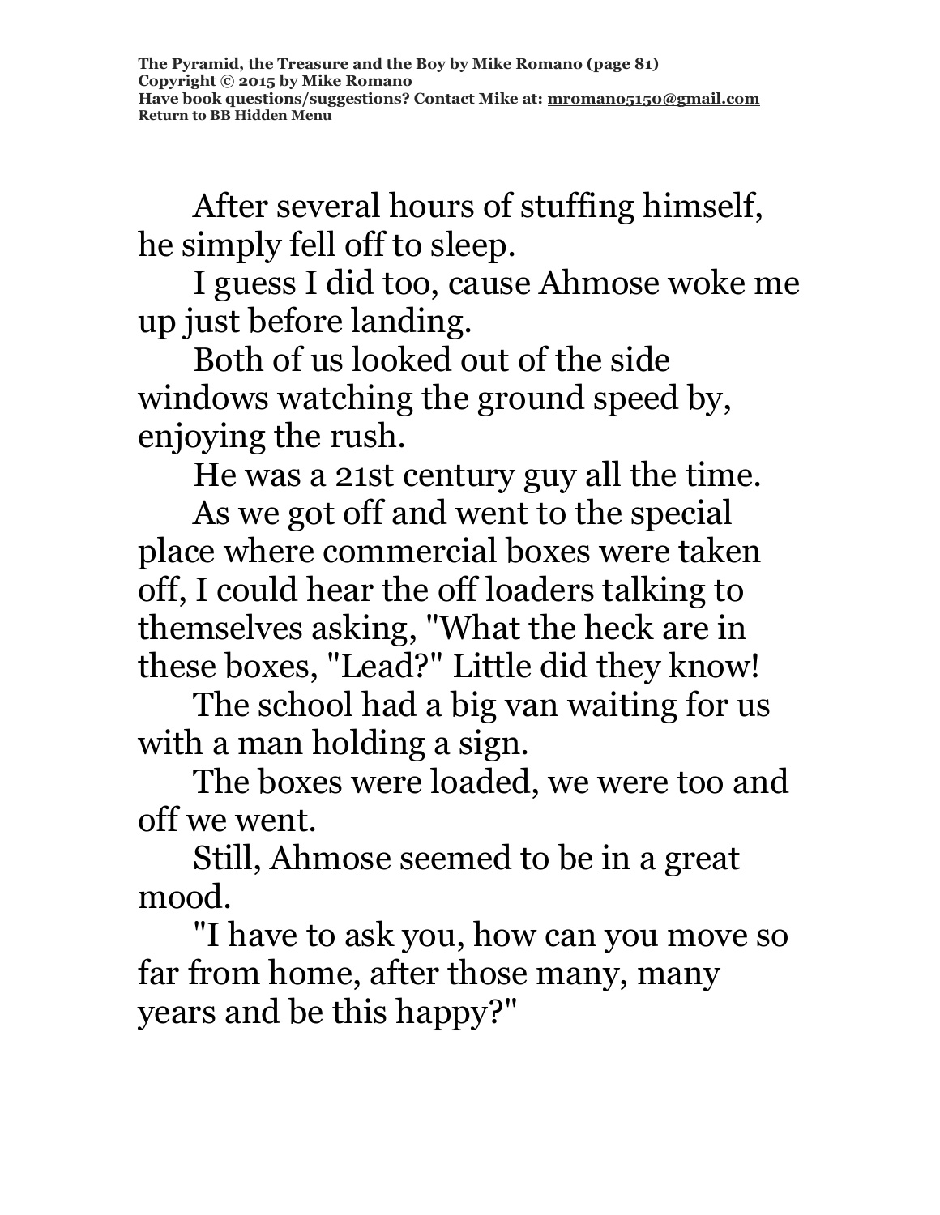After several hours of stuffing himself, he simply fell off to sleep.

I guess I did too, cause Ahmose woke me up just before landing.

Both of us looked out of the side windows watching the ground speed by, enjoying the rush.

He was a 21st century guy all the time.

As we got off and went to the special place where commercial boxes were taken off, I could hear the off loaders talking to themselves asking, "What the heck are in these boxes, "Lead?" Little did they know!

The school had a big van waiting for us with a man holding a sign.

The boxes were loaded, we were too and off we went.

Still, Ahmose seemed to be in a great mood.

"I have to ask you, how can you move so far from home, after those many, many years and be this happy?"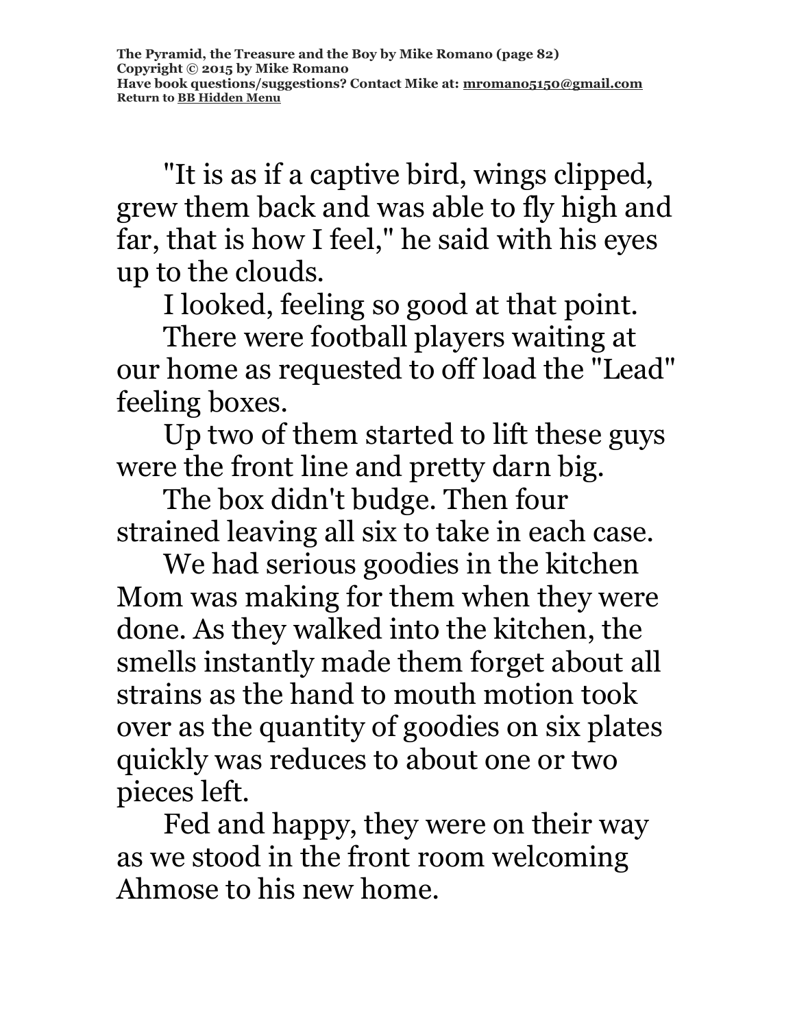"It is as if a captive bird, wings clipped, grew them back and was able to fly high and far, that is how I feel," he said with his eyes up to the clouds.

I looked, feeling so good at that point.

There were football players waiting at our home as requested to off load the "Lead" feeling boxes.

Up two of them started to lift these guys were the front line and pretty darn big.

The box didn't budge. Then four strained leaving all six to take in each case.

We had serious goodies in the kitchen Mom was making for them when they were done. As they walked into the kitchen, the smells instantly made them forget about all strains as the hand to mouth motion took over as the quantity of goodies on six plates quickly was reduces to about one or two pieces left.

Fed and happy, they were on their way as we stood in the front room welcoming Ahmose to his new home.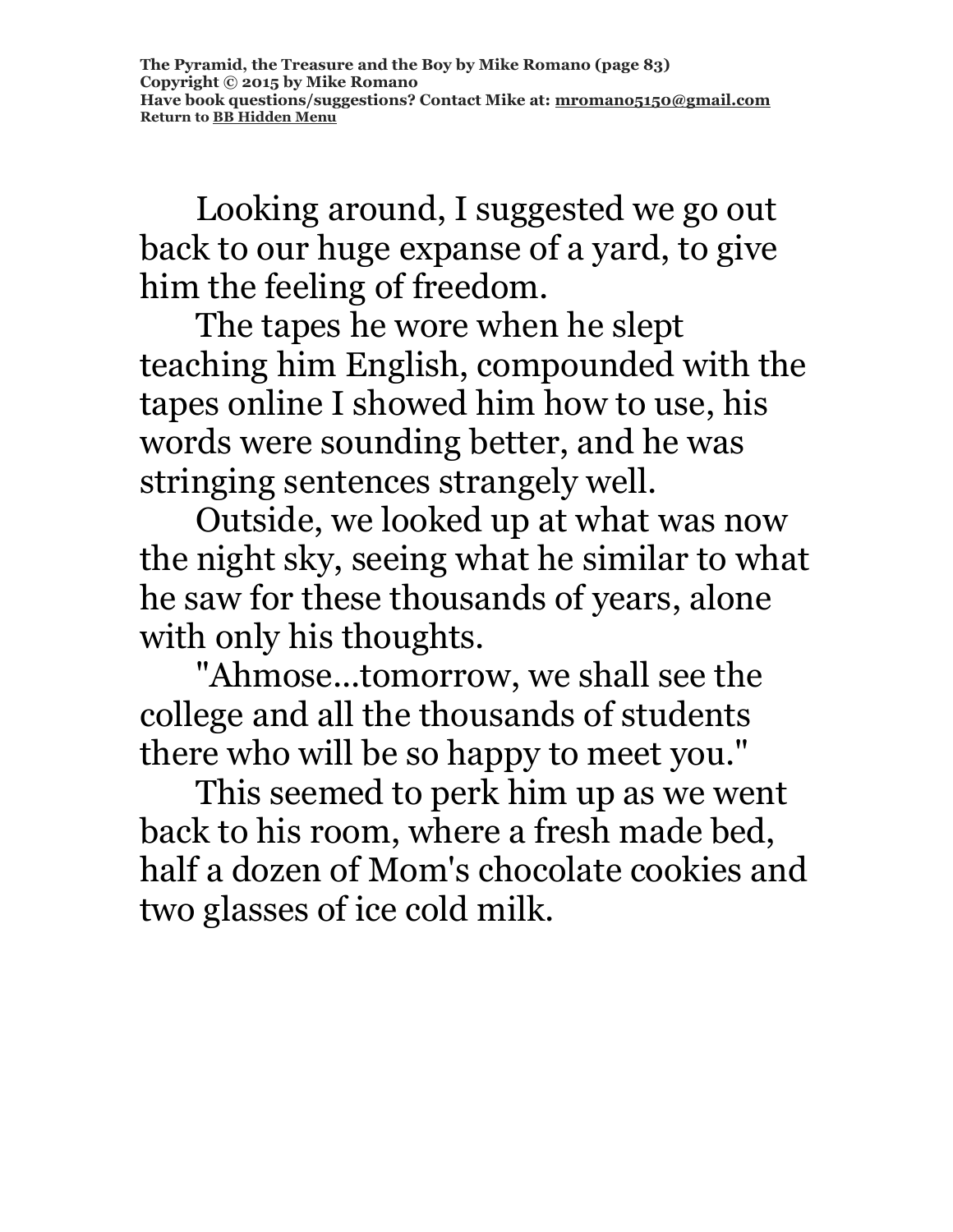Looking around, I suggested we go out back to our huge expanse of a yard, to give him the feeling of freedom.

The tapes he wore when he slept teaching him English, compounded with the tapes online I showed him how to use, his words were sounding better, and he was stringing sentences strangely well.

Outside, we looked up at what was now the night sky, seeing what he similar to what he saw for these thousands of years, alone with only his thoughts.

"Ahmose...tomorrow, we shall see the college and all the thousands of students there who will be so happy to meet you."

This seemed to perk him up as we went back to his room, where a fresh made bed, half a dozen of Mom's chocolate cookies and two glasses of ice cold milk.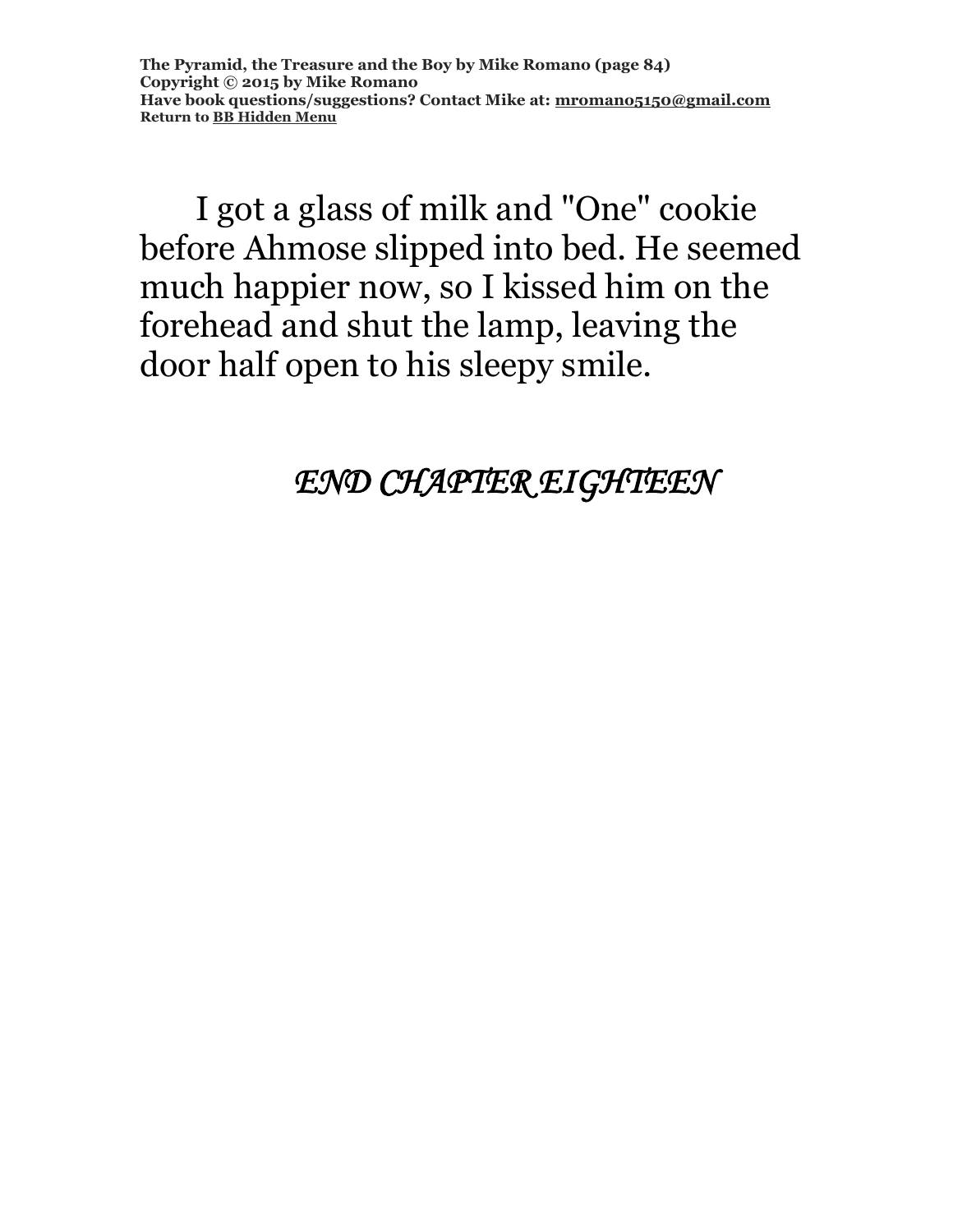I got a glass of milk and "One" cookie before Ahmose slipped into bed. He seemed much happier now, so I kissed him on the forehead and shut the lamp, leaving the door half open to his sleepy smile.

*END CHAPTER EIGHTEEN*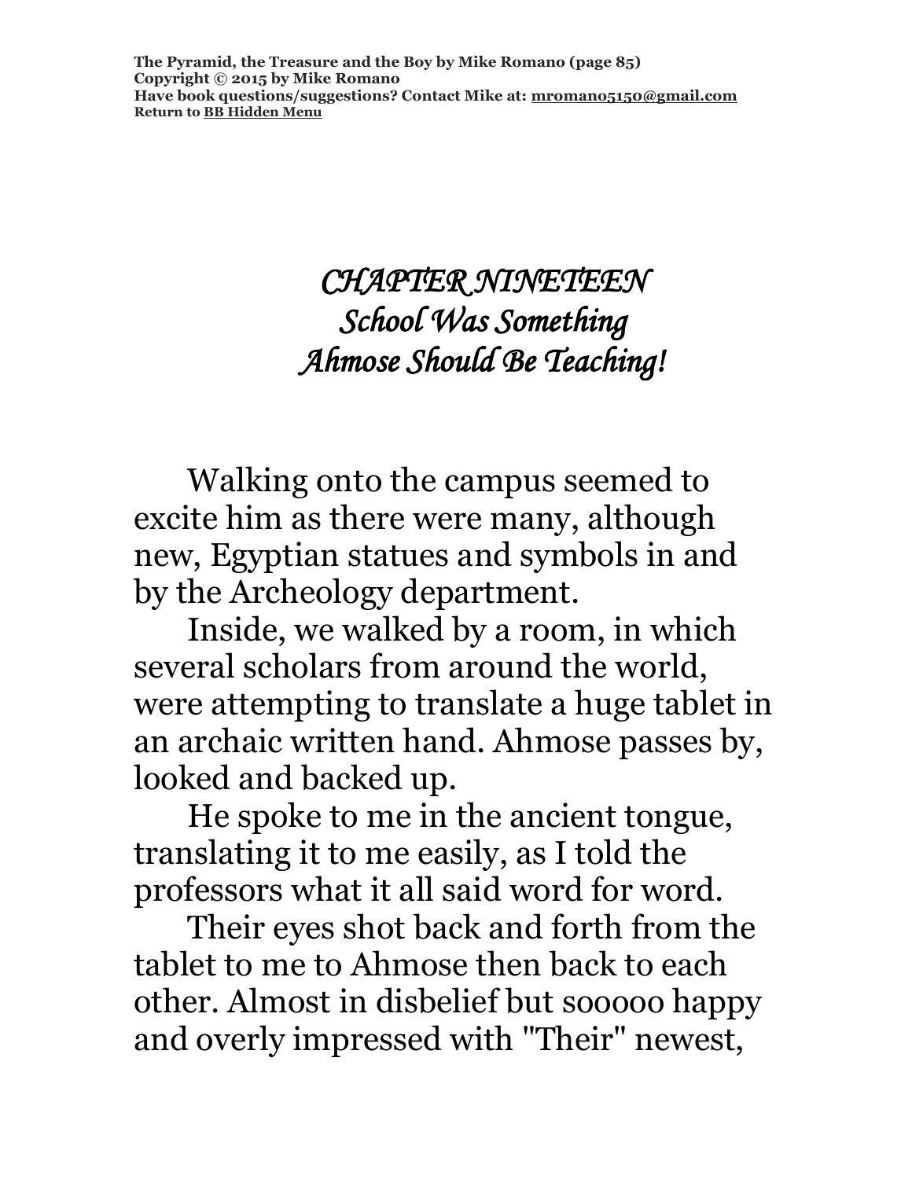# *CHAPTER NINETEEN*
# *School Was Something Ahmose Should Be Teaching!*

Walking onto the campus seemed to excite him as there were many, although new, Egyptian statues and symbols in and by the Archeology department.

Inside, we walked by a room, in which several scholars from around the world, were attempting to translate a huge tablet in an archaic written hand. Ahmose passes by, looked and backed up.

He spoke to me in the ancient tongue, translating it to me easily, as I told the professors what it all said word for word.

Their eyes shot back and forth from the tablet to me to Ahmose then back to each other. Almost in disbelief but sooooo happy and overly impressed with "Their" newest,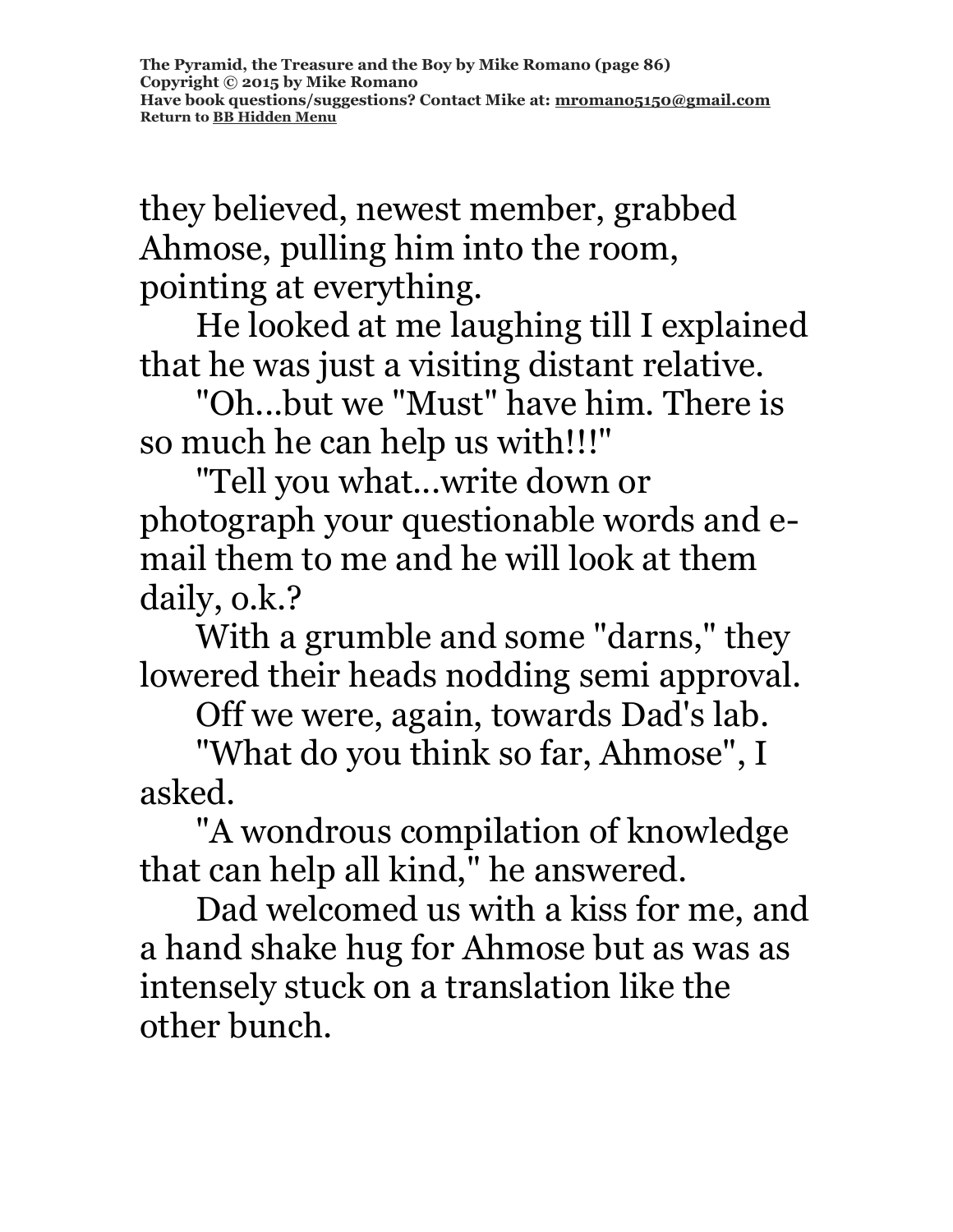they believed, newest member, grabbed Ahmose, pulling him into the room, pointing at everything.

He looked at me laughing till I explained that he was just a visiting distant relative.

"Oh...but we "Must" have him. There is so much he can help us with!!!"

"Tell you what...write down or photograph your questionable words and e-mail them to me and he will look at them daily, o.k.?

With a grumble and some "darns," they lowered their heads nodding semi approval.

Off we were, again, towards Dad's lab.

"What do you think so far, Ahmose", I asked.

"A wondrous compilation of knowledge that can help all kind," he answered.

Dad welcomed us with a kiss for me, and a hand shake hug for Ahmose but as was as intensely stuck on a translation like the other bunch.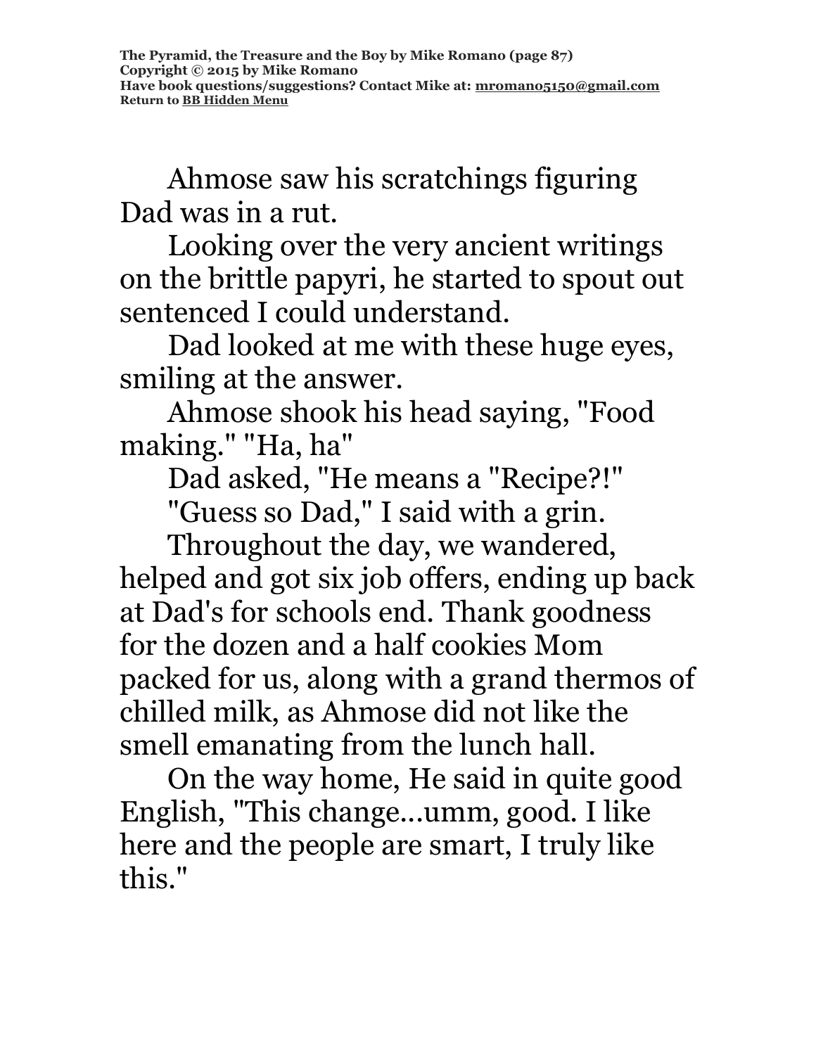Ahmose saw his scratchings figuring Dad was in a rut.

Looking over the very ancient writings on the brittle papyri, he started to spout out sentenced I could understand.

Dad looked at me with these huge eyes, smiling at the answer.

Ahmose shook his head saying, "Food making." "Ha, ha"

Dad asked, "He means a "Recipe?!"

"Guess so Dad," I said with a grin.

Throughout the day, we wandered, helped and got six job offers, ending up back at Dad's for schools end. Thank goodness for the dozen and a half cookies Mom packed for us, along with a grand thermos of chilled milk, as Ahmose did not like the smell emanating from the lunch hall.

On the way home, He said in quite good English, "This change...umm, good. I like here and the people are smart, I truly like this."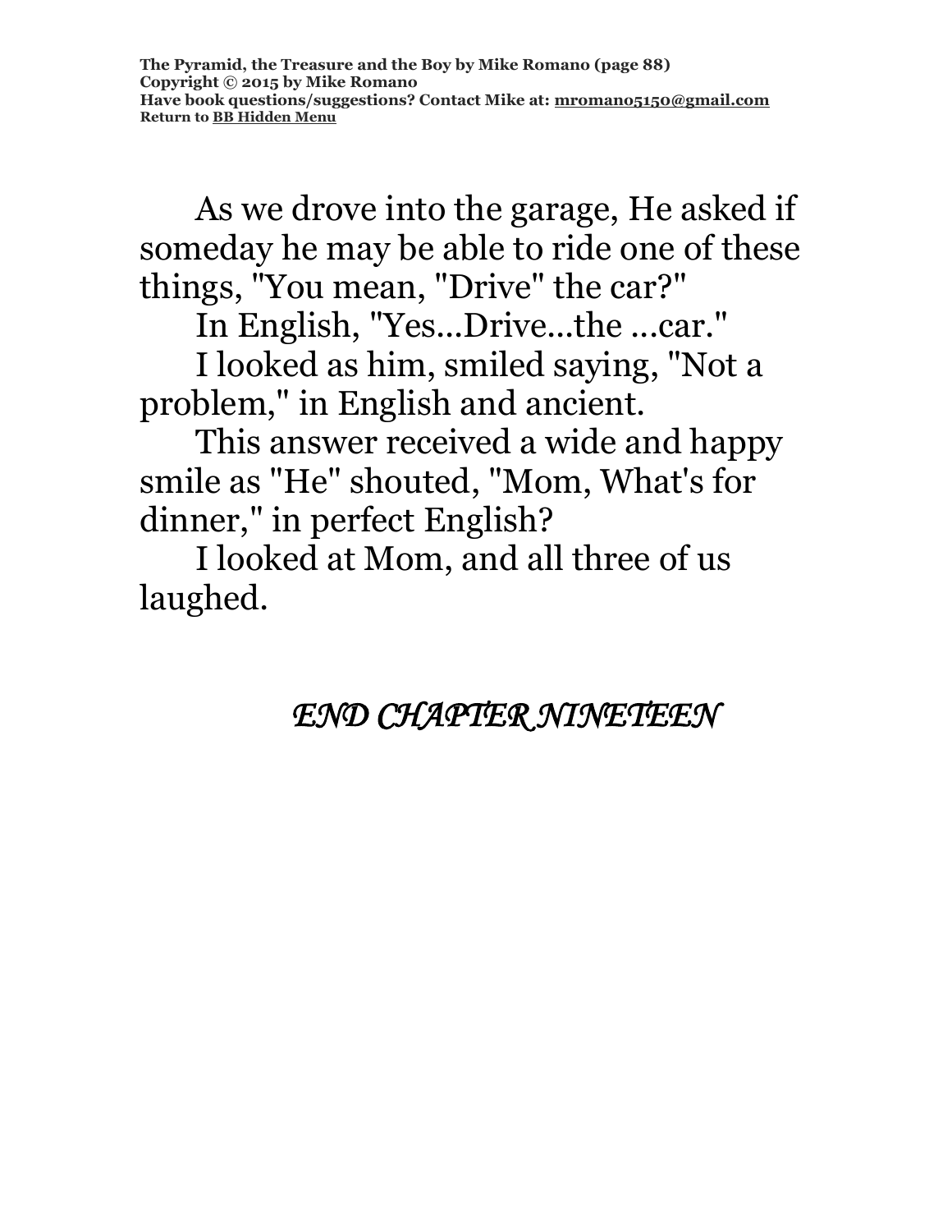As we drove into the garage, He asked if someday he may be able to ride one of these things, "You mean, "Drive" the car?"

In English, "Yes...Drive...the ...car."

I looked as him, smiled saying, "Not a problem," in English and ancient.

This answer received a wide and happy smile as "He" shouted, "Mom, What's for dinner," in perfect English?

I looked at Mom, and all three of us laughed.

*END CHAPTER NINETEEN*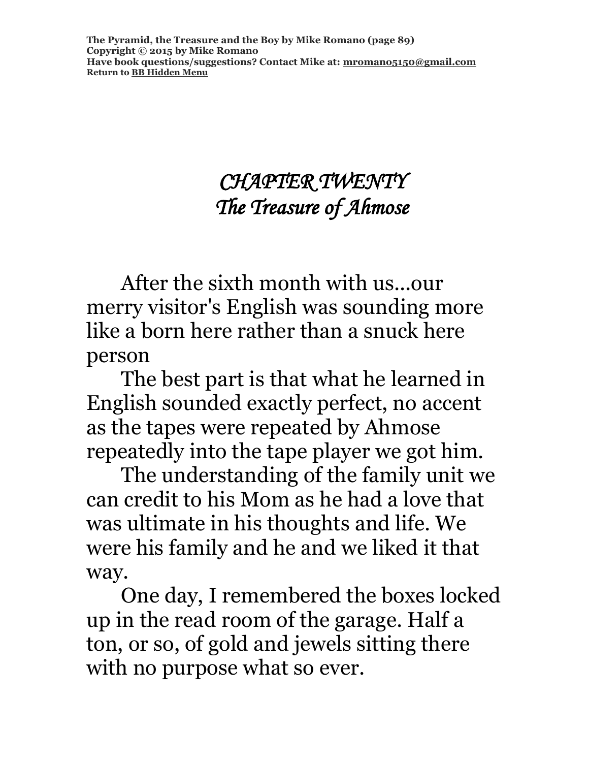# *CHAPTER TWENTY*
# *The Treasure of Ahmose*

After the sixth month with us...our merry visitor's English was sounding more like a born here rather than a snuck here person

The best part is that what he learned in English sounded exactly perfect, no accent as the tapes were repeated by Ahmose repeatedly into the tape player we got him.

The understanding of the family unit we can credit to his Mom as he had a love that was ultimate in his thoughts and life. We were his family and he and we liked it that way.

One day, I remembered the boxes locked up in the read room of the garage. Half a ton, or so, of gold and jewels sitting there with no purpose what so ever.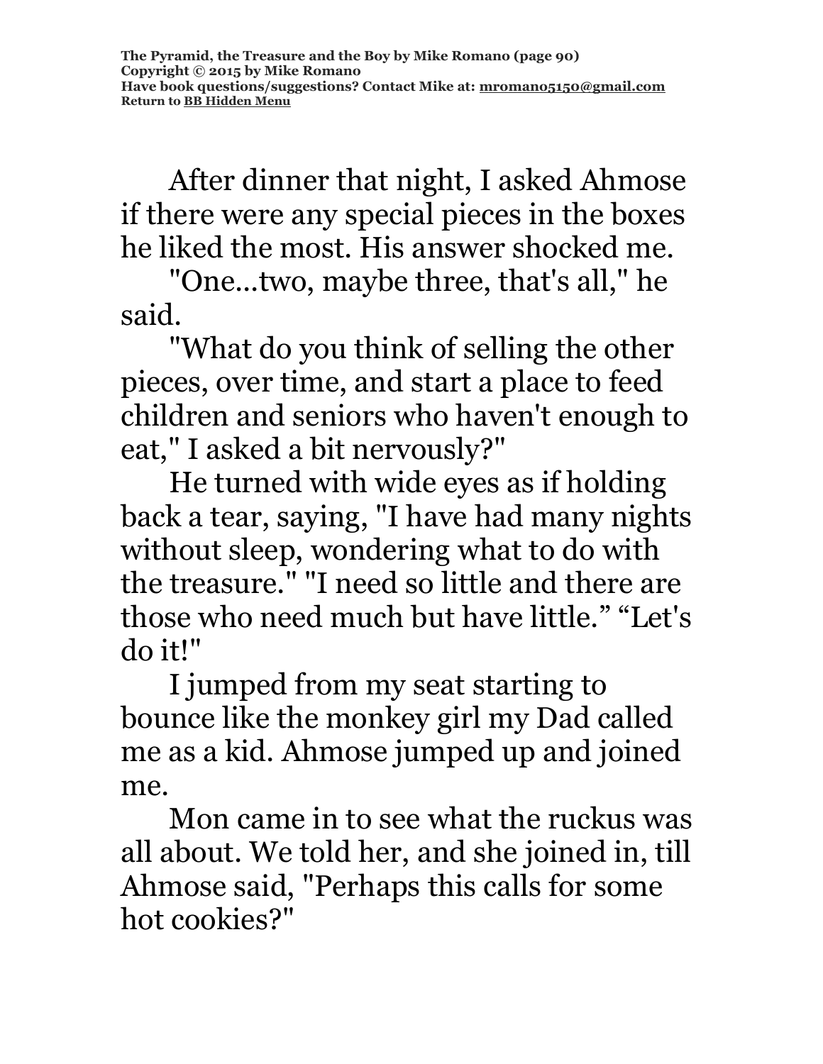After dinner that night, I asked Ahmose if there were any special pieces in the boxes he liked the most. His answer shocked me.

"One...two, maybe three, that's all," he said.

"What do you think of selling the other pieces, over time, and start a place to feed children and seniors who haven't enough to eat," I asked a bit nervously?"

He turned with wide eyes as if holding back a tear, saying, "I have had many nights without sleep, wondering what to do with the treasure." "I need so little and there are those who need much but have little." "Let's do it!"

I jumped from my seat starting to bounce like the monkey girl my Dad called me as a kid. Ahmose jumped up and joined me.

Mon came in to see what the ruckus was all about. We told her, and she joined in, till Ahmose said, "Perhaps this calls for some hot cookies?"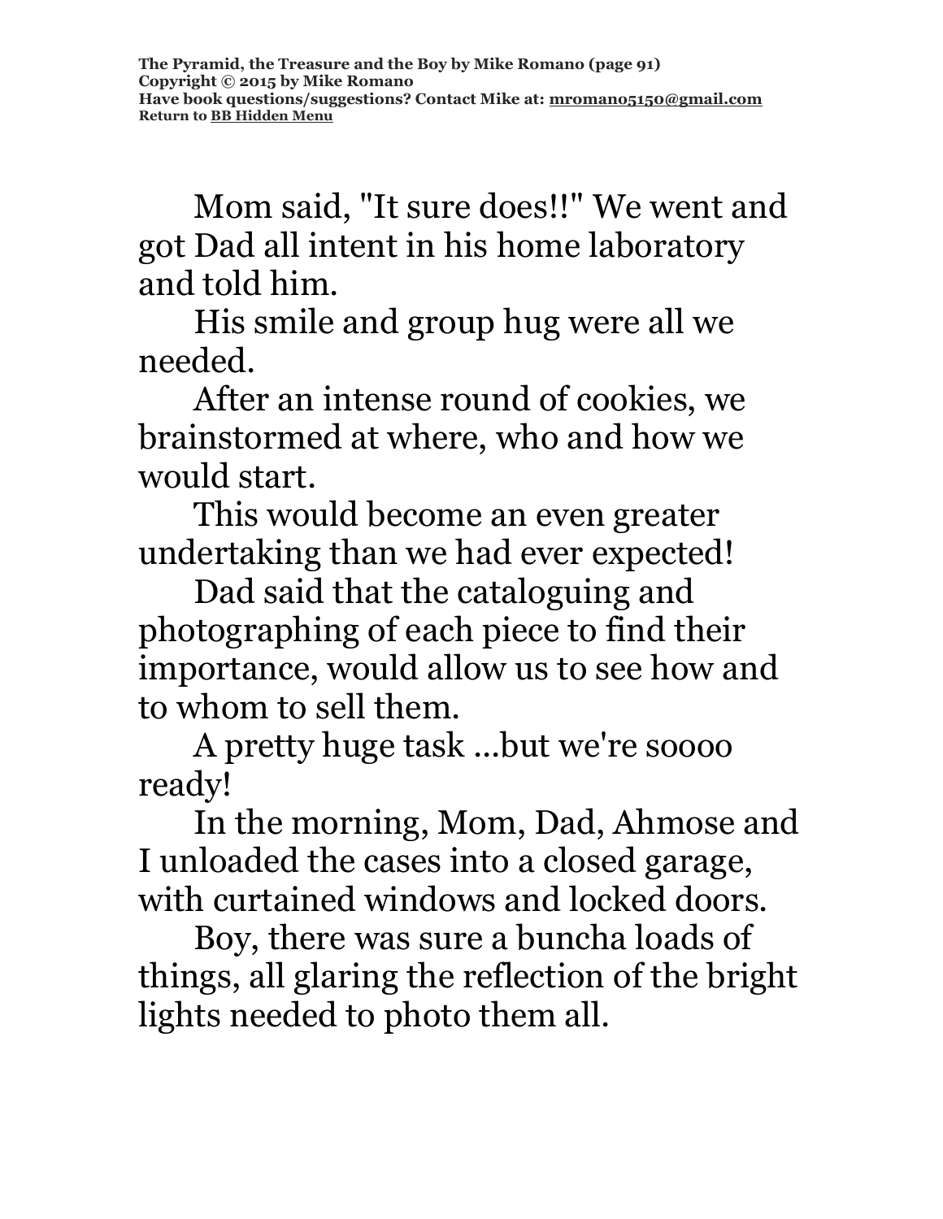Mom said, "It sure does!!" We went and got Dad all intent in his home laboratory and told him.

His smile and group hug were all we needed.

After an intense round of cookies, we brainstormed at where, who and how we would start.

This would become an even greater undertaking than we had ever expected!

Dad said that the cataloguing and photographing of each piece to find their importance, would allow us to see how and to whom to sell them.

A pretty huge task ...but we're soooo ready!

In the morning, Mom, Dad, Ahmose and I unloaded the cases into a closed garage, with curtained windows and locked doors.

Boy, there was sure a buncha loads of things, all glaring the reflection of the bright lights needed to photo them all.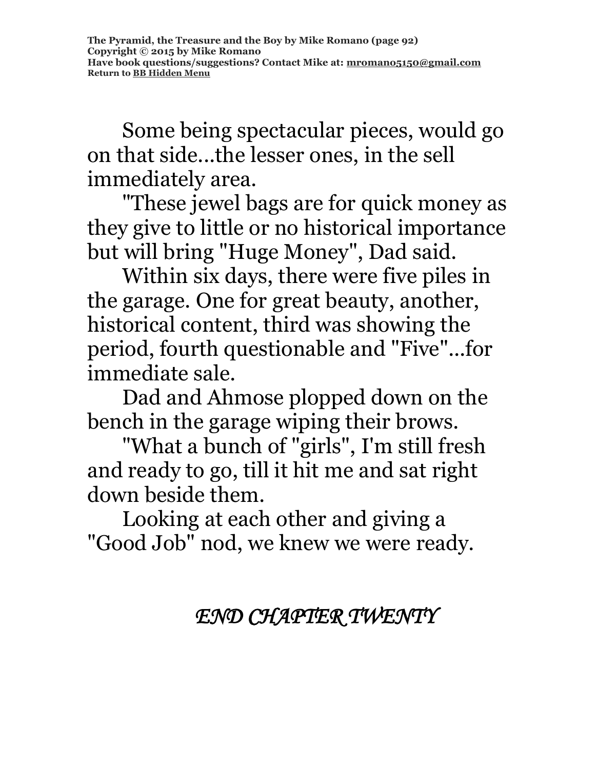Some being spectacular pieces, would go on that side...the lesser ones, in the sell immediately area.

"These jewel bags are for quick money as they give to little or no historical importance but will bring "Huge Money", Dad said.

Within six days, there were five piles in the garage. One for great beauty, another, historical content, third was showing the period, fourth questionable and "Five"...for immediate sale.

Dad and Ahmose plopped down on the bench in the garage wiping their brows.

"What a bunch of "girls", I'm still fresh and ready to go, till it hit me and sat right down beside them.

Looking at each other and giving a "Good Job" nod, we knew we were ready.

*END CHAPTER TWENTY*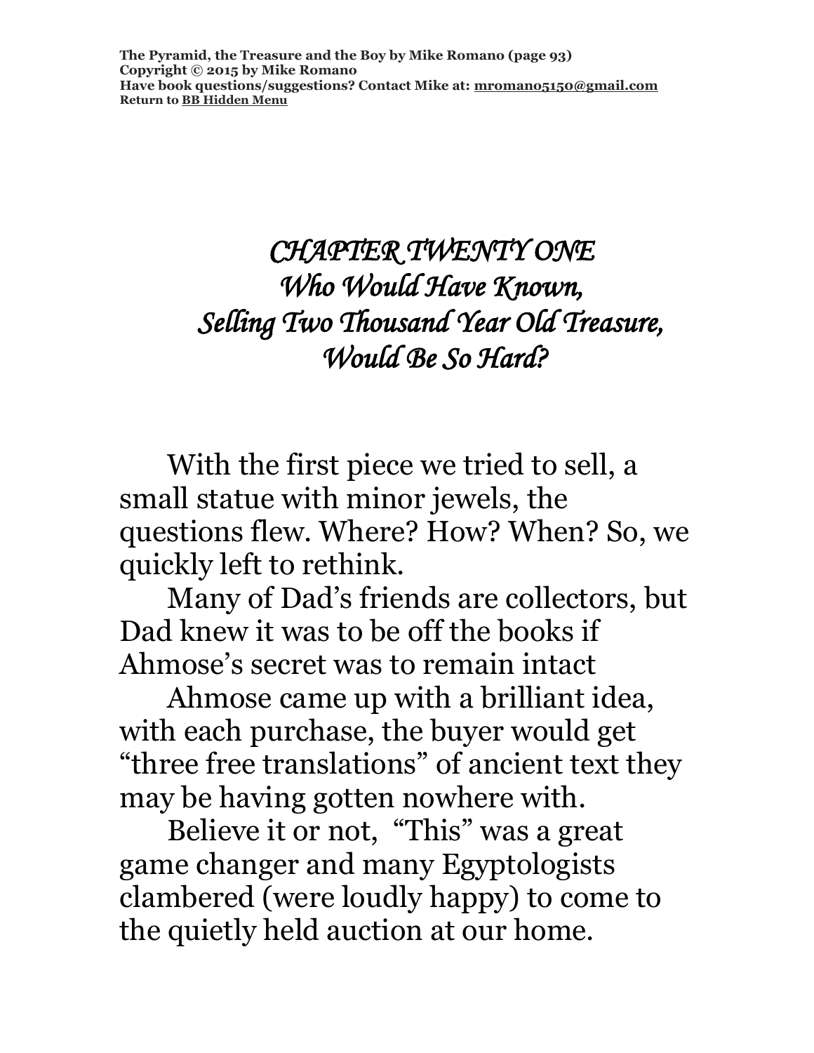# *CHAPTER TWENTY ONE*
# *Who Would Have Known, Selling Two Thousand Year Old Treasure, Would Be So Hard?*

With the first piece we tried to sell, a small statue with minor jewels, the questions flew. Where? How? When? So, we quickly left to rethink.

Many of Dad's friends are collectors, but Dad knew it was to be off the books if Ahmose's secret was to remain intact

Ahmose came up with a brilliant idea, with each purchase, the buyer would get "three free translations" of ancient text they may be having gotten nowhere with.

Believe it or not, "This" was a great game changer and many Egyptologists clambered (were loudly happy) to come to the quietly held auction at our home.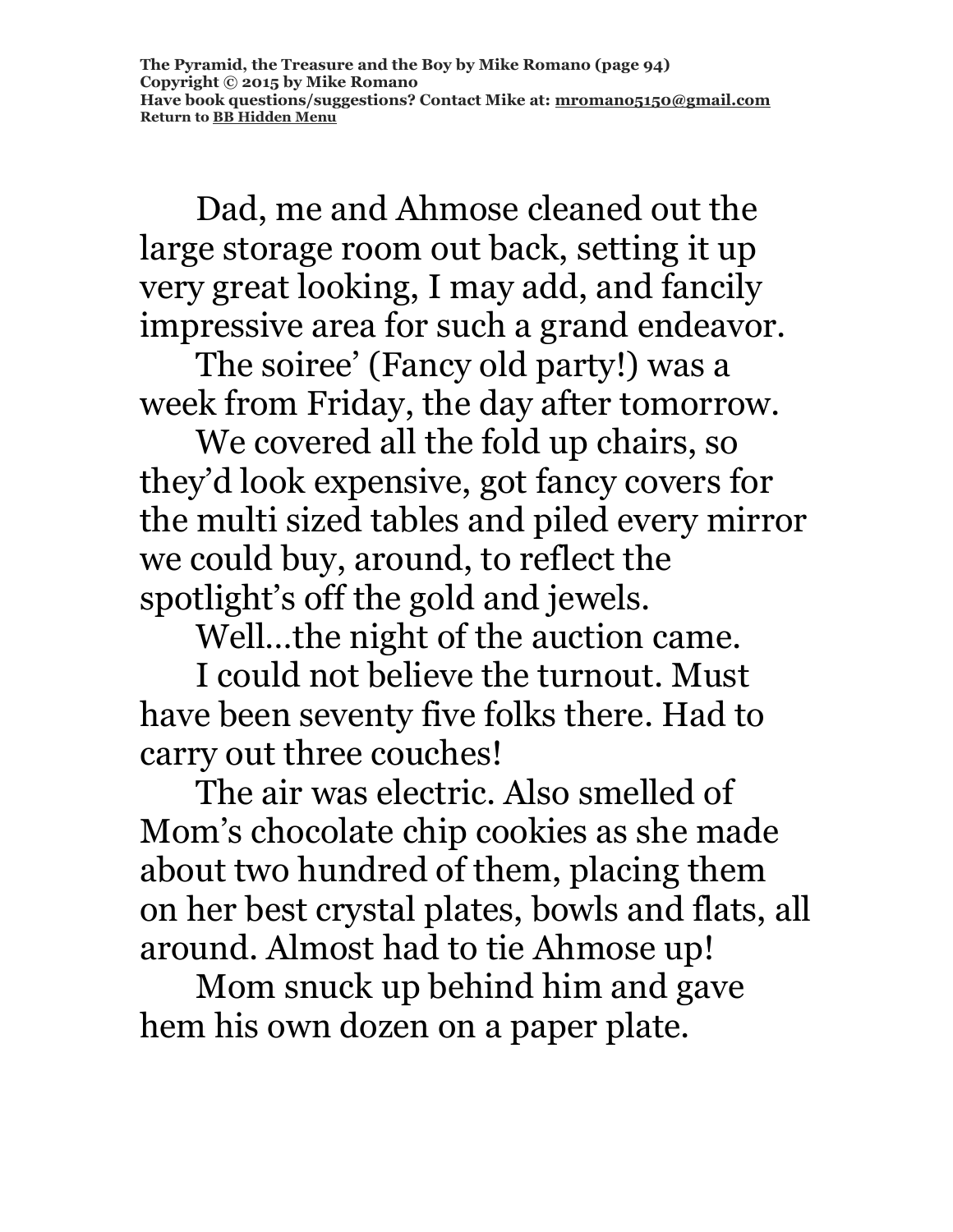Dad, me and Ahmose cleaned out the large storage room out back, setting it up very great looking, I may add, and fancily impressive area for such a grand endeavor.

The soiree' (Fancy old party!) was a week from Friday, the day after tomorrow.

We covered all the fold up chairs, so they'd look expensive, got fancy covers for the multi sized tables and piled every mirror we could buy, around, to reflect the spotlight's off the gold and jewels.

Well…the night of the auction came.

I could not believe the turnout. Must have been seventy five folks there. Had to carry out three couches!

The air was electric. Also smelled of Mom's chocolate chip cookies as she made about two hundred of them, placing them on her best crystal plates, bowls and flats, all around. Almost had to tie Ahmose up!

Mom snuck up behind him and gave hem his own dozen on a paper plate.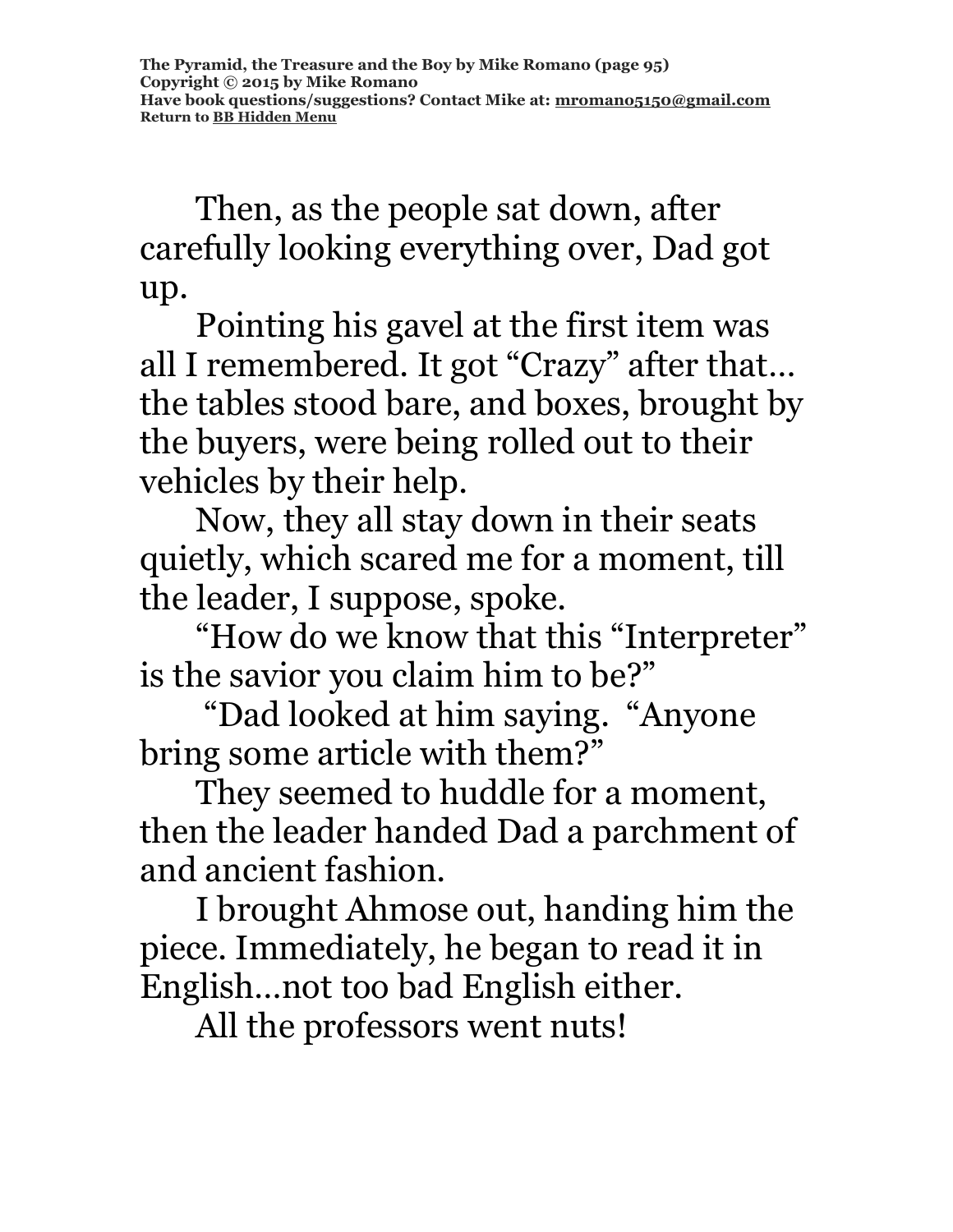Then, as the people sat down, after carefully looking everything over, Dad got up.

Pointing his gavel at the first item was all I remembered. It got “Crazy” after that… the tables stood bare, and boxes, brought by the buyers, were being rolled out to their vehicles by their help.

Now, they all stay down in their seats quietly, which scared me for a moment, till the leader, I suppose, spoke.

“How do we know that this “Interpreter” is the savior you claim him to be?”

“Dad looked at him saying. “Anyone bring some article with them?”

They seemed to huddle for a moment, then the leader handed Dad a parchment of and ancient fashion.

I brought Ahmose out, handing him the piece. Immediately, he began to read it in English…not too bad English either.

All the professors went nuts!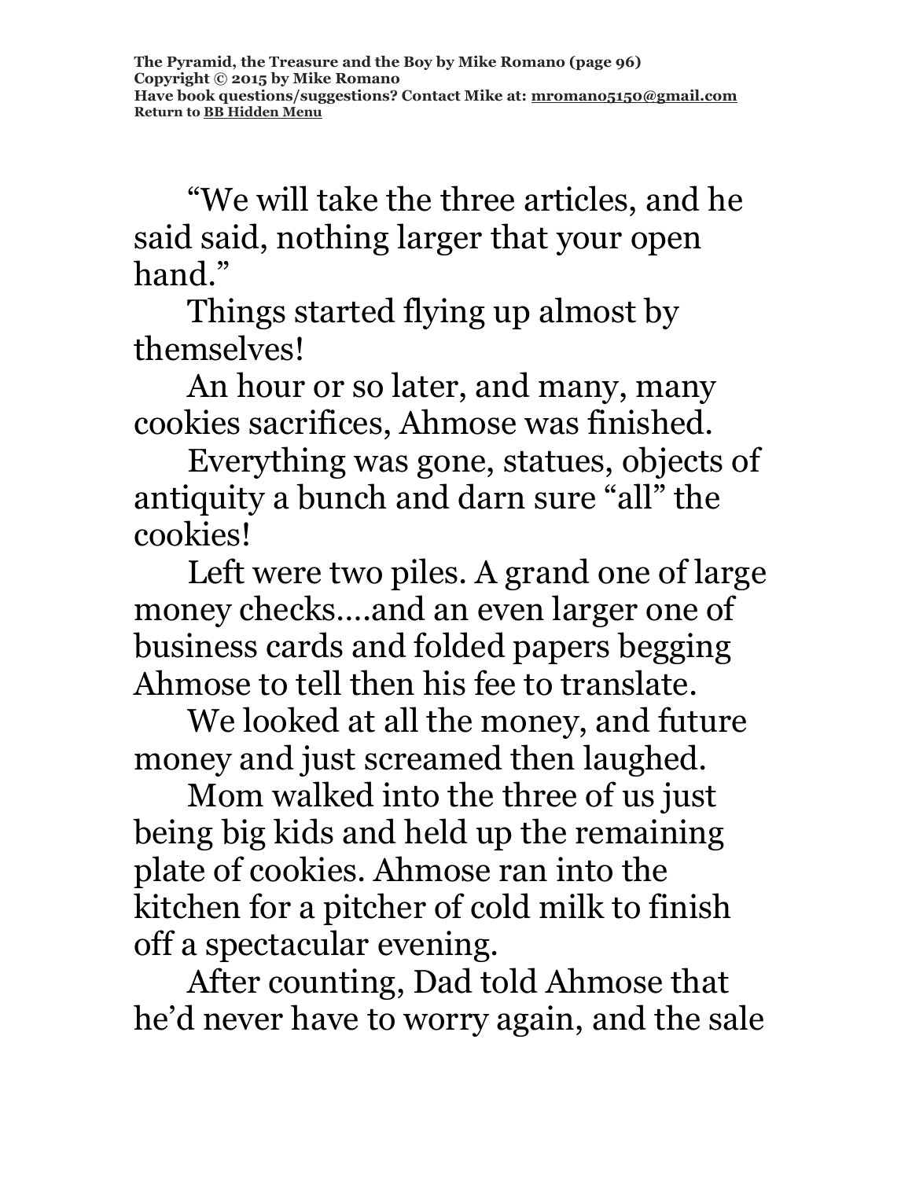"We will take the three articles, and he said said, nothing larger that your open hand."

Things started flying up almost by themselves!

An hour or so later, and many, many cookies sacrifices, Ahmose was finished.

Everything was gone, statues, objects of antiquity a bunch and darn sure "all" the cookies!

Left were two piles. A grand one of large money checks....and an even larger one of business cards and folded papers begging Ahmose to tell then his fee to translate.

We looked at all the money, and future money and just screamed then laughed.

Mom walked into the three of us just being big kids and held up the remaining plate of cookies. Ahmose ran into the kitchen for a pitcher of cold milk to finish off a spectacular evening.

After counting, Dad told Ahmose that he'd never have to worry again, and the sale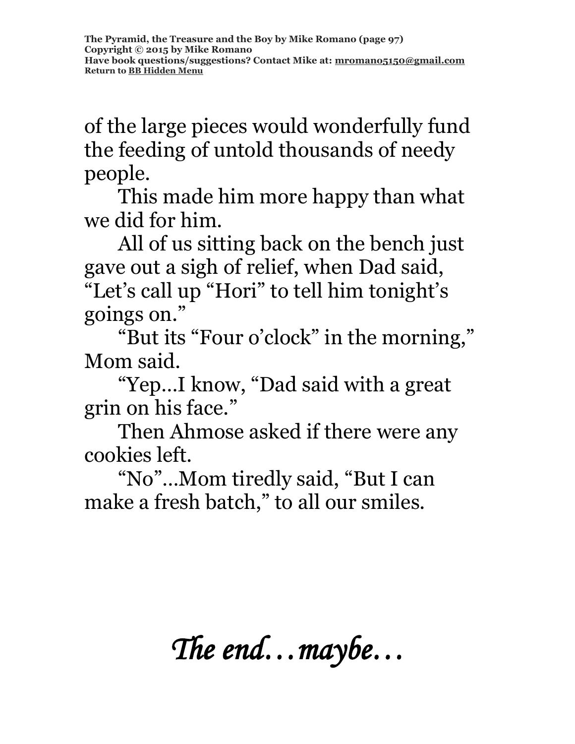of the large pieces would wonderfully fund the feeding of untold thousands of needy people.

This made him more happy than what we did for him.

All of us sitting back on the bench just gave out a sigh of relief, when Dad said, "Let's call up "Hori" to tell him tonight's goings on."

"But its "Four o'clock" in the morning," Mom said.

"Yep…I know, "Dad said with a great grin on his face."

Then Ahmose asked if there were any cookies left.

"No"…Mom tiredly said, "But I can make a fresh batch," to all our smiles.

*The end…maybe…*